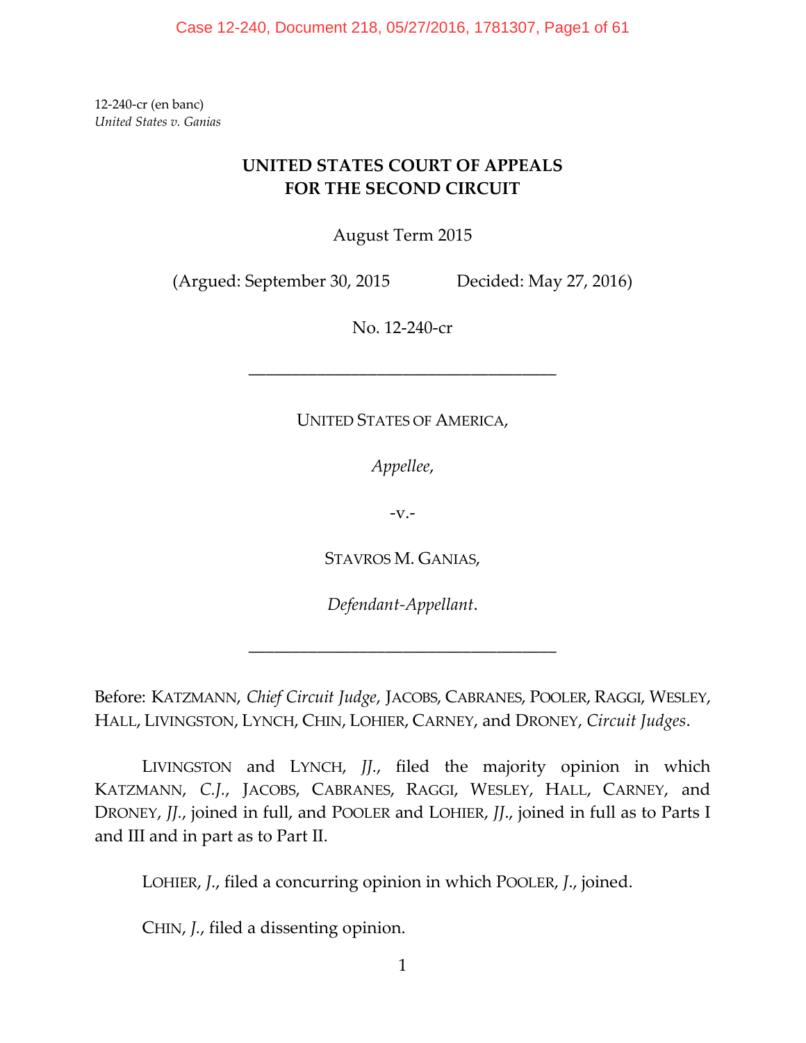12-240-cr (en banc)
*United States v. Ganias*

**UNITED STATES COURT OF APPEALS**
**FOR THE SECOND CIRCUIT**

August Term 2015

(Argued: September 30, 2015 Decided: May 27, 2016)

No. 12-240-cr

---

UNITED STATES OF AMERICA,

*Appellee*,

-v.-

STAVROS M. GANIAS,

*Defendant-Appellant*.

---

Before: KATZMANN, *Chief Circuit Judge*, JACOBS, CABRANES, POOLER, RAGGI, WESLEY, HALL, LIVINGSTON, LYNCH, CHIN, LOHIER, CARNEY, and DRONEY, *Circuit Judges*.

LIVINGSTON and LYNCH, *JJ*., filed the majority opinion in which KATZMANN, *C.J*., JACOBS, CABRANES, RAGGI, WESLEY, HALL, CARNEY, and DRONEY, *JJ*., joined in full, and POOLER and LOHIER, *JJ*., joined in full as to Parts I and III and in part as to Part II.

LOHIER, *J*., filed a concurring opinion in which POOLER, *J*., joined.

CHIN, *J*., filed a dissenting opinion.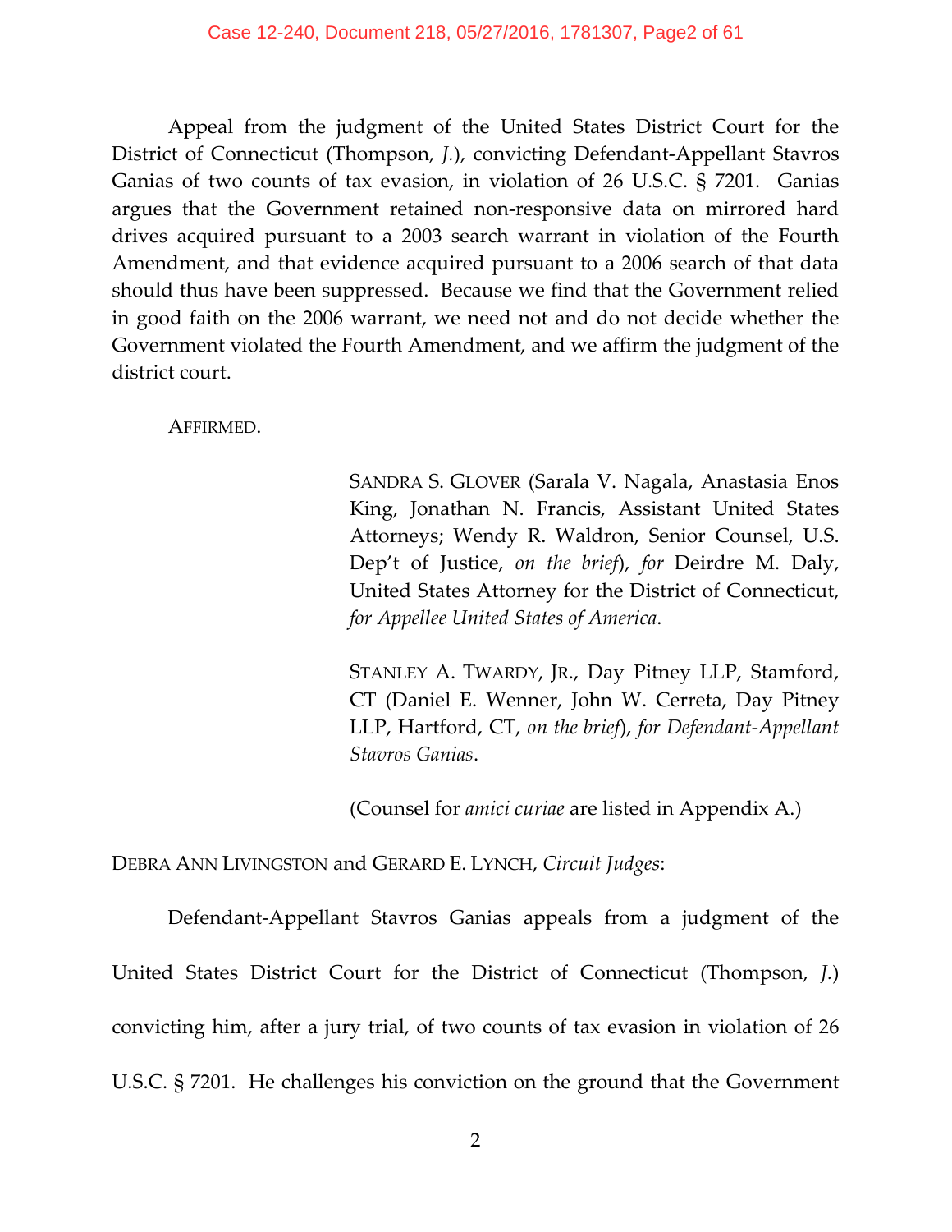Appeal from the judgment of the United States District Court for the District of Connecticut (Thompson, *J.*), convicting Defendant-Appellant Stavros Ganias of two counts of tax evasion, in violation of 26 U.S.C. § 7201. Ganias argues that the Government retained non-responsive data on mirrored hard drives acquired pursuant to a 2003 search warrant in violation of the Fourth Amendment, and that evidence acquired pursuant to a 2006 search of that data should thus have been suppressed. Because we find that the Government relied in good faith on the 2006 warrant, we need not and do not decide whether the Government violated the Fourth Amendment, and we affirm the judgment of the district court.

AFFIRMED.

SANDRA S. GLOVER (Sarala V. Nagala, Anastasia Enos King, Jonathan N. Francis, Assistant United States Attorneys; Wendy R. Waldron, Senior Counsel, U.S. Dep't of Justice, *on the brief*), *for* Deirdre M. Daly, United States Attorney for the District of Connecticut, *for Appellee United States of America*.

STANLEY A. TWARDY, JR., Day Pitney LLP, Stamford, CT (Daniel E. Wenner, John W. Cerreta, Day Pitney LLP, Hartford, CT, *on the brief*), *for Defendant-Appellant Stavros Ganias*.

(Counsel for *amici curiae* are listed in Appendix A.)

DEBRA ANN LIVINGSTON and GERARD E. LYNCH, *Circuit Judges*:

Defendant-Appellant Stavros Ganias appeals from a judgment of the United States District Court for the District of Connecticut (Thompson, *J.*) convicting him, after a jury trial, of two counts of tax evasion in violation of 26 U.S.C. § 7201. He challenges his conviction on the ground that the Government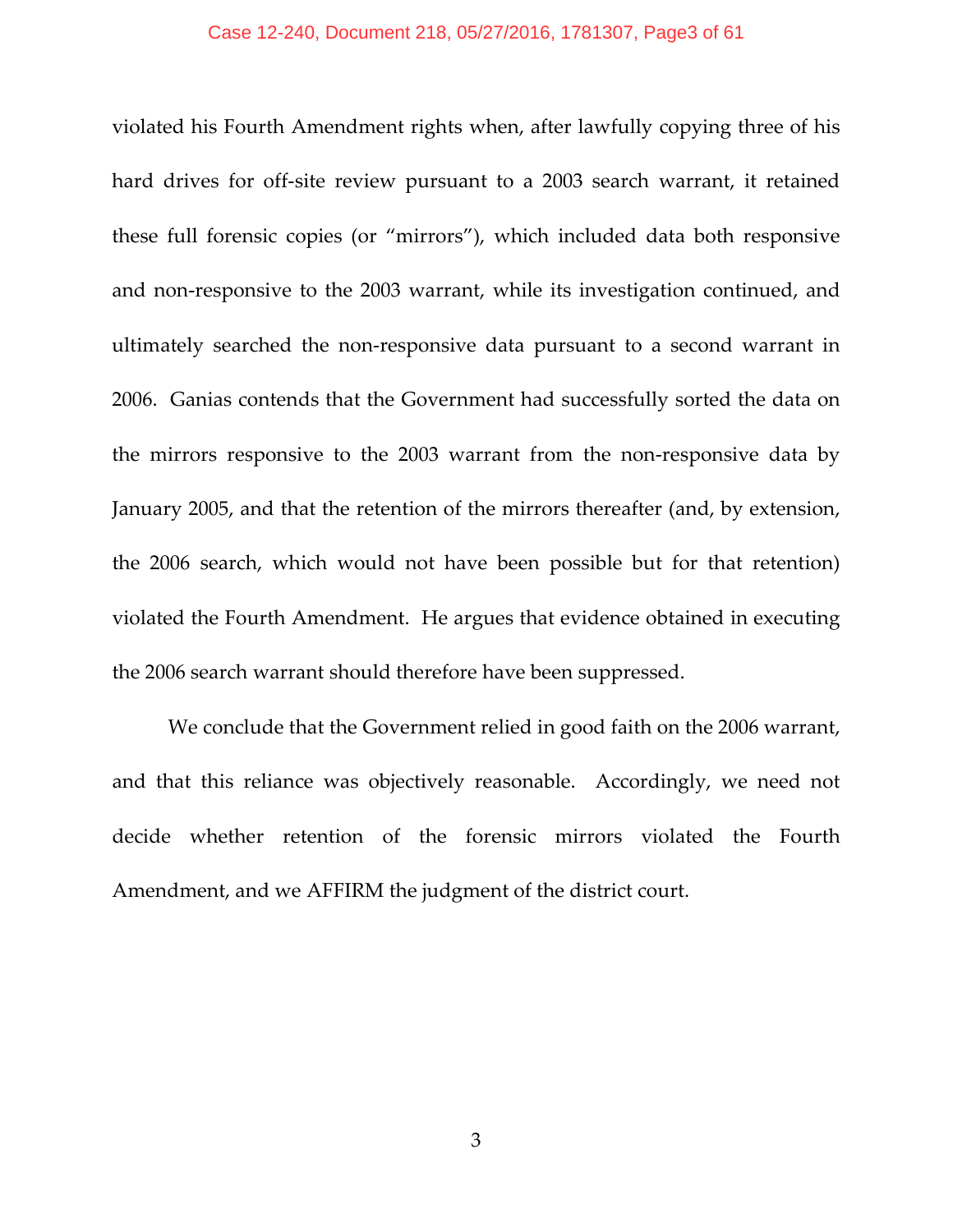violated his Fourth Amendment rights when, after lawfully copying three of his hard drives for off-site review pursuant to a 2003 search warrant, it retained these full forensic copies (or "mirrors"), which included data both responsive and non-responsive to the 2003 warrant, while its investigation continued, and ultimately searched the non-responsive data pursuant to a second warrant in 2006. Ganias contends that the Government had successfully sorted the data on the mirrors responsive to the 2003 warrant from the non-responsive data by January 2005, and that the retention of the mirrors thereafter (and, by extension, the 2006 search, which would not have been possible but for that retention) violated the Fourth Amendment. He argues that evidence obtained in executing the 2006 search warrant should therefore have been suppressed.

We conclude that the Government relied in good faith on the 2006 warrant, and that this reliance was objectively reasonable. Accordingly, we need not decide whether retention of the forensic mirrors violated the Fourth Amendment, and we AFFIRM the judgment of the district court.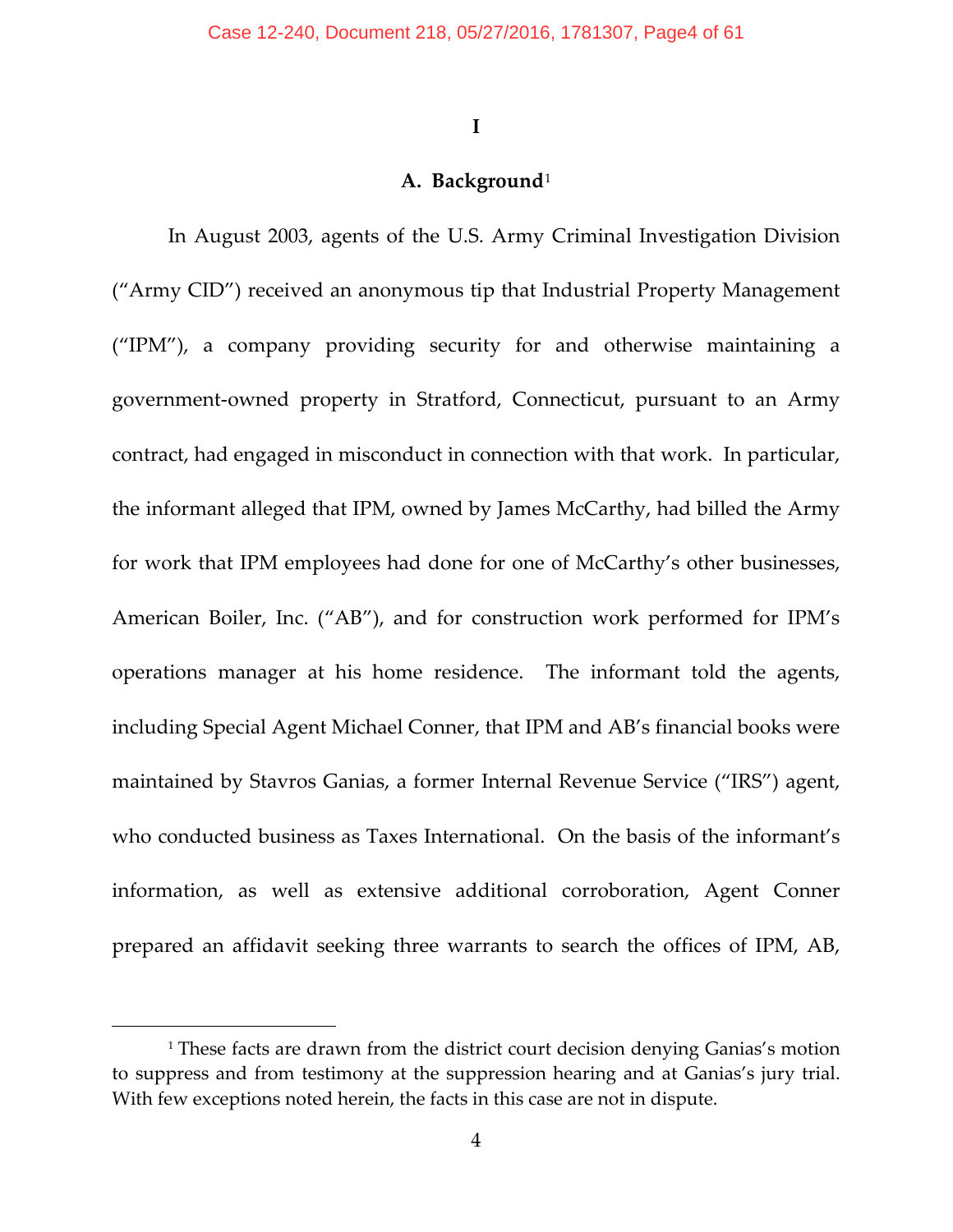# I

## A. Background[1]

In August 2003, agents of the U.S. Army Criminal Investigation Division ("Army CID") received an anonymous tip that Industrial Property Management ("IPM"), a company providing security for and otherwise maintaining a government-owned property in Stratford, Connecticut, pursuant to an Army contract, had engaged in misconduct in connection with that work. In particular, the informant alleged that IPM, owned by James McCarthy, had billed the Army for work that IPM employees had done for one of McCarthy's other businesses, American Boiler, Inc. ("AB"), and for construction work performed for IPM's operations manager at his home residence. The informant told the agents, including Special Agent Michael Conner, that IPM and AB's financial books were maintained by Stavros Ganias, a former Internal Revenue Service ("IRS") agent, who conducted business as Taxes International. On the basis of the informant's information, as well as extensive additional corroboration, Agent Conner prepared an affidavit seeking three warrants to search the offices of IPM, AB,

[1] These facts are drawn from the district court decision denying Ganias's motion to suppress and from testimony at the suppression hearing and at Ganias's jury trial. With few exceptions noted herein, the facts in this case are not in dispute.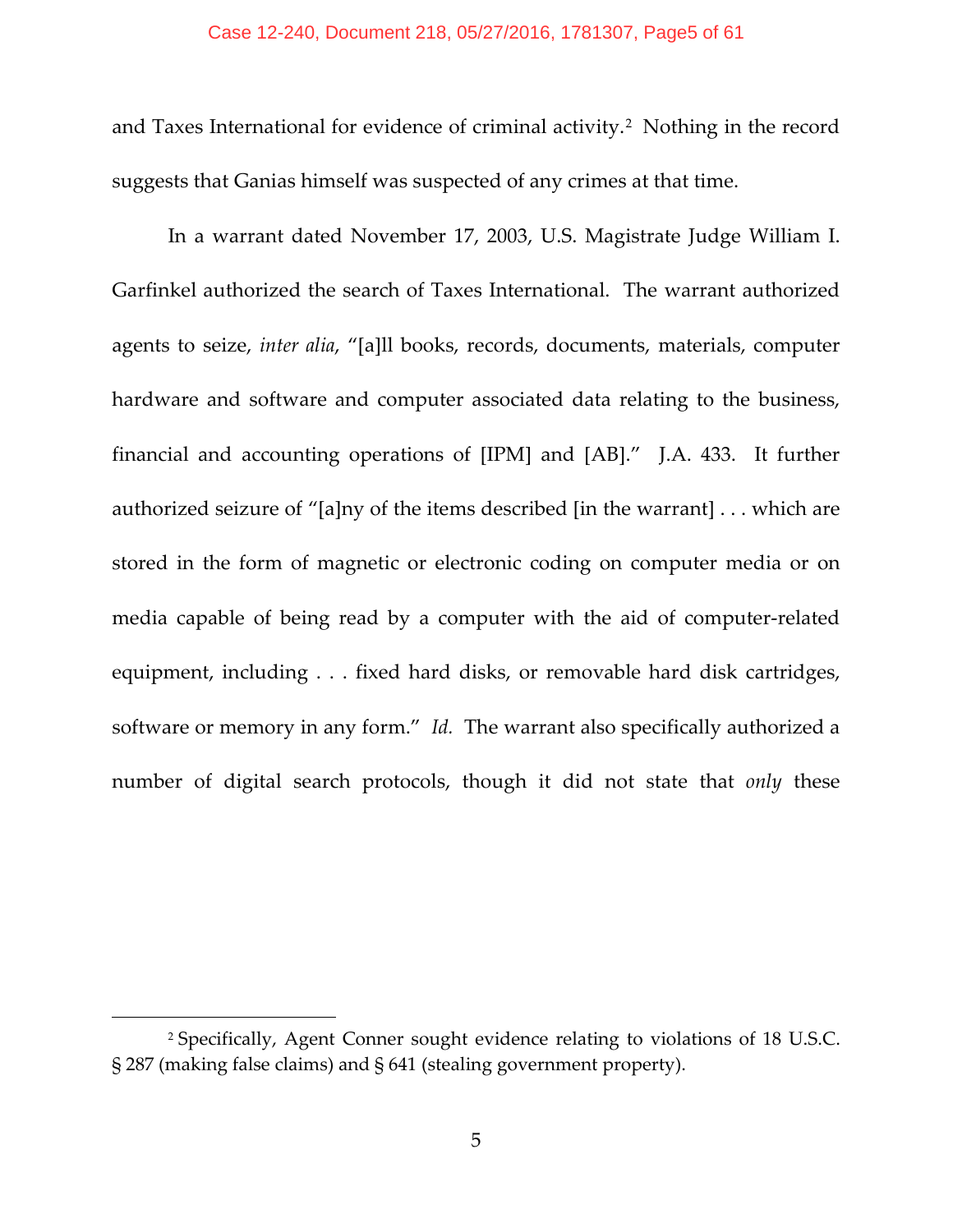and Taxes International for evidence of criminal activity.[2] Nothing in the record suggests that Ganias himself was suspected of any crimes at that time.

In a warrant dated November 17, 2003, U.S. Magistrate Judge William I. Garfinkel authorized the search of Taxes International. The warrant authorized agents to seize, *inter alia*, "[a]ll books, records, documents, materials, computer hardware and software and computer associated data relating to the business, financial and accounting operations of [IPM] and [AB]." J.A. 433. It further authorized seizure of "[a]ny of the items described [in the warrant] . . . which are stored in the form of magnetic or electronic coding on computer media or on media capable of being read by a computer with the aid of computer-related equipment, including . . . fixed hard disks, or removable hard disk cartridges, software or memory in any form." *Id.* The warrant also specifically authorized a number of digital search protocols, though it did not state that *only* these

[2] Specifically, Agent Conner sought evidence relating to violations of 18 U.S.C. § 287 (making false claims) and § 641 (stealing government property).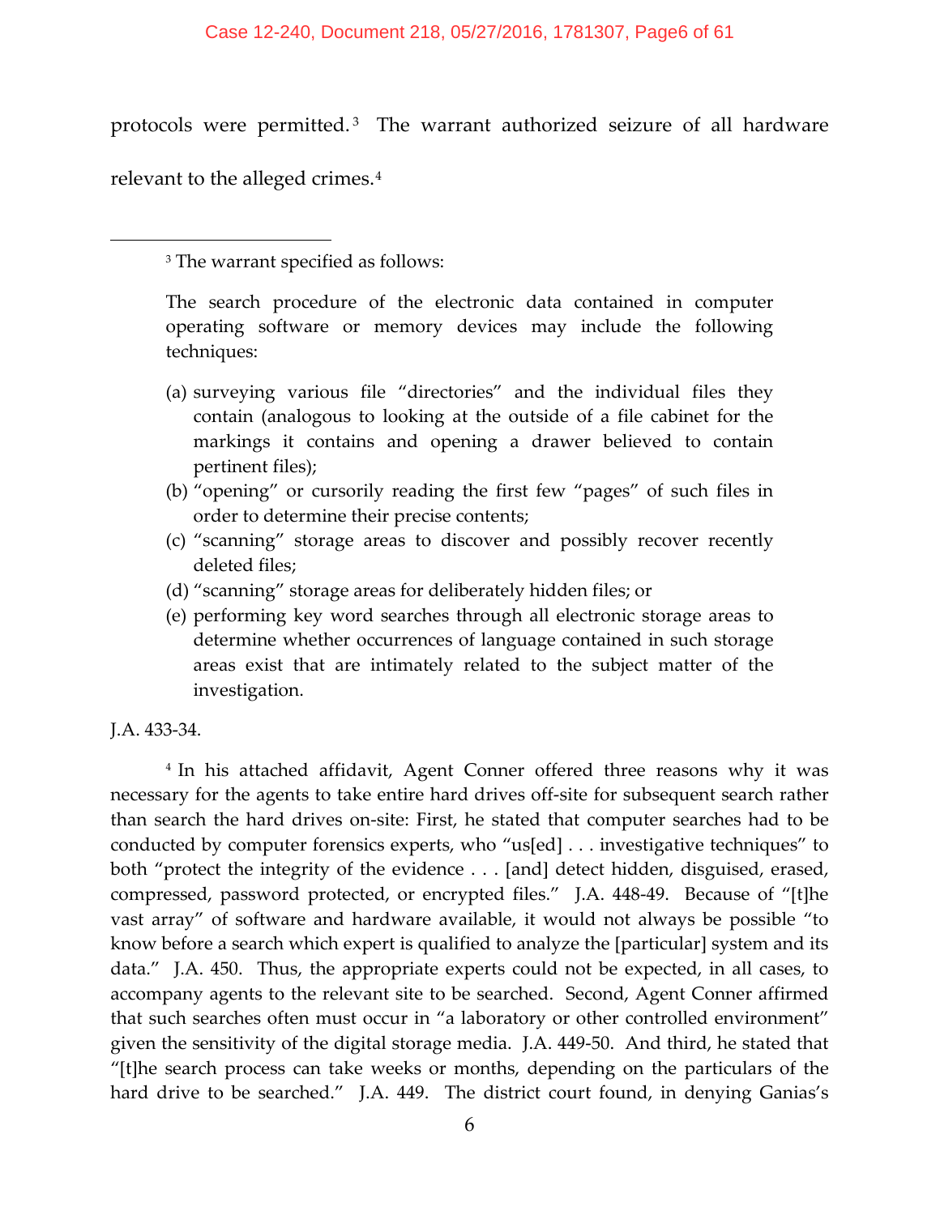protocols were permitted.[3] The warrant authorized seizure of all hardware relevant to the alleged crimes.[4]

---

[3] The warrant specified as follows:

> The search procedure of the electronic data contained in computer operating software or memory devices may include the following techniques:
>
> (a) surveying various file "directories" and the individual files they contain (analogous to looking at the outside of a file cabinet for the markings it contains and opening a drawer believed to contain pertinent files);
> (b) "opening" or cursorily reading the first few "pages" of such files in order to determine their precise contents;
> (c) "scanning" storage areas to discover and possibly recover recently deleted files;
> (d) "scanning" storage areas for deliberately hidden files; or
> (e) performing key word searches through all electronic storage areas to determine whether occurrences of language contained in such storage areas exist that are intimately related to the subject matter of the investigation.

J.A. 433-34.

[4] In his attached affidavit, Agent Conner offered three reasons why it was necessary for the agents to take entire hard drives off-site for subsequent search rather than search the hard drives on-site: First, he stated that computer searches had to be conducted by computer forensics experts, who "us[ed] . . . investigative techniques" to both "protect the integrity of the evidence . . . [and] detect hidden, disguised, erased, compressed, password protected, or encrypted files." J.A. 448-49. Because of "[t]he vast array" of software and hardware available, it would not always be possible "to know before a search which expert is qualified to analyze the [particular] system and its data." J.A. 450. Thus, the appropriate experts could not be expected, in all cases, to accompany agents to the relevant site to be searched. Second, Agent Conner affirmed that such searches often must occur in "a laboratory or other controlled environment" given the sensitivity of the digital storage media. J.A. 449-50. And third, he stated that "[t]he search process can take weeks or months, depending on the particulars of the hard drive to be searched." J.A. 449. The district court found, in denying Ganias's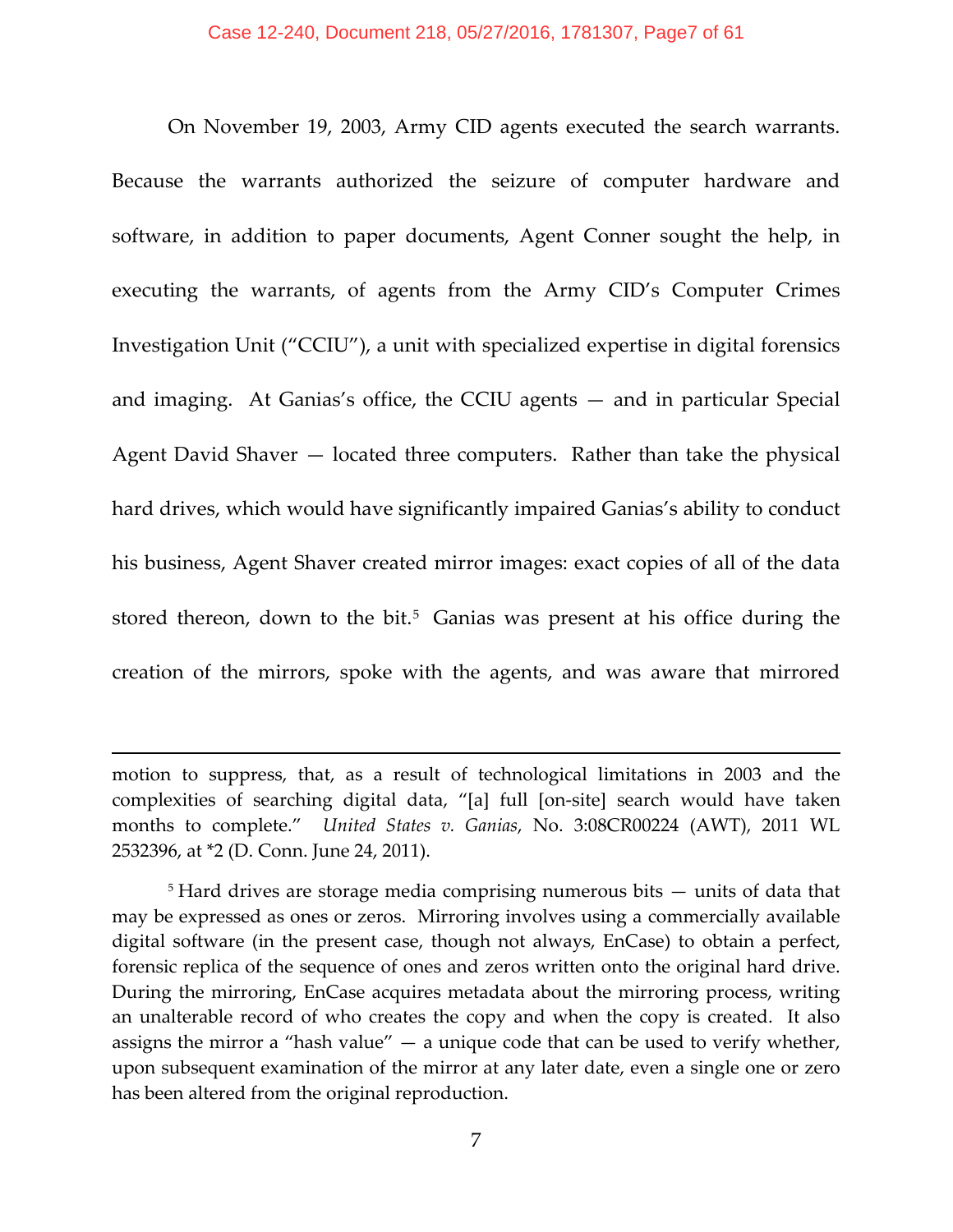On November 19, 2003, Army CID agents executed the search warrants. Because the warrants authorized the seizure of computer hardware and software, in addition to paper documents, Agent Conner sought the help, in executing the warrants, of agents from the Army CID's Computer Crimes Investigation Unit ("CCIU"), a unit with specialized expertise in digital forensics and imaging. At Ganias's office, the CCIU agents — and in particular Special Agent David Shaver — located three computers. Rather than take the physical hard drives, which would have significantly impaired Ganias's ability to conduct his business, Agent Shaver created mirror images: exact copies of all of the data stored thereon, down to the bit.[5] Ganias was present at his office during the creation of the mirrors, spoke with the agents, and was aware that mirrored

---

motion to suppress, that, as a result of technological limitations in 2003 and the complexities of searching digital data, "[a] full [on-site] search would have taken months to complete." *United States v. Ganias*, No. 3:08CR00224 (AWT), 2011 WL 2532396, at *2 (D. Conn. June 24, 2011).

[5] Hard drives are storage media comprising numerous bits — units of data that may be expressed as ones or zeros. Mirroring involves using a commercially available digital software (in the present case, though not always, EnCase) to obtain a perfect, forensic replica of the sequence of ones and zeros written onto the original hard drive. During the mirroring, EnCase acquires metadata about the mirroring process, writing an unalterable record of who creates the copy and when the copy is created. It also assigns the mirror a "hash value" — a unique code that can be used to verify whether, upon subsequent examination of the mirror at any later date, even a single one or zero has been altered from the original reproduction.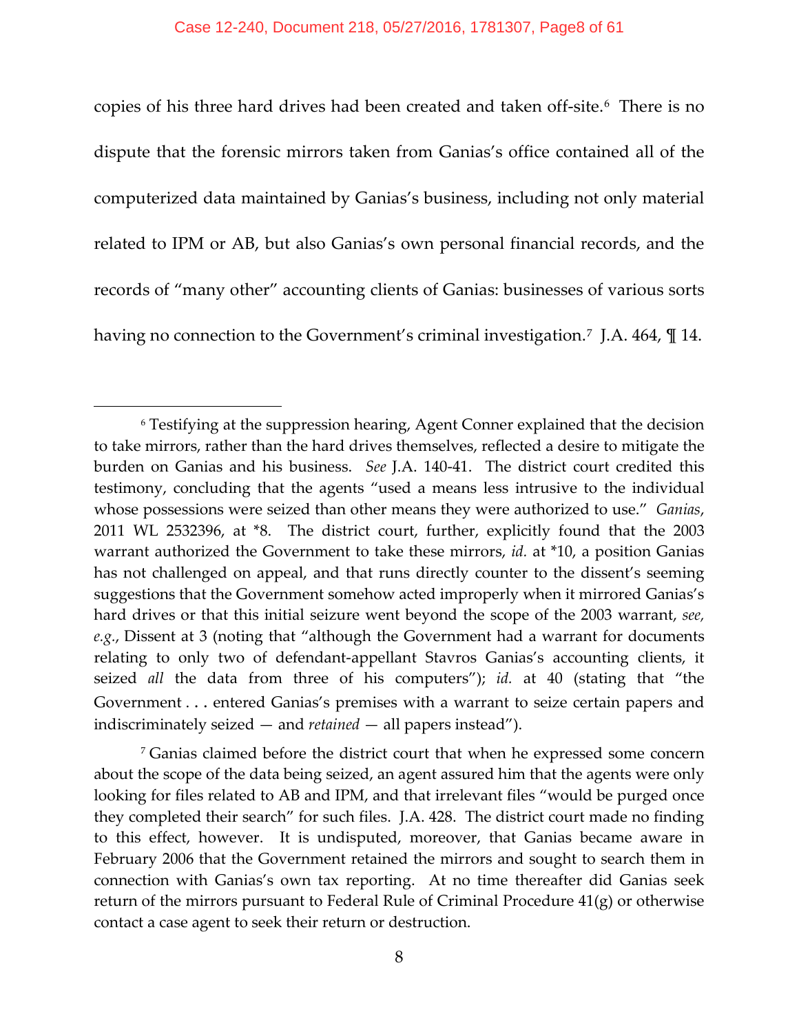copies of his three hard drives had been created and taken off-site.[6] There is no dispute that the forensic mirrors taken from Ganias's office contained all of the computerized data maintained by Ganias's business, including not only material related to IPM or AB, but also Ganias's own personal financial records, and the records of "many other" accounting clients of Ganias: businesses of various sorts having no connection to the Government's criminal investigation.[7] J.A. 464, ¶ 14.

---

[6] Testifying at the suppression hearing, Agent Conner explained that the decision to take mirrors, rather than the hard drives themselves, reflected a desire to mitigate the burden on Ganias and his business. *See* J.A. 140-41. The district court credited this testimony, concluding that the agents "used a means less intrusive to the individual whose possessions were seized than other means they were authorized to use." *Ganias*, 2011 WL 2532396, at *8. The district court, further, explicitly found that the 2003 warrant authorized the Government to take these mirrors, *id.* at *10, a position Ganias has not challenged on appeal, and that runs directly counter to the dissent's seeming suggestions that the Government somehow acted improperly when it mirrored Ganias's hard drives or that this initial seizure went beyond the scope of the 2003 warrant, *see, e.g.*, Dissent at 3 (noting that "although the Government had a warrant for documents relating to only two of defendant-appellant Stavros Ganias's accounting clients, it seized *all* the data from three of his computers"); *id.* at 40 (stating that "the Government . . . entered Ganias's premises with a warrant to seize certain papers and indiscriminately seized — and *retained* — all papers instead").

[7] Ganias claimed before the district court that when he expressed some concern about the scope of the data being seized, an agent assured him that the agents were only looking for files related to AB and IPM, and that irrelevant files "would be purged once they completed their search" for such files. J.A. 428. The district court made no finding to this effect, however. It is undisputed, moreover, that Ganias became aware in February 2006 that the Government retained the mirrors and sought to search them in connection with Ganias's own tax reporting. At no time thereafter did Ganias seek return of the mirrors pursuant to Federal Rule of Criminal Procedure 41(g) or otherwise contact a case agent to seek their return or destruction.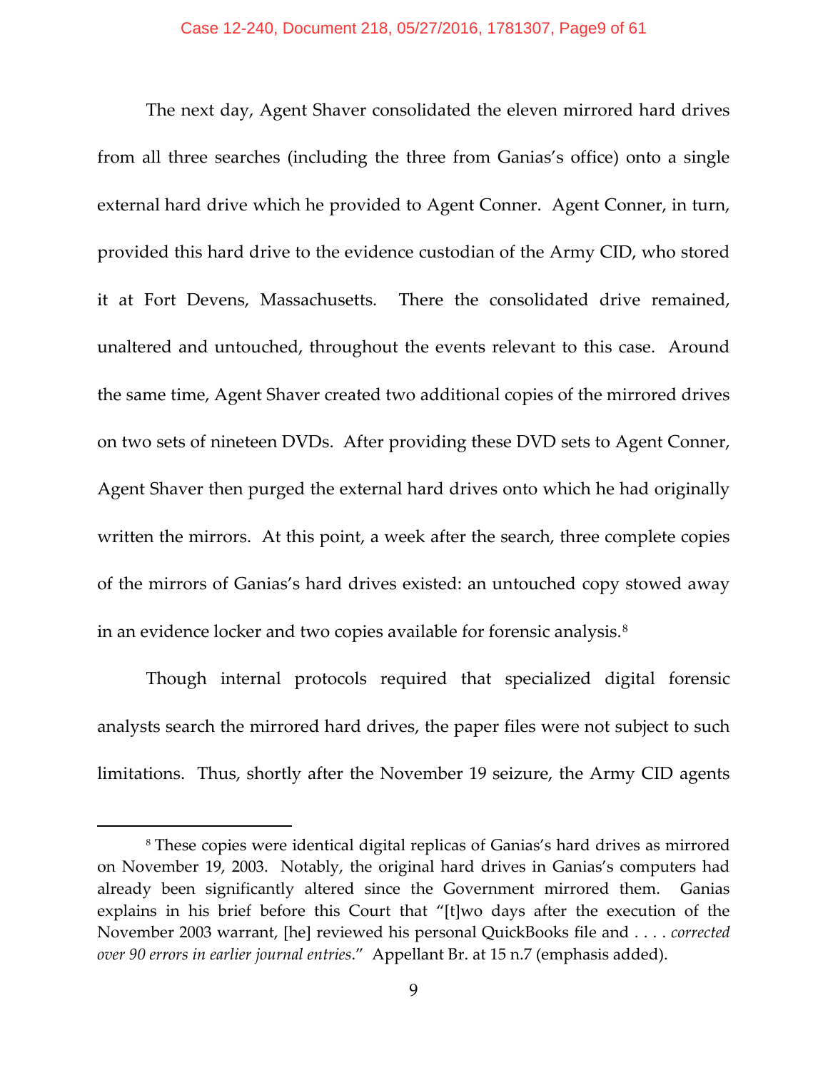The next day, Agent Shaver consolidated the eleven mirrored hard drives from all three searches (including the three from Ganias's office) onto a single external hard drive which he provided to Agent Conner. Agent Conner, in turn, provided this hard drive to the evidence custodian of the Army CID, who stored it at Fort Devens, Massachusetts. There the consolidated drive remained, unaltered and untouched, throughout the events relevant to this case. Around the same time, Agent Shaver created two additional copies of the mirrored drives on two sets of nineteen DVDs. After providing these DVD sets to Agent Conner, Agent Shaver then purged the external hard drives onto which he had originally written the mirrors. At this point, a week after the search, three complete copies of the mirrors of Ganias's hard drives existed: an untouched copy stowed away in an evidence locker and two copies available for forensic analysis.[8]

Though internal protocols required that specialized digital forensic analysts search the mirrored hard drives, the paper files were not subject to such limitations. Thus, shortly after the November 19 seizure, the Army CID agents

---

[8] These copies were identical digital replicas of Ganias's hard drives as mirrored on November 19, 2003. Notably, the original hard drives in Ganias's computers had already been significantly altered since the Government mirrored them. Ganias explains in his brief before this Court that "[t]wo days after the execution of the November 2003 warrant, [he] reviewed his personal QuickBooks file and . . . . *corrected over 90 errors in earlier journal entries*." Appellant Br. at 15 n.7 (emphasis added).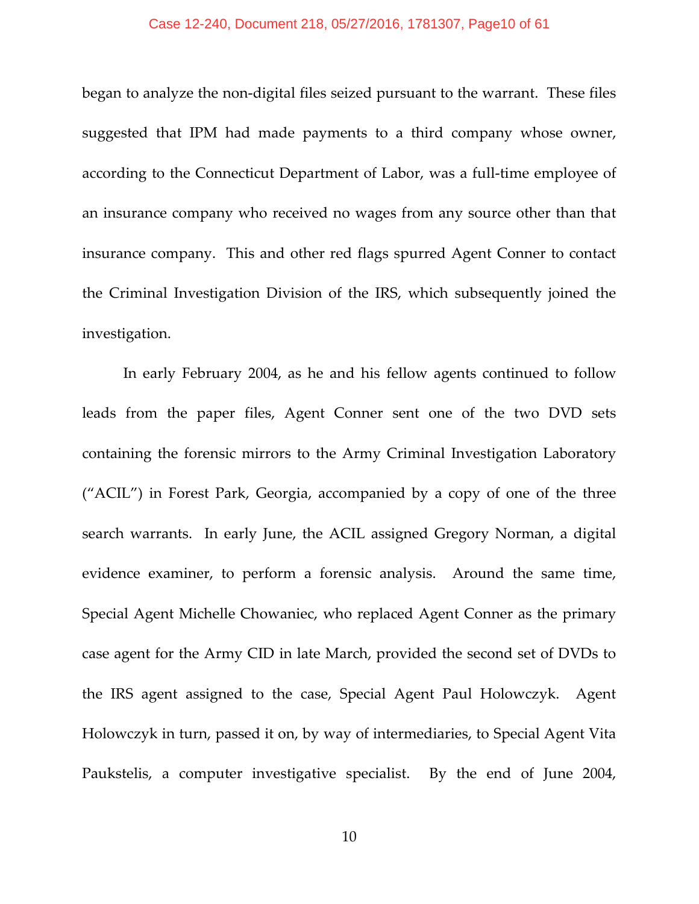began to analyze the non-digital files seized pursuant to the warrant. These files suggested that IPM had made payments to a third company whose owner, according to the Connecticut Department of Labor, was a full-time employee of an insurance company who received no wages from any source other than that insurance company. This and other red flags spurred Agent Conner to contact the Criminal Investigation Division of the IRS, which subsequently joined the investigation.

In early February 2004, as he and his fellow agents continued to follow leads from the paper files, Agent Conner sent one of the two DVD sets containing the forensic mirrors to the Army Criminal Investigation Laboratory ("ACIL") in Forest Park, Georgia, accompanied by a copy of one of the three search warrants. In early June, the ACIL assigned Gregory Norman, a digital evidence examiner, to perform a forensic analysis. Around the same time, Special Agent Michelle Chowaniec, who replaced Agent Conner as the primary case agent for the Army CID in late March, provided the second set of DVDs to the IRS agent assigned to the case, Special Agent Paul Holowczyk. Agent Holowczyk in turn, passed it on, by way of intermediaries, to Special Agent Vita Paukstelis, a computer investigative specialist. By the end of June 2004,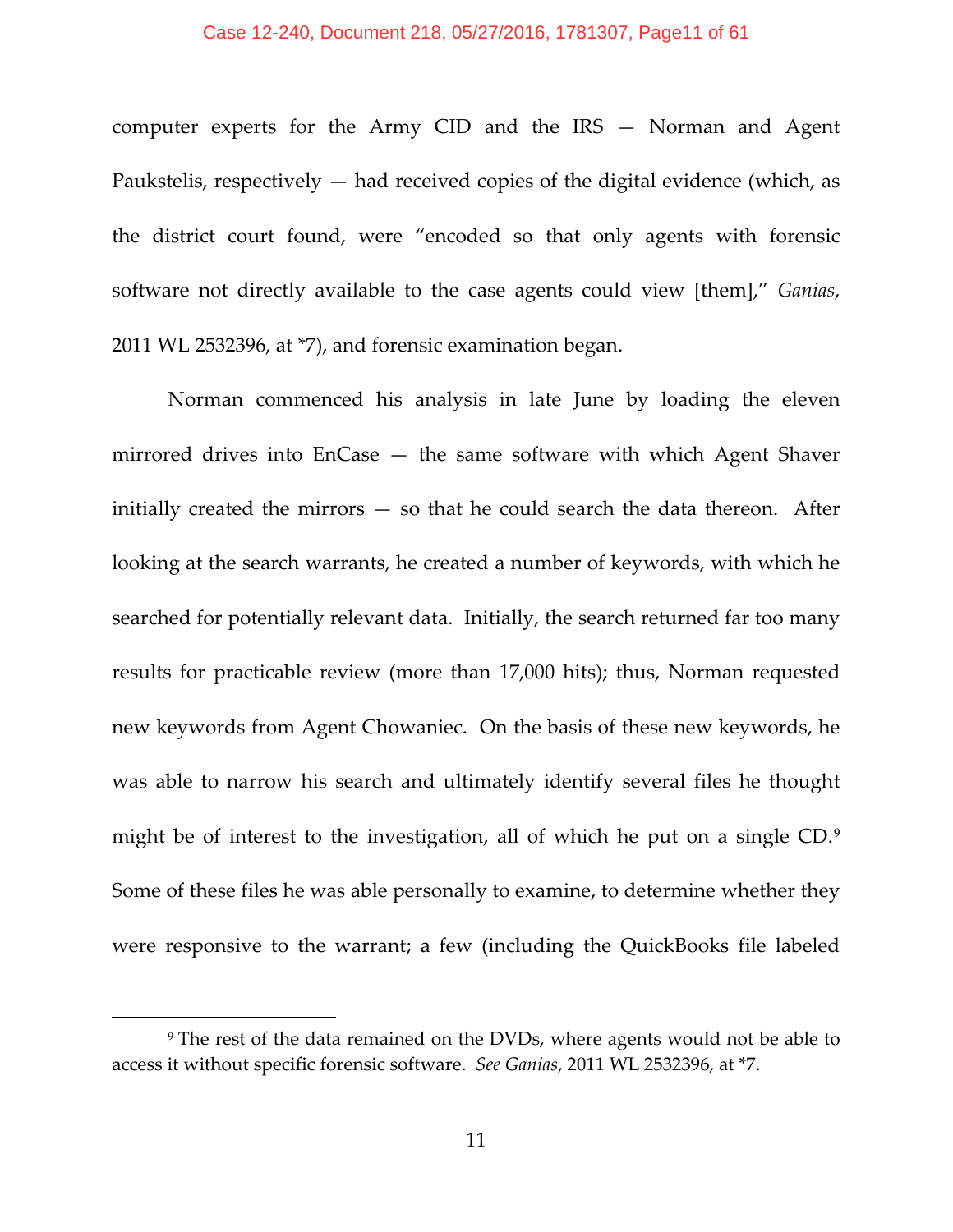computer experts for the Army CID and the IRS — Norman and Agent Paukstelis, respectively — had received copies of the digital evidence (which, as the district court found, were "encoded so that only agents with forensic software not directly available to the case agents could view [them]," *Ganias*, 2011 WL 2532396, at *7), and forensic examination began.

Norman commenced his analysis in late June by loading the eleven mirrored drives into EnCase — the same software with which Agent Shaver initially created the mirrors — so that he could search the data thereon. After looking at the search warrants, he created a number of keywords, with which he searched for potentially relevant data. Initially, the search returned far too many results for practicable review (more than 17,000 hits); thus, Norman requested new keywords from Agent Chowaniec. On the basis of these new keywords, he was able to narrow his search and ultimately identify several files he thought might be of interest to the investigation, all of which he put on a single CD.[9] Some of these files he was able personally to examine, to determine whether they were responsive to the warrant; a few (including the QuickBooks file labeled

[9] The rest of the data remained on the DVDs, where agents would not be able to access it without specific forensic software. *See Ganias*, 2011 WL 2532396, at *7.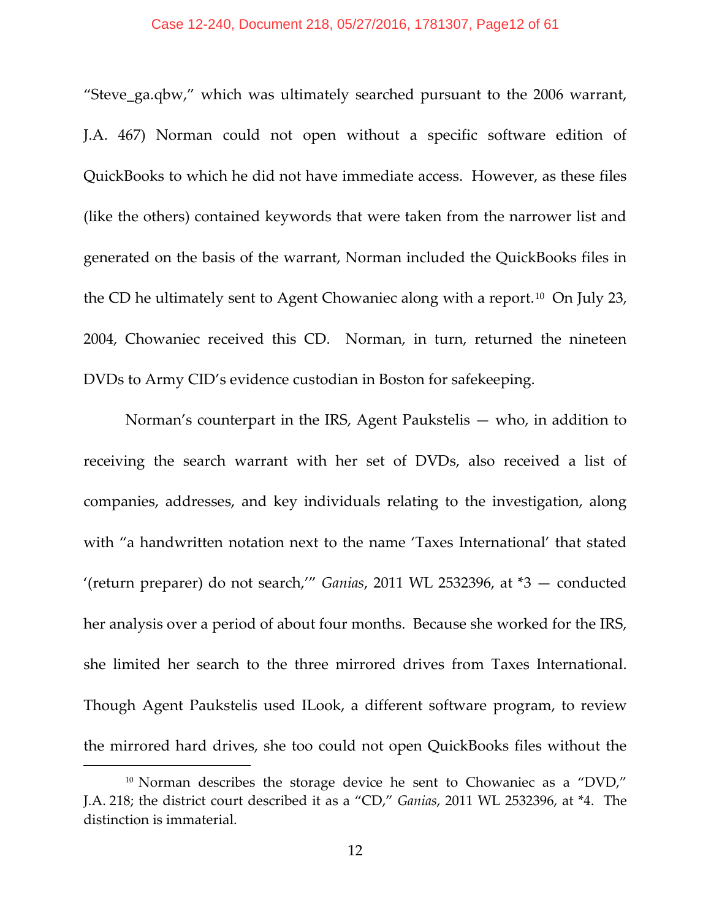"Steve_ga.qbw," which was ultimately searched pursuant to the 2006 warrant, J.A. 467) Norman could not open without a specific software edition of QuickBooks to which he did not have immediate access. However, as these files (like the others) contained keywords that were taken from the narrower list and generated on the basis of the warrant, Norman included the QuickBooks files in the CD he ultimately sent to Agent Chowaniec along with a report.[10] On July 23, 2004, Chowaniec received this CD. Norman, in turn, returned the nineteen DVDs to Army CID's evidence custodian in Boston for safekeeping.

Norman's counterpart in the IRS, Agent Paukstelis — who, in addition to receiving the search warrant with her set of DVDs, also received a list of companies, addresses, and key individuals relating to the investigation, along with "a handwritten notation next to the name 'Taxes International' that stated '(return preparer) do not search,'" *Ganias*, 2011 WL 2532396, at *3 — conducted her analysis over a period of about four months. Because she worked for the IRS, she limited her search to the three mirrored drives from Taxes International. Though Agent Paukstelis used ILook, a different software program, to review the mirrored hard drives, she too could not open QuickBooks files without the

[10] Norman describes the storage device he sent to Chowaniec as a "DVD," J.A. 218; the district court described it as a "CD," *Ganias*, 2011 WL 2532396, at *4. The distinction is immaterial.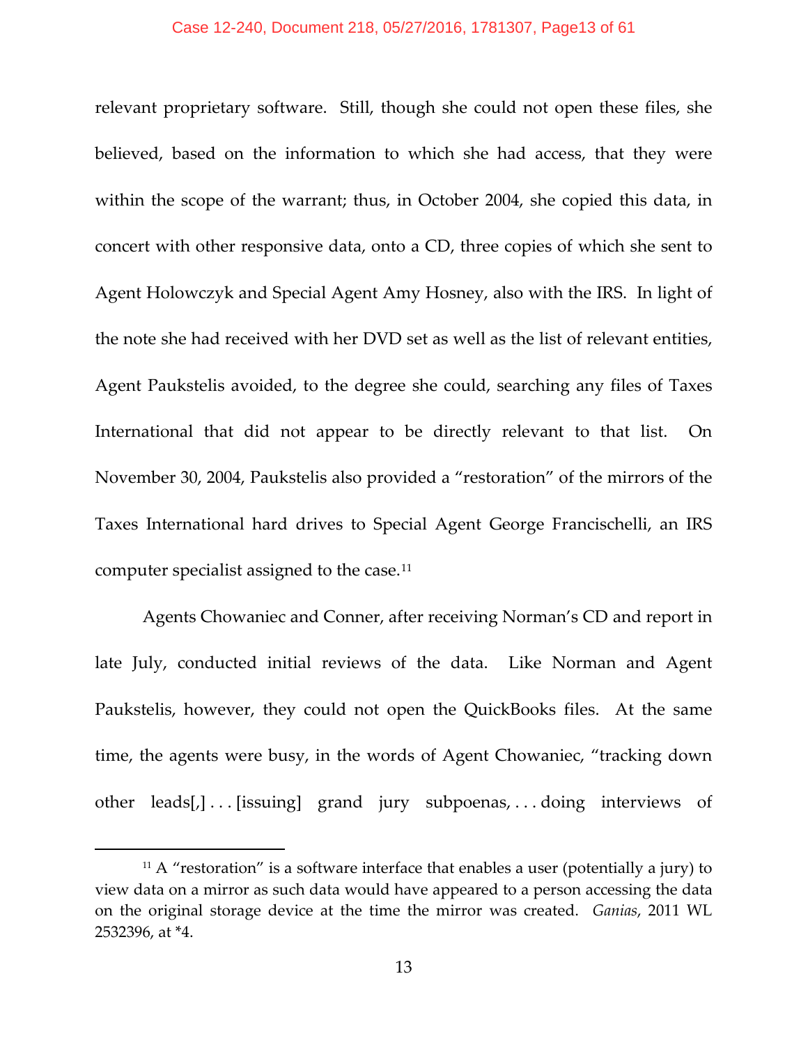relevant proprietary software. Still, though she could not open these files, she believed, based on the information to which she had access, that they were within the scope of the warrant; thus, in October 2004, she copied this data, in concert with other responsive data, onto a CD, three copies of which she sent to Agent Holowczyk and Special Agent Amy Hosney, also with the IRS. In light of the note she had received with her DVD set as well as the list of relevant entities, Agent Paukstelis avoided, to the degree she could, searching any files of Taxes International that did not appear to be directly relevant to that list. On November 30, 2004, Paukstelis also provided a "restoration" of the mirrors of the Taxes International hard drives to Special Agent George Francischelli, an IRS computer specialist assigned to the case.[11]

Agents Chowaniec and Conner, after receiving Norman's CD and report in late July, conducted initial reviews of the data. Like Norman and Agent Paukstelis, however, they could not open the QuickBooks files. At the same time, the agents were busy, in the words of Agent Chowaniec, "tracking down other leads[,] . . . [issuing] grand jury subpoenas, . . . doing interviews of

[11] A "restoration" is a software interface that enables a user (potentially a jury) to view data on a mirror as such data would have appeared to a person accessing the data on the original storage device at the time the mirror was created. *Ganias*, 2011 WL 2532396, at *4.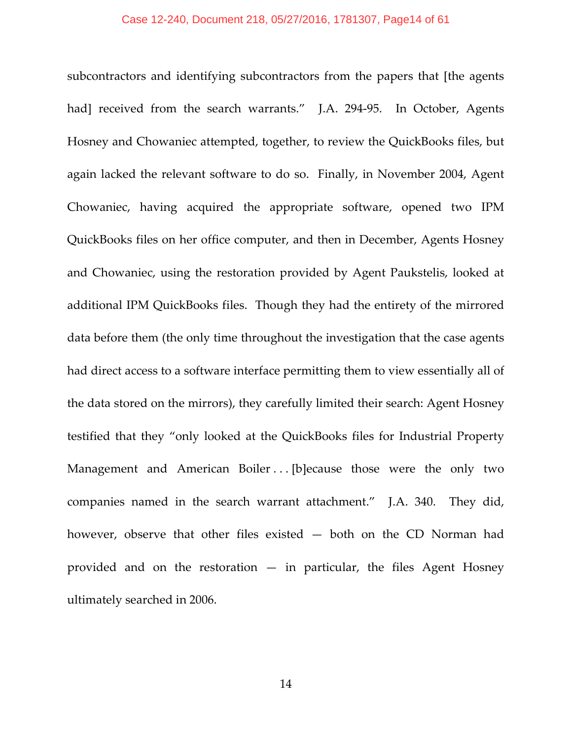subcontractors and identifying subcontractors from the papers that [the agents had] received from the search warrants." J.A. 294-95. In October, Agents Hosney and Chowaniec attempted, together, to review the QuickBooks files, but again lacked the relevant software to do so. Finally, in November 2004, Agent Chowaniec, having acquired the appropriate software, opened two IPM QuickBooks files on her office computer, and then in December, Agents Hosney and Chowaniec, using the restoration provided by Agent Paukstelis, looked at additional IPM QuickBooks files. Though they had the entirety of the mirrored data before them (the only time throughout the investigation that the case agents had direct access to a software interface permitting them to view essentially all of the data stored on the mirrors), they carefully limited their search: Agent Hosney testified that they "only looked at the QuickBooks files for Industrial Property Management and American Boiler . . . [b]ecause those were the only two companies named in the search warrant attachment." J.A. 340. They did, however, observe that other files existed — both on the CD Norman had provided and on the restoration — in particular, the files Agent Hosney ultimately searched in 2006.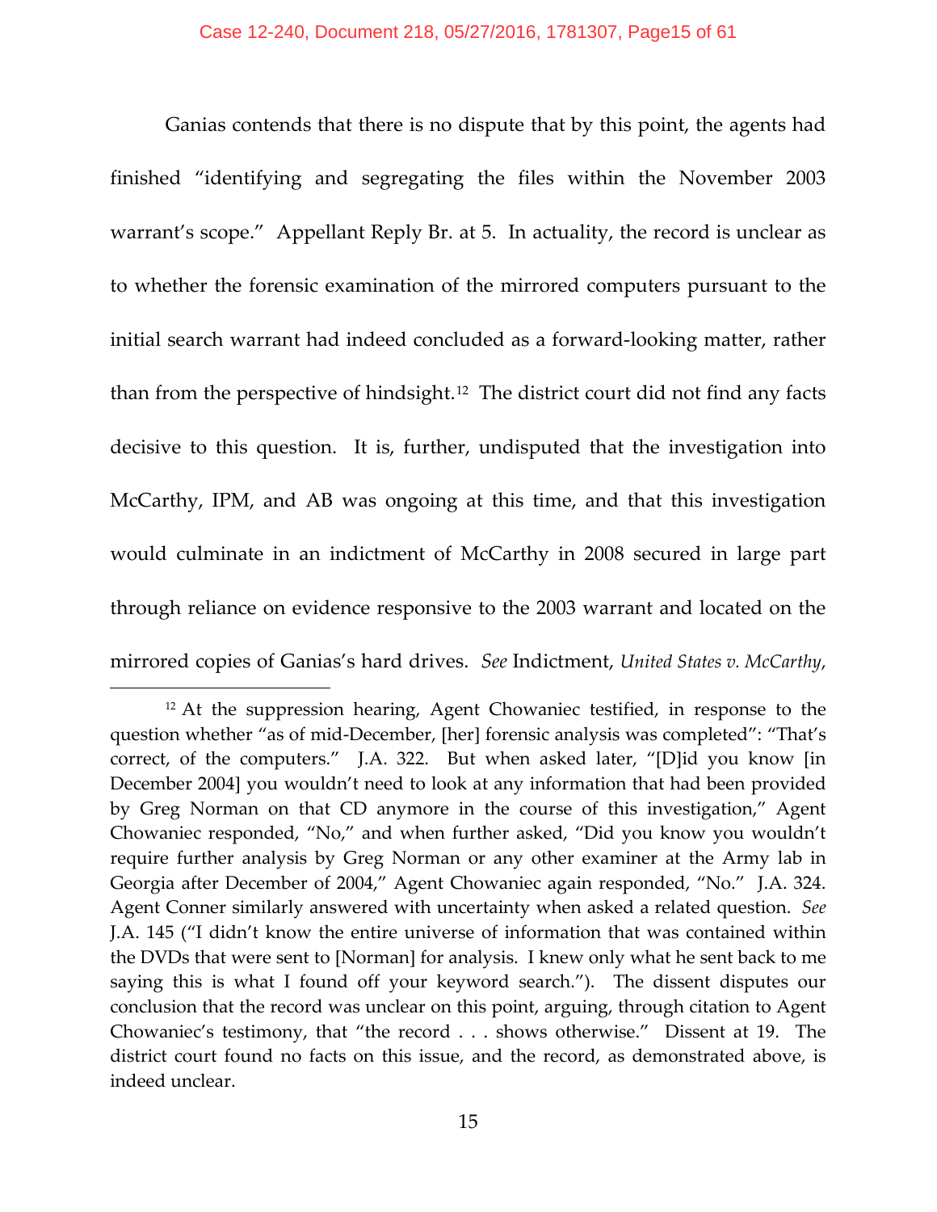Ganias contends that there is no dispute that by this point, the agents had finished "identifying and segregating the files within the November 2003 warrant's scope." Appellant Reply Br. at 5. In actuality, the record is unclear as to whether the forensic examination of the mirrored computers pursuant to the initial search warrant had indeed concluded as a forward-looking matter, rather than from the perspective of hindsight.[12] The district court did not find any facts decisive to this question. It is, further, undisputed that the investigation into McCarthy, IPM, and AB was ongoing at this time, and that this investigation would culminate in an indictment of McCarthy in 2008 secured in large part through reliance on evidence responsive to the 2003 warrant and located on the mirrored copies of Ganias's hard drives. *See* Indictment, *United States v. McCarthy*,

---

[12] At the suppression hearing, Agent Chowaniec testified, in response to the question whether "as of mid-December, [her] forensic analysis was completed": "That's correct, of the computers." J.A. 322. But when asked later, "[D]id you know [in December 2004] you wouldn't need to look at any information that had been provided by Greg Norman on that CD anymore in the course of this investigation," Agent Chowaniec responded, "No," and when further asked, "Did you know you wouldn't require further analysis by Greg Norman or any other examiner at the Army lab in Georgia after December of 2004," Agent Chowaniec again responded, "No." J.A. 324. Agent Conner similarly answered with uncertainty when asked a related question. *See* J.A. 145 ("I didn't know the entire universe of information that was contained within the DVDs that were sent to [Norman] for analysis. I knew only what he sent back to me saying this is what I found off your keyword search."). The dissent disputes our conclusion that the record was unclear on this point, arguing, through citation to Agent Chowaniec's testimony, that "the record . . . shows otherwise." Dissent at 19. The district court found no facts on this issue, and the record, as demonstrated above, is indeed unclear.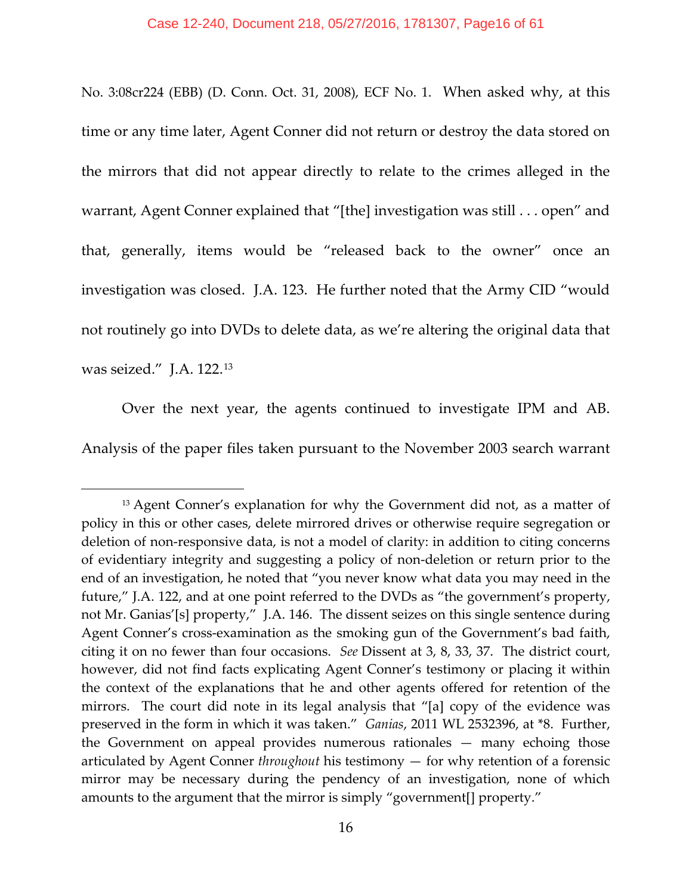No. 3:08cr224 (EBB) (D. Conn. Oct. 31, 2008), ECF No. 1. When asked why, at this time or any time later, Agent Conner did not return or destroy the data stored on the mirrors that did not appear directly to relate to the crimes alleged in the warrant, Agent Conner explained that "[the] investigation was still . . . open" and that, generally, items would be "released back to the owner" once an investigation was closed. J.A. 123. He further noted that the Army CID "would not routinely go into DVDs to delete data, as we're altering the original data that was seized." J.A. 122.[13]

Over the next year, the agents continued to investigate IPM and AB. Analysis of the paper files taken pursuant to the November 2003 search warrant

---

[13] Agent Conner's explanation for why the Government did not, as a matter of policy in this or other cases, delete mirrored drives or otherwise require segregation or deletion of non-responsive data, is not a model of clarity: in addition to citing concerns of evidentiary integrity and suggesting a policy of non-deletion or return prior to the end of an investigation, he noted that "you never know what data you may need in the future," J.A. 122, and at one point referred to the DVDs as "the government's property, not Mr. Ganias'[s] property," J.A. 146. The dissent seizes on this single sentence during Agent Conner's cross-examination as the smoking gun of the Government's bad faith, citing it on no fewer than four occasions. *See* Dissent at 3, 8, 33, 37. The district court, however, did not find facts explicating Agent Conner's testimony or placing it within the context of the explanations that he and other agents offered for retention of the mirrors. The court did note in its legal analysis that "[a] copy of the evidence was preserved in the form in which it was taken." *Ganias*, 2011 WL 2532396, at *8. Further, the Government on appeal provides numerous rationales — many echoing those articulated by Agent Conner *throughout* his testimony — for why retention of a forensic mirror may be necessary during the pendency of an investigation, none of which amounts to the argument that the mirror is simply "government[] property."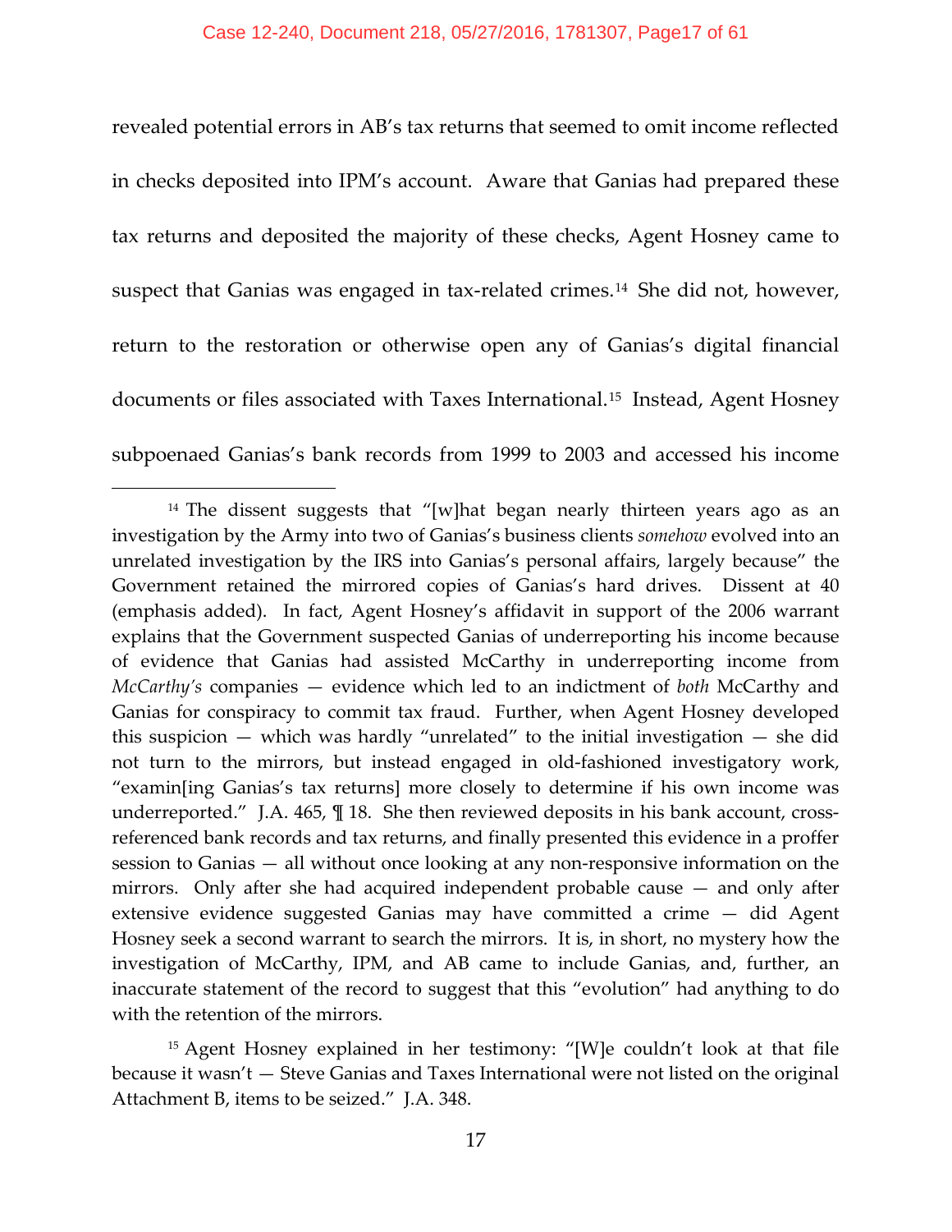revealed potential errors in AB's tax returns that seemed to omit income reflected in checks deposited into IPM's account. Aware that Ganias had prepared these tax returns and deposited the majority of these checks, Agent Hosney came to suspect that Ganias was engaged in tax-related crimes.[14] She did not, however, return to the restoration or otherwise open any of Ganias's digital financial documents or files associated with Taxes International.[15] Instead, Agent Hosney subpoenaed Ganias's bank records from 1999 to 2003 and accessed his income

[14] The dissent suggests that "[w]hat began nearly thirteen years ago as an investigation by the Army into two of Ganias's business clients *somehow* evolved into an unrelated investigation by the IRS into Ganias's personal affairs, largely because" the Government retained the mirrored copies of Ganias's hard drives. Dissent at 40 (emphasis added). In fact, Agent Hosney's affidavit in support of the 2006 warrant explains that the Government suspected Ganias of underreporting his income because of evidence that Ganias had assisted McCarthy in underreporting income from *McCarthy's* companies — evidence which led to an indictment of *both* McCarthy and Ganias for conspiracy to commit tax fraud. Further, when Agent Hosney developed this suspicion — which was hardly "unrelated" to the initial investigation — she did not turn to the mirrors, but instead engaged in old-fashioned investigatory work, "examin[ing Ganias's tax returns] more closely to determine if his own income was underreported." J.A. 465, ¶ 18. She then reviewed deposits in his bank account, cross-referenced bank records and tax returns, and finally presented this evidence in a proffer session to Ganias — all without once looking at any non-responsive information on the mirrors. Only after she had acquired independent probable cause — and only after extensive evidence suggested Ganias may have committed a crime — did Agent Hosney seek a second warrant to search the mirrors. It is, in short, no mystery how the investigation of McCarthy, IPM, and AB came to include Ganias, and, further, an inaccurate statement of the record to suggest that this "evolution" had anything to do with the retention of the mirrors.

[15] Agent Hosney explained in her testimony: "[W]e couldn't look at that file because it wasn't — Steve Ganias and Taxes International were not listed on the original Attachment B, items to be seized." J.A. 348.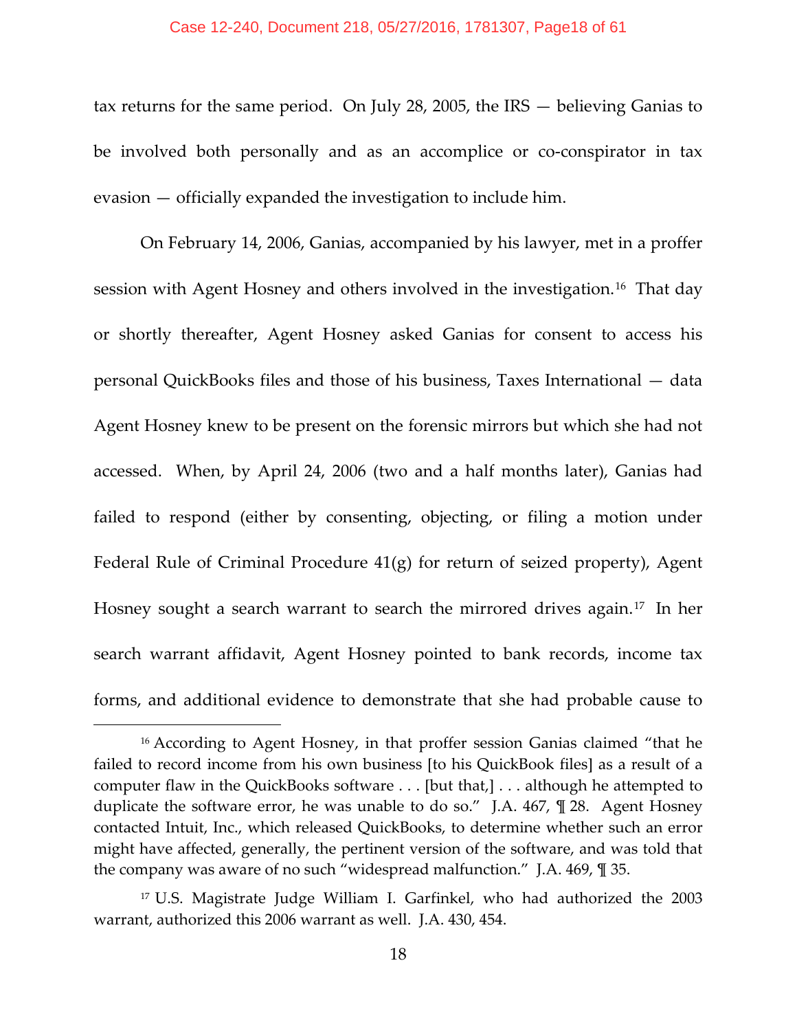tax returns for the same period. On July 28, 2005, the IRS — believing Ganias to be involved both personally and as an accomplice or co-conspirator in tax evasion — officially expanded the investigation to include him.

On February 14, 2006, Ganias, accompanied by his lawyer, met in a proffer session with Agent Hosney and others involved in the investigation.[16] That day or shortly thereafter, Agent Hosney asked Ganias for consent to access his personal QuickBooks files and those of his business, Taxes International — data Agent Hosney knew to be present on the forensic mirrors but which she had not accessed. When, by April 24, 2006 (two and a half months later), Ganias had failed to respond (either by consenting, objecting, or filing a motion under Federal Rule of Criminal Procedure 41(g) for return of seized property), Agent Hosney sought a search warrant to search the mirrored drives again.[17] In her search warrant affidavit, Agent Hosney pointed to bank records, income tax forms, and additional evidence to demonstrate that she had probable cause to

[16] According to Agent Hosney, in that proffer session Ganias claimed "that he failed to record income from his own business [to his QuickBook files] as a result of a computer flaw in the QuickBooks software . . . [but that,] . . . although he attempted to duplicate the software error, he was unable to do so." J.A. 467, ¶ 28. Agent Hosney contacted Intuit, Inc., which released QuickBooks, to determine whether such an error might have affected, generally, the pertinent version of the software, and was told that the company was aware of no such "widespread malfunction." J.A. 469, ¶ 35.

[17] U.S. Magistrate Judge William I. Garfinkel, who had authorized the 2003 warrant, authorized this 2006 warrant as well. J.A. 430, 454.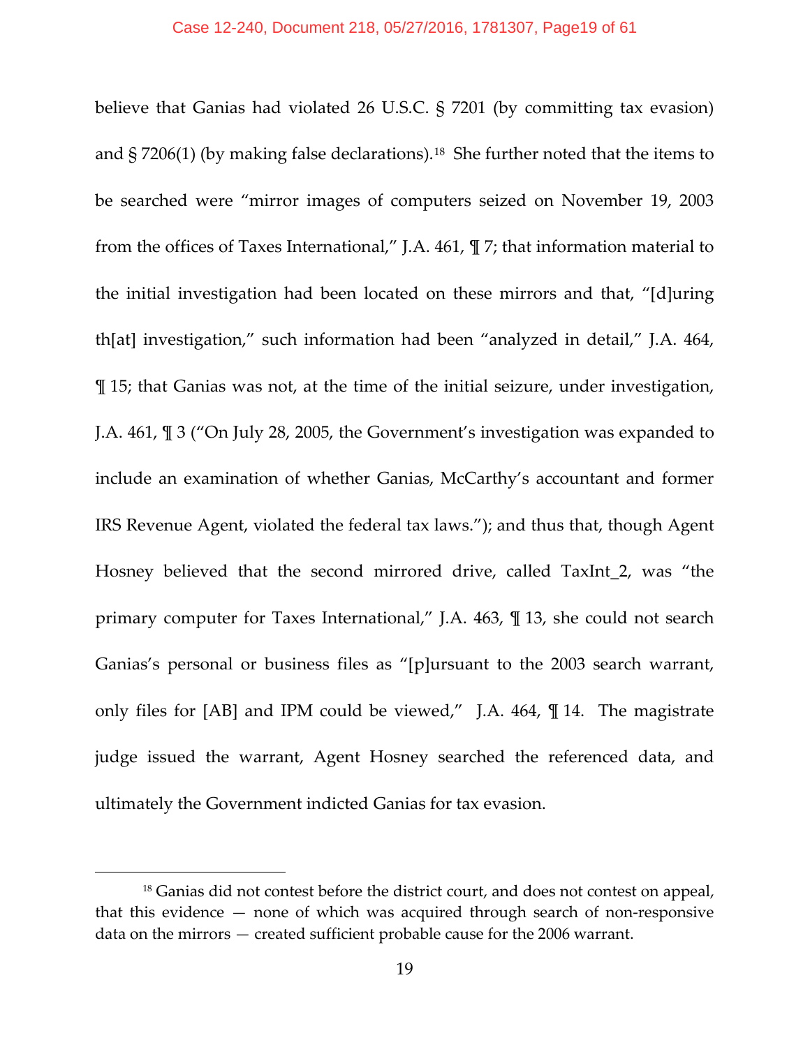believe that Ganias had violated 26 U.S.C. § 7201 (by committing tax evasion) and § 7206(1) (by making false declarations).[18] She further noted that the items to be searched were "mirror images of computers seized on November 19, 2003 from the offices of Taxes International," J.A. 461, ¶ 7; that information material to the initial investigation had been located on these mirrors and that, "[d]uring th[at] investigation," such information had been "analyzed in detail," J.A. 464, ¶ 15; that Ganias was not, at the time of the initial seizure, under investigation, J.A. 461, ¶ 3 ("On July 28, 2005, the Government's investigation was expanded to include an examination of whether Ganias, McCarthy's accountant and former IRS Revenue Agent, violated the federal tax laws."); and thus that, though Agent Hosney believed that the second mirrored drive, called TaxInt_2, was "the primary computer for Taxes International," J.A. 463, ¶ 13, she could not search Ganias's personal or business files as "[p]ursuant to the 2003 search warrant, only files for [AB] and IPM could be viewed," J.A. 464, ¶ 14. The magistrate judge issued the warrant, Agent Hosney searched the referenced data, and ultimately the Government indicted Ganias for tax evasion.

---

[18] Ganias did not contest before the district court, and does not contest on appeal, that this evidence — none of which was acquired through search of non-responsive data on the mirrors — created sufficient probable cause for the 2006 warrant.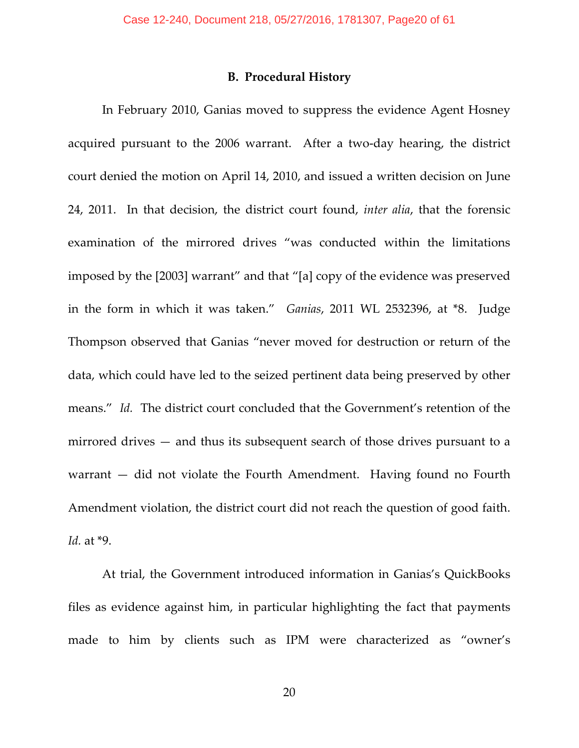### B. Procedural History

In February 2010, Ganias moved to suppress the evidence Agent Hosney acquired pursuant to the 2006 warrant. After a two-day hearing, the district court denied the motion on April 14, 2010, and issued a written decision on June 24, 2011. In that decision, the district court found, *inter alia*, that the forensic examination of the mirrored drives "was conducted within the limitations imposed by the [2003] warrant" and that "[a] copy of the evidence was preserved in the form in which it was taken." *Ganias*, 2011 WL 2532396, at *8. Judge Thompson observed that Ganias "never moved for destruction or return of the data, which could have led to the seized pertinent data being preserved by other means." *Id.* The district court concluded that the Government's retention of the mirrored drives — and thus its subsequent search of those drives pursuant to a warrant — did not violate the Fourth Amendment. Having found no Fourth Amendment violation, the district court did not reach the question of good faith. *Id.* at *9.

At trial, the Government introduced information in Ganias's QuickBooks files as evidence against him, in particular highlighting the fact that payments made to him by clients such as IPM were characterized as "owner's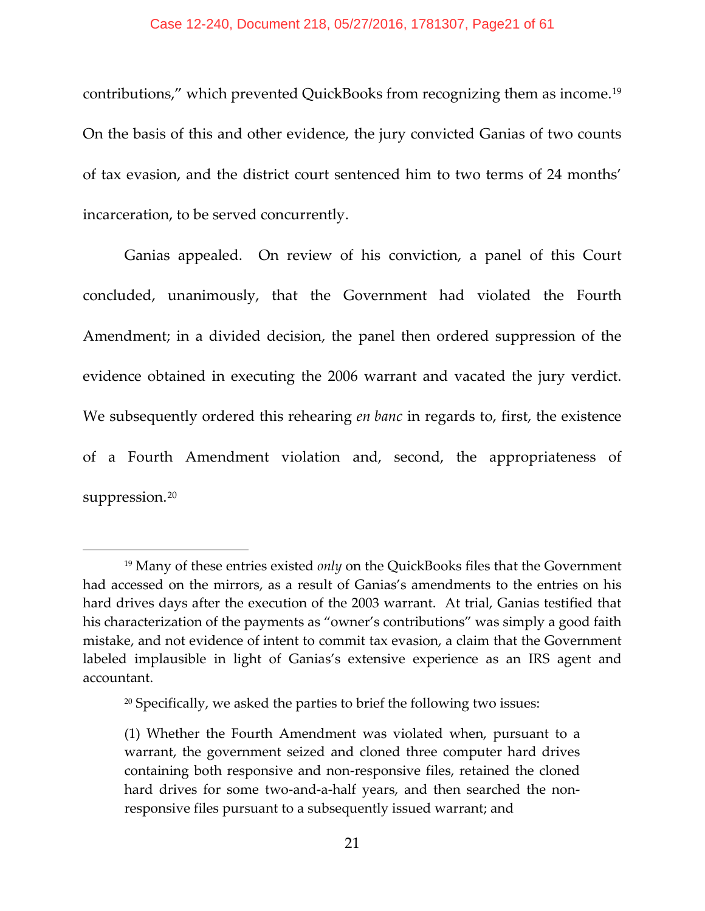contributions," which prevented QuickBooks from recognizing them as income.[19] On the basis of this and other evidence, the jury convicted Ganias of two counts of tax evasion, and the district court sentenced him to two terms of 24 months' incarceration, to be served concurrently.

Ganias appealed. On review of his conviction, a panel of this Court concluded, unanimously, that the Government had violated the Fourth Amendment; in a divided decision, the panel then ordered suppression of the evidence obtained in executing the 2006 warrant and vacated the jury verdict. We subsequently ordered this rehearing *en banc* in regards to, first, the existence of a Fourth Amendment violation and, second, the appropriateness of suppression.[20]

---

[19] Many of these entries existed *only* on the QuickBooks files that the Government had accessed on the mirrors, as a result of Ganias's amendments to the entries on his hard drives days after the execution of the 2003 warrant. At trial, Ganias testified that his characterization of the payments as "owner's contributions" was simply a good faith mistake, and not evidence of intent to commit tax evasion, a claim that the Government labeled implausible in light of Ganias's extensive experience as an IRS agent and accountant.

[20] Specifically, we asked the parties to brief the following two issues:

> (1) Whether the Fourth Amendment was violated when, pursuant to a warrant, the government seized and cloned three computer hard drives containing both responsive and non-responsive files, retained the cloned hard drives for some two-and-a-half years, and then searched the non-responsive files pursuant to a subsequently issued warrant; and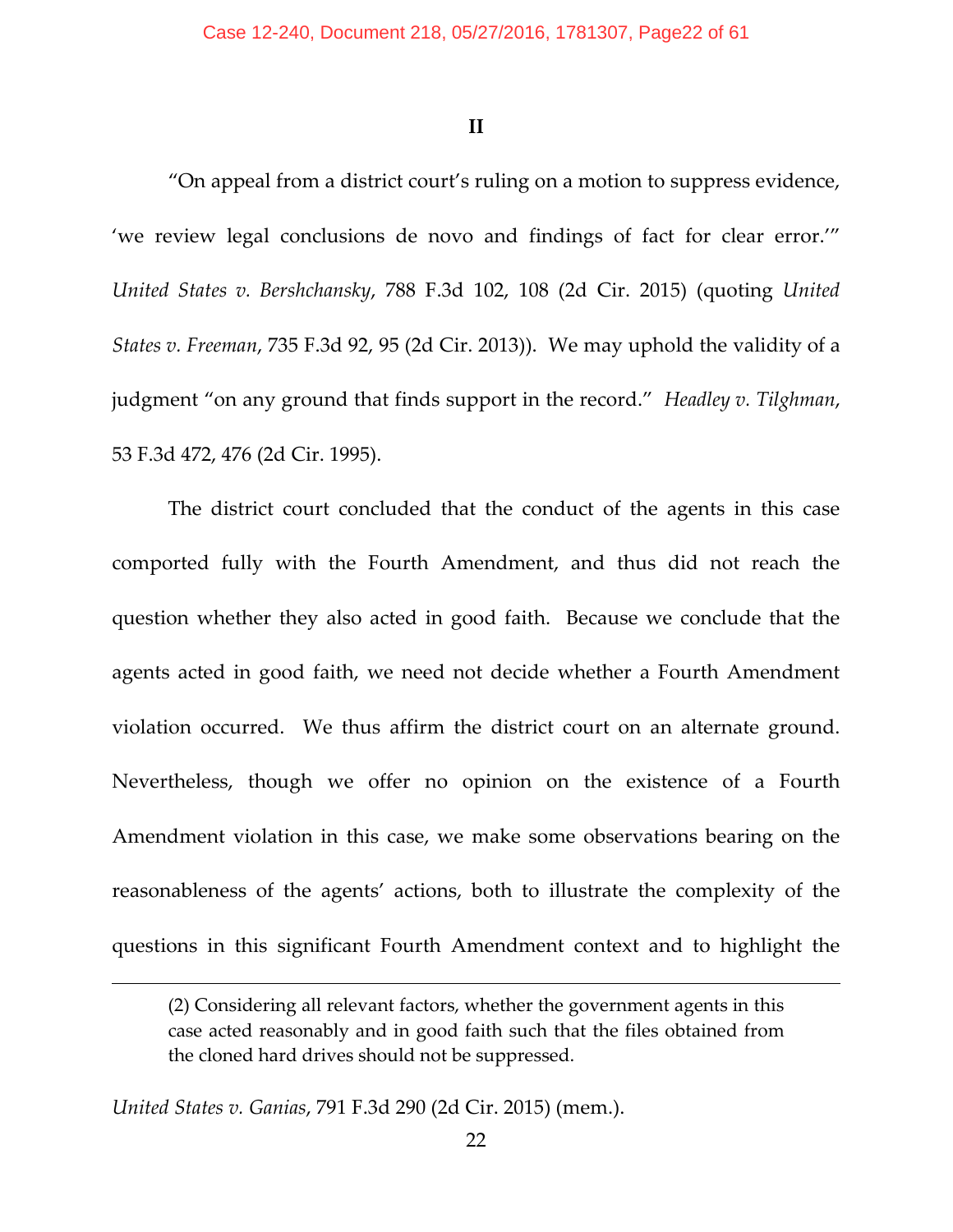**II**

"On appeal from a district court's ruling on a motion to suppress evidence, 'we review legal conclusions de novo and findings of fact for clear error.'" *United States v. Bershchansky*, 788 F.3d 102, 108 (2d Cir. 2015) (quoting *United States v. Freeman*, 735 F.3d 92, 95 (2d Cir. 2013)). We may uphold the validity of a judgment "on any ground that finds support in the record." *Headley v. Tilghman*, 53 F.3d 472, 476 (2d Cir. 1995).

The district court concluded that the conduct of the agents in this case comported fully with the Fourth Amendment, and thus did not reach the question whether they also acted in good faith. Because we conclude that the agents acted in good faith, we need not decide whether a Fourth Amendment violation occurred. We thus affirm the district court on an alternate ground. Nevertheless, though we offer no opinion on the existence of a Fourth Amendment violation in this case, we make some observations bearing on the reasonableness of the agents' actions, both to illustrate the complexity of the questions in this significant Fourth Amendment context and to highlight the

---

(2) Considering all relevant factors, whether the government agents in this case acted reasonably and in good faith such that the files obtained from the cloned hard drives should not be suppressed.

*United States v. Ganias*, 791 F.3d 290 (2d Cir. 2015) (mem.).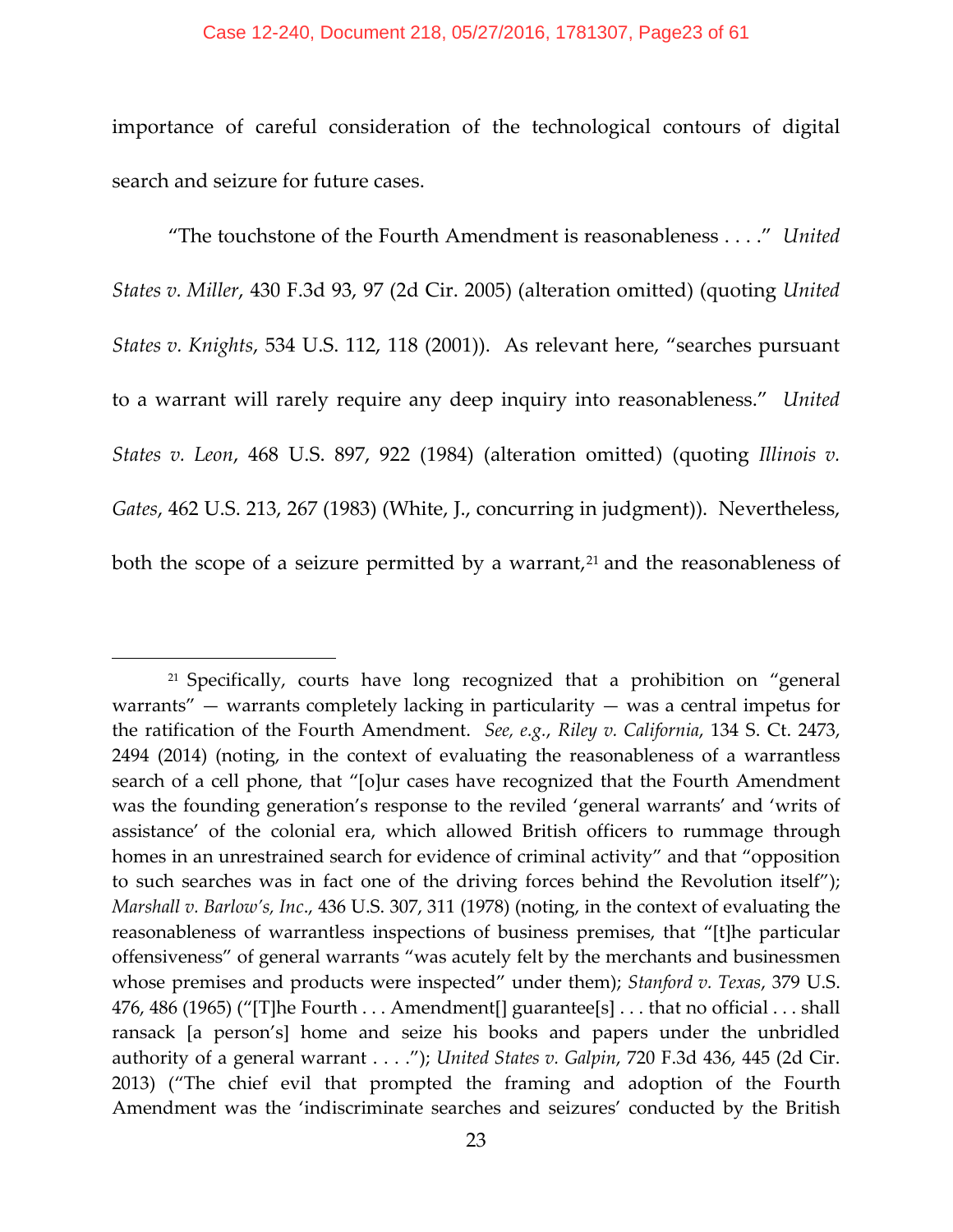importance of careful consideration of the technological contours of digital search and seizure for future cases.

"The touchstone of the Fourth Amendment is reasonableness . . . ." *United States v. Miller*, 430 F.3d 93, 97 (2d Cir. 2005) (alteration omitted) (quoting *United States v. Knights*, 534 U.S. 112, 118 (2001)). As relevant here, "searches pursuant to a warrant will rarely require any deep inquiry into reasonableness." *United States v. Leon*, 468 U.S. 897, 922 (1984) (alteration omitted) (quoting *Illinois v. Gates*, 462 U.S. 213, 267 (1983) (White, J., concurring in judgment)). Nevertheless, both the scope of a seizure permitted by a warrant,[21] and the reasonableness of

---

[21] Specifically, courts have long recognized that a prohibition on "general warrants" — warrants completely lacking in particularity — was a central impetus for the ratification of the Fourth Amendment. *See, e.g.*, *Riley v. California*, 134 S. Ct. 2473, 2494 (2014) (noting, in the context of evaluating the reasonableness of a warrantless search of a cell phone, that "[o]ur cases have recognized that the Fourth Amendment was the founding generation's response to the reviled 'general warrants' and 'writs of assistance' of the colonial era, which allowed British officers to rummage through homes in an unrestrained search for evidence of criminal activity" and that "opposition to such searches was in fact one of the driving forces behind the Revolution itself"); *Marshall v. Barlow's, Inc.*, 436 U.S. 307, 311 (1978) (noting, in the context of evaluating the reasonableness of warrantless inspections of business premises, that "[t]he particular offensiveness" of general warrants "was acutely felt by the merchants and businessmen whose premises and products were inspected" under them); *Stanford v. Texas*, 379 U.S. 476, 486 (1965) ("[T]he Fourth . . . Amendment[] guarantee[s] . . . that no official . . . shall ransack [a person's] home and seize his books and papers under the unbridled authority of a general warrant . . . ."); *United States v. Galpin*, 720 F.3d 436, 445 (2d Cir. 2013) ("The chief evil that prompted the framing and adoption of the Fourth Amendment was the 'indiscriminate searches and seizures' conducted by the British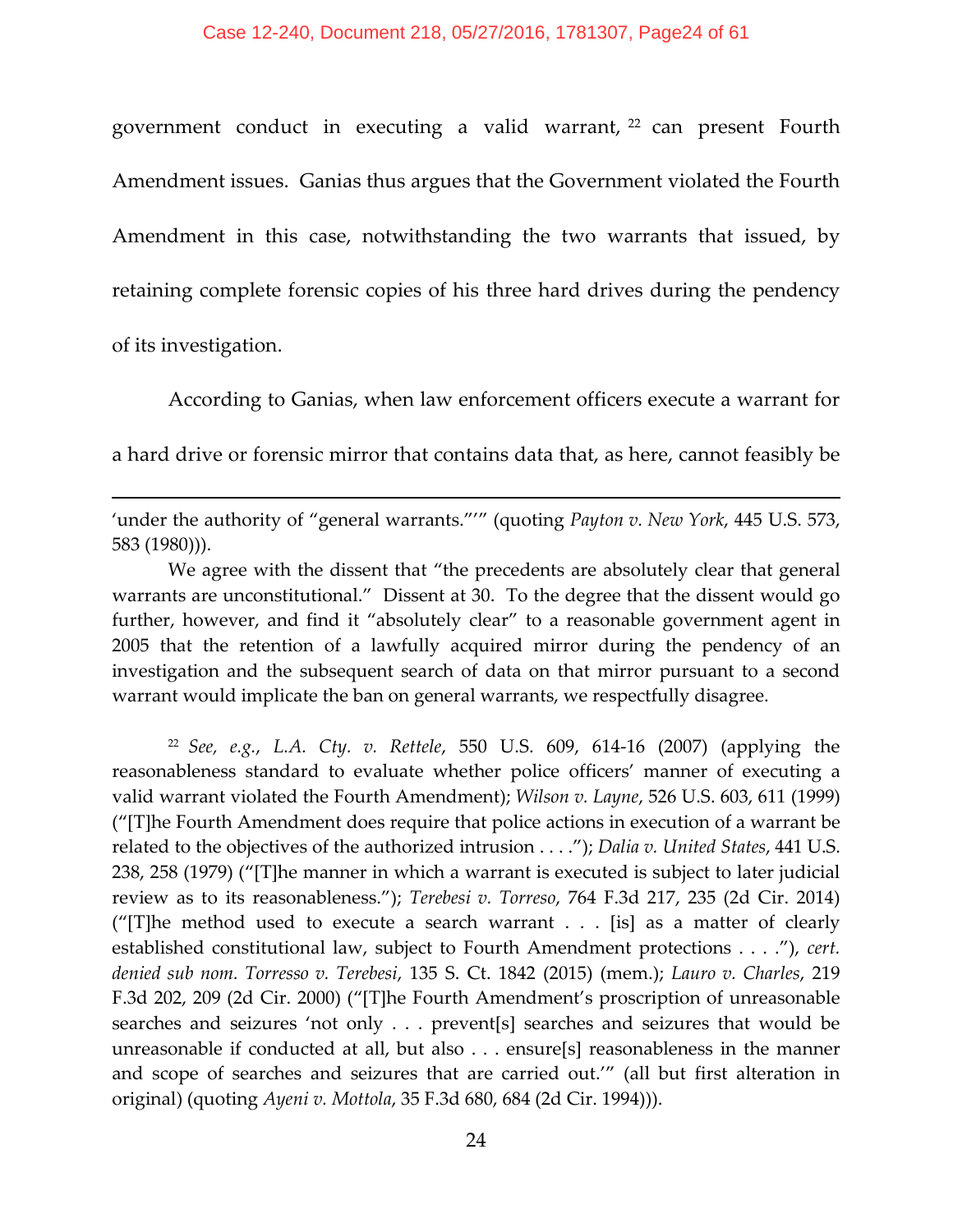government conduct in executing a valid warrant,[22] can present Fourth Amendment issues. Ganias thus argues that the Government violated the Fourth Amendment in this case, notwithstanding the two warrants that issued, by retaining complete forensic copies of his three hard drives during the pendency of its investigation.

According to Ganias, when law enforcement officers execute a warrant for a hard drive or forensic mirror that contains data that, as here, cannot feasibly be

---

'under the authority of "general warrants."'" (quoting *Payton v. New York*, 445 U.S. 573, 583 (1980))).

We agree with the dissent that "the precedents are absolutely clear that general warrants are unconstitutional." Dissent at 30. To the degree that the dissent would go further, however, and find it "absolutely clear" to a reasonable government agent in 2005 that the retention of a lawfully acquired mirror during the pendency of an investigation and the subsequent search of data on that mirror pursuant to a second warrant would implicate the ban on general warrants, we respectfully disagree.

[22] *See, e.g.*, *L.A. Cty. v. Rettele*, 550 U.S. 609, 614-16 (2007) (applying the reasonableness standard to evaluate whether police officers' manner of executing a valid warrant violated the Fourth Amendment); *Wilson v. Layne*, 526 U.S. 603, 611 (1999) ("[T]he Fourth Amendment does require that police actions in execution of a warrant be related to the objectives of the authorized intrusion . . . ."); *Dalia v. United States*, 441 U.S. 238, 258 (1979) ("[T]he manner in which a warrant is executed is subject to later judicial review as to its reasonableness."); *Terebesi v. Torreso*, 764 F.3d 217, 235 (2d Cir. 2014) ("[T]he method used to execute a search warrant . . . [is] as a matter of clearly established constitutional law, subject to Fourth Amendment protections . . . ."), *cert. denied sub nom. Torresso v. Terebesi*, 135 S. Ct. 1842 (2015) (mem.); *Lauro v. Charles*, 219 F.3d 202, 209 (2d Cir. 2000) ("[T]he Fourth Amendment's proscription of unreasonable searches and seizures 'not only . . . prevent[s] searches and seizures that would be unreasonable if conducted at all, but also . . . ensure[s] reasonableness in the manner and scope of searches and seizures that are carried out.'" (all but first alteration in original) (quoting *Ayeni v. Mottola*, 35 F.3d 680, 684 (2d Cir. 1994))).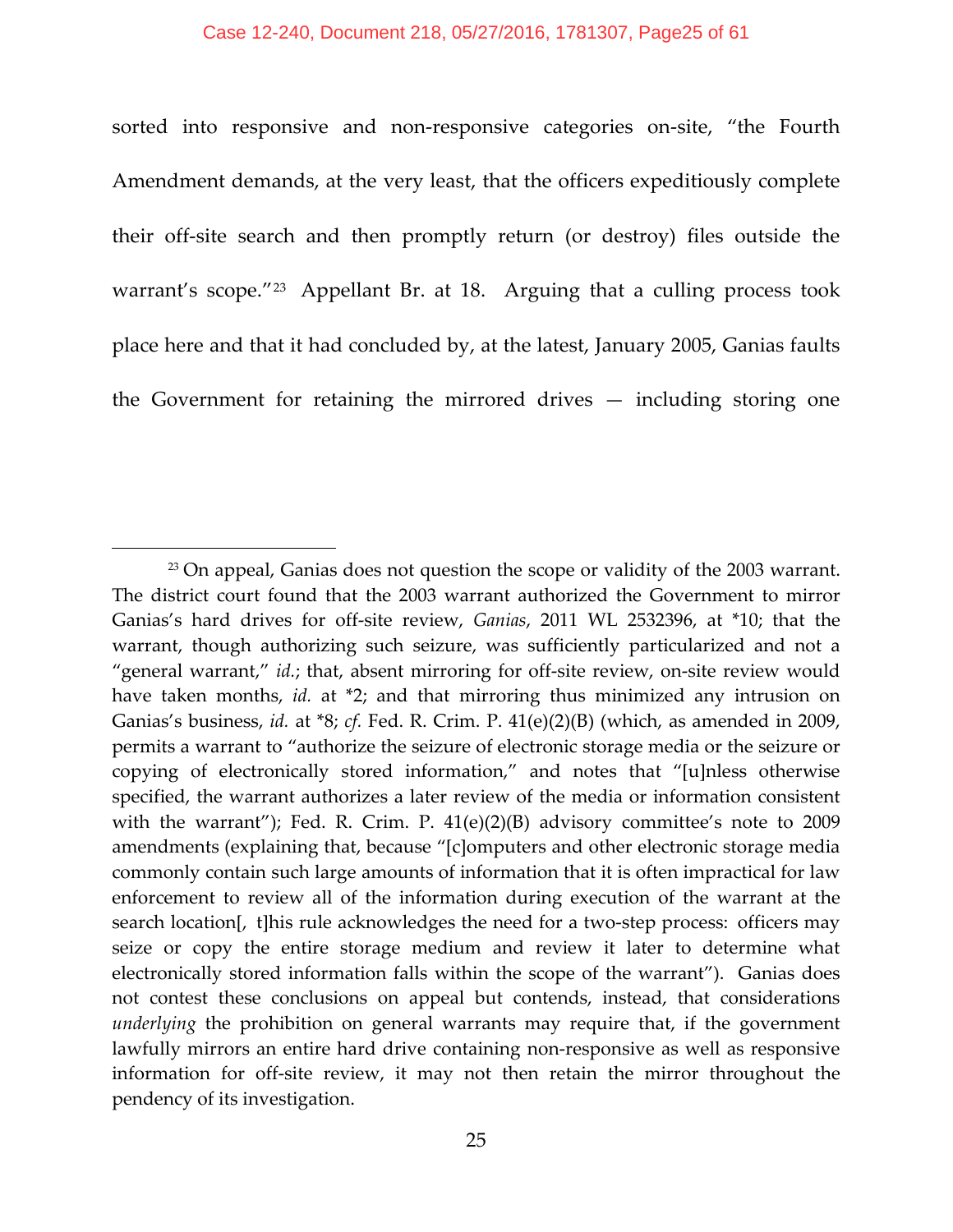sorted into responsive and non-responsive categories on-site, "the Fourth Amendment demands, at the very least, that the officers expeditiously complete their off-site search and then promptly return (or destroy) files outside the warrant's scope."[23] Appellant Br. at 18. Arguing that a culling process took place here and that it had concluded by, at the latest, January 2005, Ganias faults the Government for retaining the mirrored drives — including storing one

---

[23] On appeal, Ganias does not question the scope or validity of the 2003 warrant. The district court found that the 2003 warrant authorized the Government to mirror Ganias's hard drives for off-site review, *Ganias*, 2011 WL 2532396, at \*10; that the warrant, though authorizing such seizure, was sufficiently particularized and not a "general warrant," *id.*; that, absent mirroring for off-site review, on-site review would have taken months, *id.* at \*2; and that mirroring thus minimized any intrusion on Ganias's business, *id.* at \*8; *cf.* Fed. R. Crim. P. 41(e)(2)(B) (which, as amended in 2009, permits a warrant to "authorize the seizure of electronic storage media or the seizure or copying of electronically stored information," and notes that "[u]nless otherwise specified, the warrant authorizes a later review of the media or information consistent with the warrant"); Fed. R. Crim. P. 41(e)(2)(B) advisory committee's note to 2009 amendments (explaining that, because "[c]omputers and other electronic storage media commonly contain such large amounts of information that it is often impractical for law enforcement to review all of the information during execution of the warrant at the search location[, t]his rule acknowledges the need for a two-step process: officers may seize or copy the entire storage medium and review it later to determine what electronically stored information falls within the scope of the warrant"). Ganias does not contest these conclusions on appeal but contends, instead, that considerations *underlying* the prohibition on general warrants may require that, if the government lawfully mirrors an entire hard drive containing non-responsive as well as responsive information for off-site review, it may not then retain the mirror throughout the pendency of its investigation.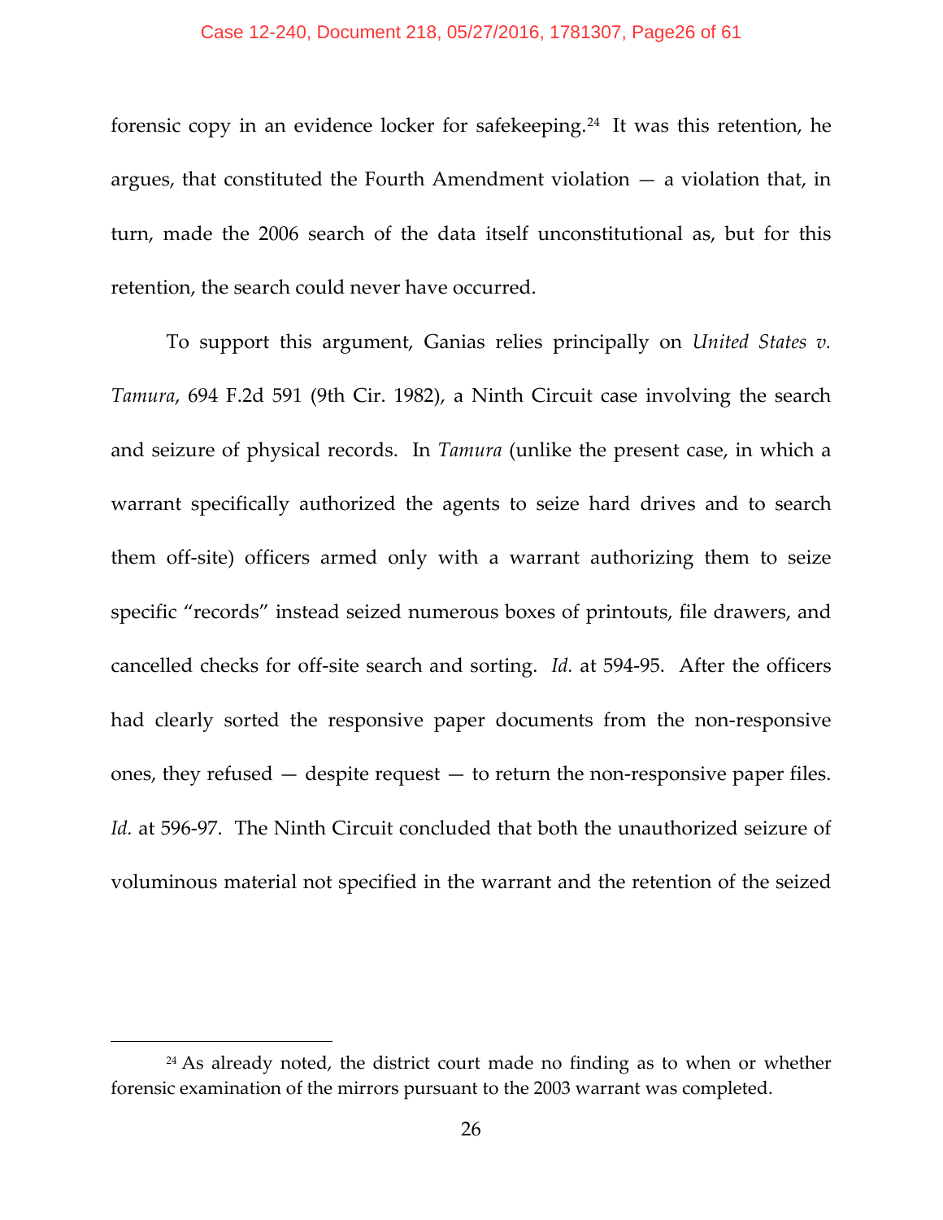forensic copy in an evidence locker for safekeeping.[24] It was this retention, he argues, that constituted the Fourth Amendment violation — a violation that, in turn, made the 2006 search of the data itself unconstitutional as, but for this retention, the search could never have occurred.

To support this argument, Ganias relies principally on *United States v. Tamura*, 694 F.2d 591 (9th Cir. 1982), a Ninth Circuit case involving the search and seizure of physical records. In *Tamura* (unlike the present case, in which a warrant specifically authorized the agents to seize hard drives and to search them off-site) officers armed only with a warrant authorizing them to seize specific "records" instead seized numerous boxes of printouts, file drawers, and cancelled checks for off-site search and sorting. *Id.* at 594-95. After the officers had clearly sorted the responsive paper documents from the non-responsive ones, they refused — despite request — to return the non-responsive paper files. *Id.* at 596-97. The Ninth Circuit concluded that both the unauthorized seizure of voluminous material not specified in the warrant and the retention of the seized

---

[24] As already noted, the district court made no finding as to when or whether forensic examination of the mirrors pursuant to the 2003 warrant was completed.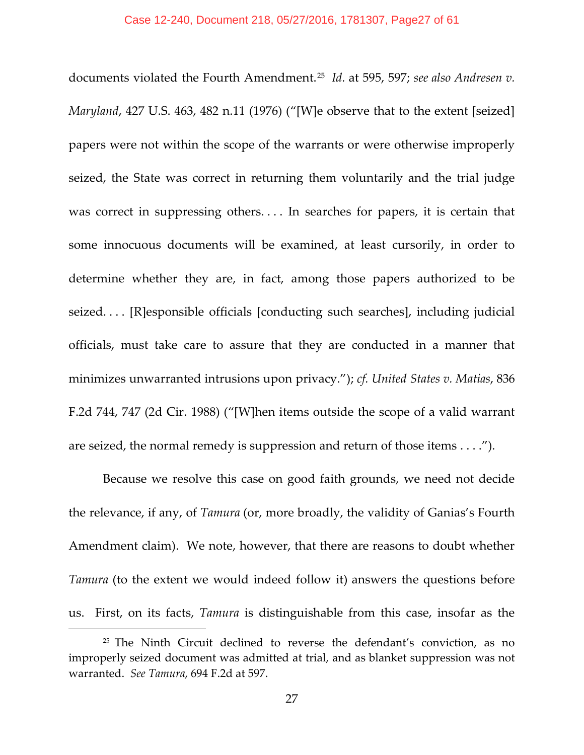documents violated the Fourth Amendment.[25] *Id.* at 595, 597; *see also Andresen v. Maryland*, 427 U.S. 463, 482 n.11 (1976) ("[W]e observe that to the extent [seized] papers were not within the scope of the warrants or were otherwise improperly seized, the State was correct in returning them voluntarily and the trial judge was correct in suppressing others. . . . In searches for papers, it is certain that some innocuous documents will be examined, at least cursorily, in order to determine whether they are, in fact, among those papers authorized to be seized. . . . [R]esponsible officials [conducting such searches], including judicial officials, must take care to assure that they are conducted in a manner that minimizes unwarranted intrusions upon privacy."); *cf. United States v. Matias*, 836 F.2d 744, 747 (2d Cir. 1988) ("[W]hen items outside the scope of a valid warrant are seized, the normal remedy is suppression and return of those items . . . .").

Because we resolve this case on good faith grounds, we need not decide the relevance, if any, of *Tamura* (or, more broadly, the validity of Ganias's Fourth Amendment claim). We note, however, that there are reasons to doubt whether *Tamura* (to the extent we would indeed follow it) answers the questions before us. First, on its facts, *Tamura* is distinguishable from this case, insofar as the

[25] The Ninth Circuit declined to reverse the defendant's conviction, as no improperly seized document was admitted at trial, and as blanket suppression was not warranted. *See Tamura*, 694 F.2d at 597.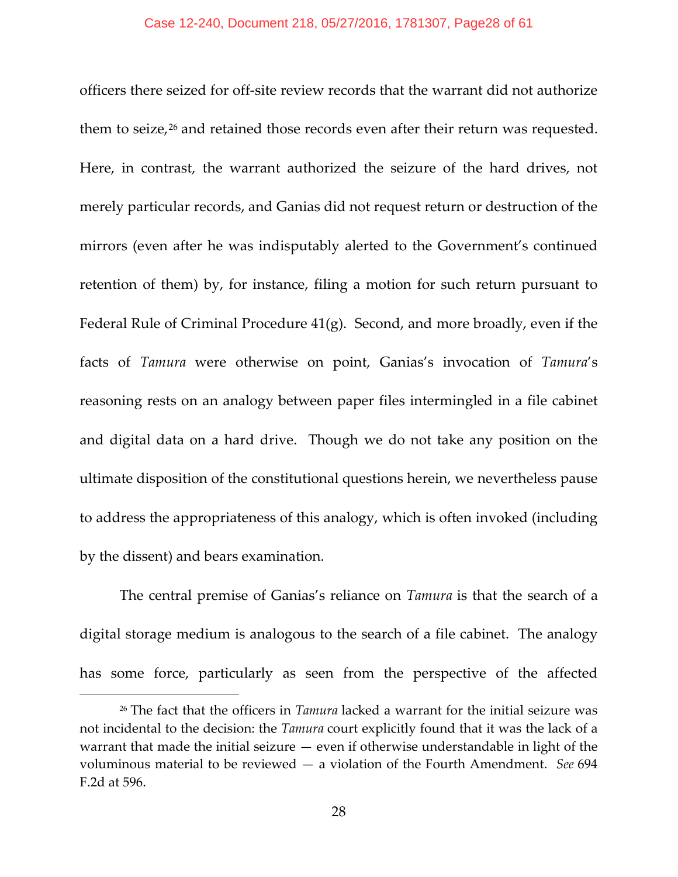officers there seized for off-site review records that the warrant did not authorize them to seize,[26] and retained those records even after their return was requested. Here, in contrast, the warrant authorized the seizure of the hard drives, not merely particular records, and Ganias did not request return or destruction of the mirrors (even after he was indisputably alerted to the Government's continued retention of them) by, for instance, filing a motion for such return pursuant to Federal Rule of Criminal Procedure 41(g). Second, and more broadly, even if the facts of *Tamura* were otherwise on point, Ganias's invocation of *Tamura*'s reasoning rests on an analogy between paper files intermingled in a file cabinet and digital data on a hard drive. Though we do not take any position on the ultimate disposition of the constitutional questions herein, we nevertheless pause to address the appropriateness of this analogy, which is often invoked (including by the dissent) and bears examination.

The central premise of Ganias's reliance on *Tamura* is that the search of a digital storage medium is analogous to the search of a file cabinet. The analogy has some force, particularly as seen from the perspective of the affected

[26] The fact that the officers in *Tamura* lacked a warrant for the initial seizure was not incidental to the decision: the *Tamura* court explicitly found that it was the lack of a warrant that made the initial seizure — even if otherwise understandable in light of the voluminous material to be reviewed — a violation of the Fourth Amendment. *See* 694 F.2d at 596.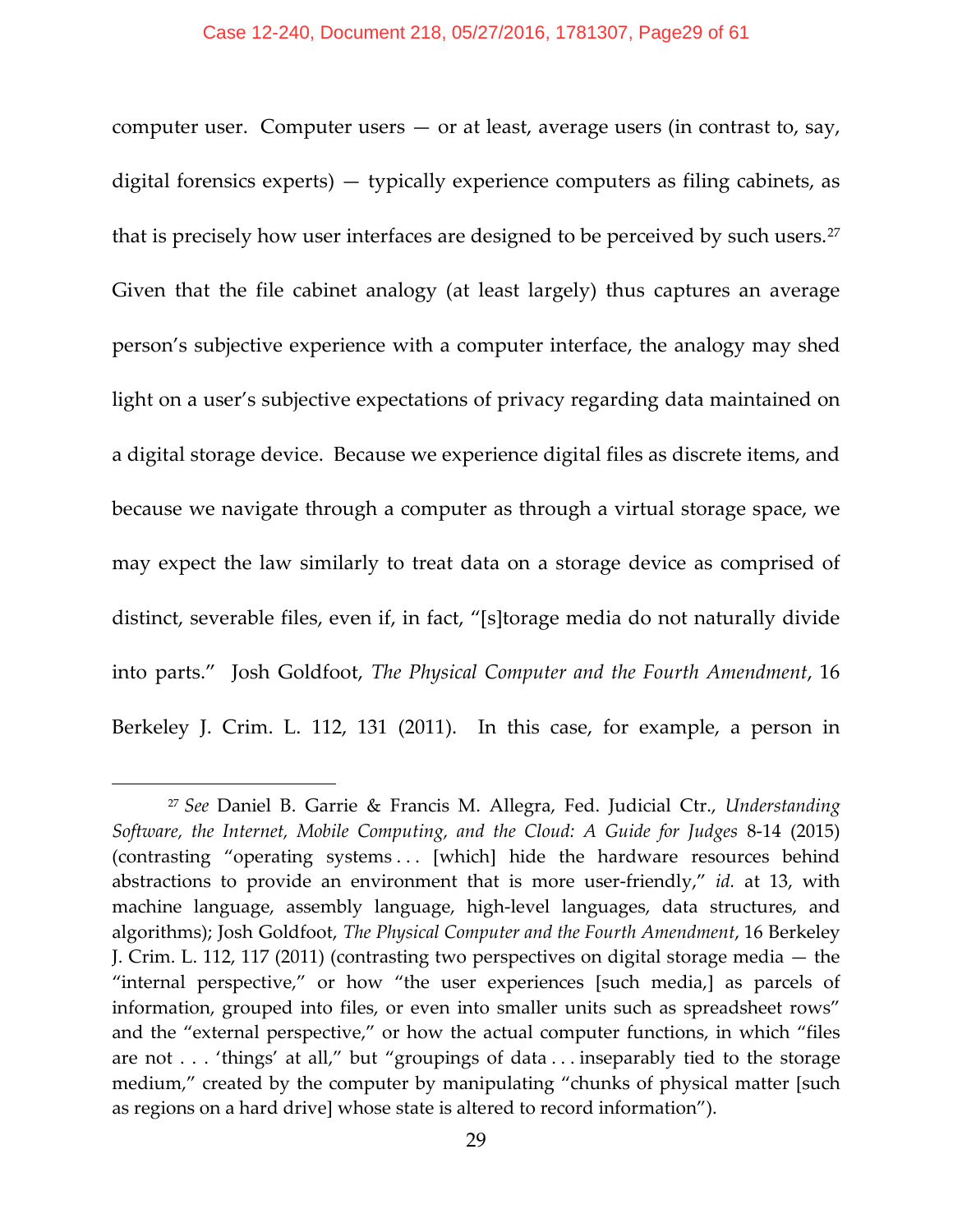computer user. Computer users — or at least, average users (in contrast to, say, digital forensics experts) — typically experience computers as filing cabinets, as that is precisely how user interfaces are designed to be perceived by such users.[27] Given that the file cabinet analogy (at least largely) thus captures an average person's subjective experience with a computer interface, the analogy may shed light on a user's subjective expectations of privacy regarding data maintained on a digital storage device. Because we experience digital files as discrete items, and because we navigate through a computer as through a virtual storage space, we may expect the law similarly to treat data on a storage device as comprised of distinct, severable files, even if, in fact, "[s]torage media do not naturally divide into parts." Josh Goldfoot, *The Physical Computer and the Fourth Amendment*, 16 Berkeley J. Crim. L. 112, 131 (2011). In this case, for example, a person in

---

[27] *See* Daniel B. Garrie & Francis M. Allegra, Fed. Judicial Ctr., *Understanding Software, the Internet, Mobile Computing, and the Cloud: A Guide for Judges* 8-14 (2015) (contrasting "operating systems . . . [which] hide the hardware resources behind abstractions to provide an environment that is more user-friendly," *id.* at 13, with machine language, assembly language, high-level languages, data structures, and algorithms); Josh Goldfoot, *The Physical Computer and the Fourth Amendment*, 16 Berkeley J. Crim. L. 112, 117 (2011) (contrasting two perspectives on digital storage media — the "internal perspective," or how "the user experiences [such media,] as parcels of information, grouped into files, or even into smaller units such as spreadsheet rows" and the "external perspective," or how the actual computer functions, in which "files are not . . . 'things' at all," but "groupings of data . . . inseparably tied to the storage medium," created by the computer by manipulating "chunks of physical matter [such as regions on a hard drive] whose state is altered to record information").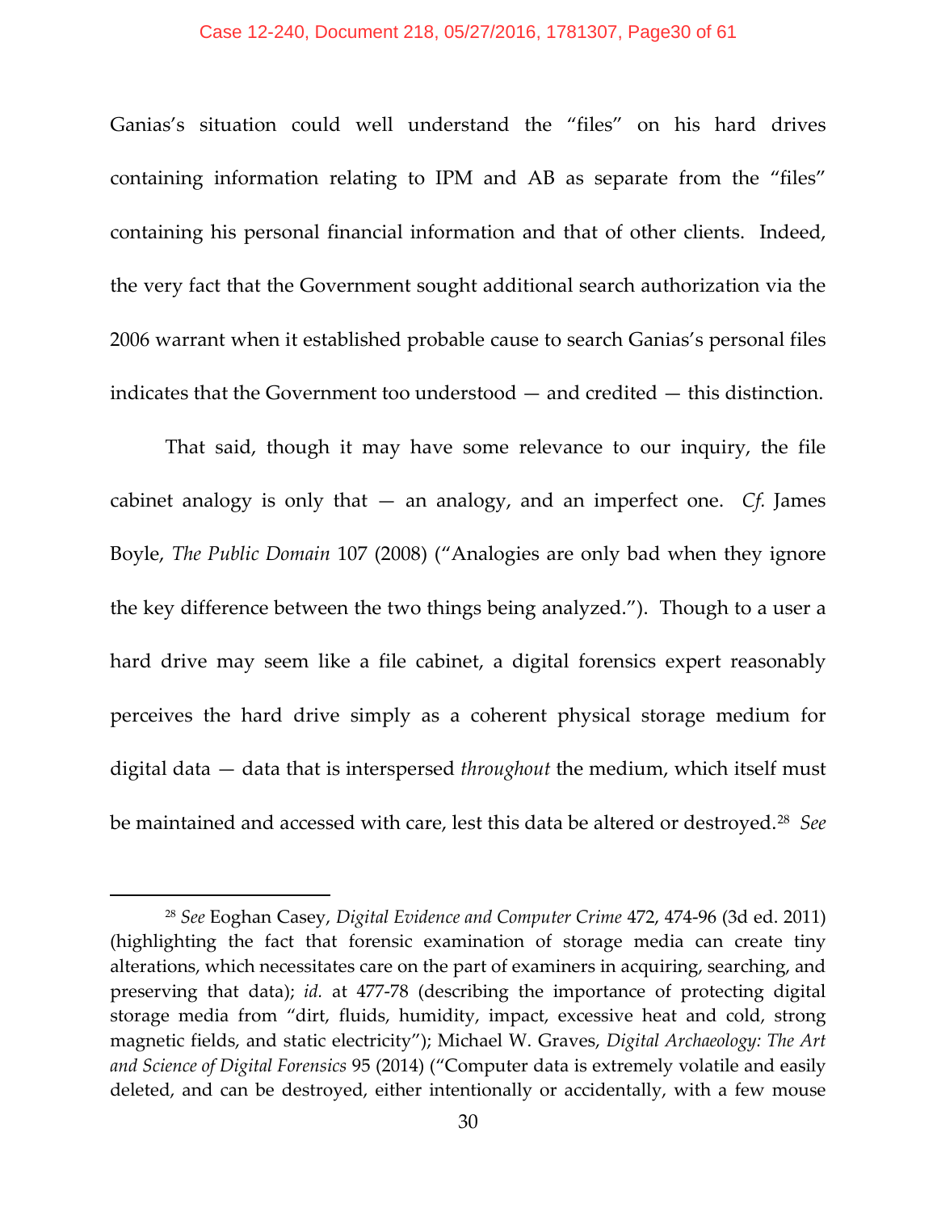Ganias's situation could well understand the "files" on his hard drives containing information relating to IPM and AB as separate from the "files" containing his personal financial information and that of other clients. Indeed, the very fact that the Government sought additional search authorization via the 2006 warrant when it established probable cause to search Ganias's personal files indicates that the Government too understood — and credited — this distinction.

That said, though it may have some relevance to our inquiry, the file cabinet analogy is only that — an analogy, and an imperfect one. *Cf.* James Boyle, *The Public Domain* 107 (2008) ("Analogies are only bad when they ignore the key difference between the two things being analyzed."). Though to a user a hard drive may seem like a file cabinet, a digital forensics expert reasonably perceives the hard drive simply as a coherent physical storage medium for digital data — data that is interspersed *throughout* the medium, which itself must be maintained and accessed with care, lest this data be altered or destroyed.[28] *See*

---

[28] *See* Eoghan Casey, *Digital Evidence and Computer Crime* 472, 474-96 (3d ed. 2011) (highlighting the fact that forensic examination of storage media can create tiny alterations, which necessitates care on the part of examiners in acquiring, searching, and preserving that data); *id.* at 477-78 (describing the importance of protecting digital storage media from "dirt, fluids, humidity, impact, excessive heat and cold, strong magnetic fields, and static electricity"); Michael W. Graves, *Digital Archaeology: The Art and Science of Digital Forensics* 95 (2014) ("Computer data is extremely volatile and easily deleted, and can be destroyed, either intentionally or accidentally, with a few mouse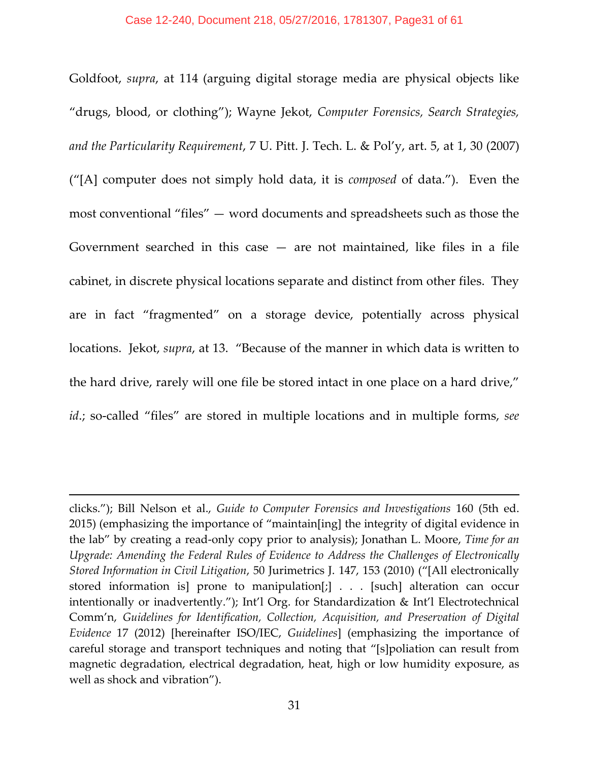Goldfoot, *supra*, at 114 (arguing digital storage media are physical objects like "drugs, blood, or clothing"); Wayne Jekot, *Computer Forensics, Search Strategies, and the Particularity Requirement*, 7 U. Pitt. J. Tech. L. & Pol'y, art. 5, at 1, 30 (2007) ("[A] computer does not simply hold data, it is *composed* of data."). Even the most conventional "files" — word documents and spreadsheets such as those the Government searched in this case — are not maintained, like files in a file cabinet, in discrete physical locations separate and distinct from other files. They are in fact "fragmented" on a storage device, potentially across physical locations. Jekot, *supra*, at 13. "Because of the manner in which data is written to the hard drive, rarely will one file be stored intact in one place on a hard drive," *id.*; so-called "files" are stored in multiple locations and in multiple forms, *see*

---

clicks."); Bill Nelson et al., *Guide to Computer Forensics and Investigations* 160 (5th ed. 2015) (emphasizing the importance of "maintain[ing] the integrity of digital evidence in the lab" by creating a read-only copy prior to analysis); Jonathan L. Moore, *Time for an Upgrade: Amending the Federal Rules of Evidence to Address the Challenges of Electronically Stored Information in Civil Litigation*, 50 Jurimetrics J. 147, 153 (2010) ("[All electronically stored information is] prone to manipulation[;] . . . [such] alteration can occur intentionally or inadvertently."); Int'l Org. for Standardization & Int'l Electrotechnical Comm'n, *Guidelines for Identification, Collection, Acquisition, and Preservation of Digital Evidence* 17 (2012) [hereinafter ISO/IEC, *Guidelines*] (emphasizing the importance of careful storage and transport techniques and noting that "[s]poliation can result from magnetic degradation, electrical degradation, heat, high or low humidity exposure, as well as shock and vibration").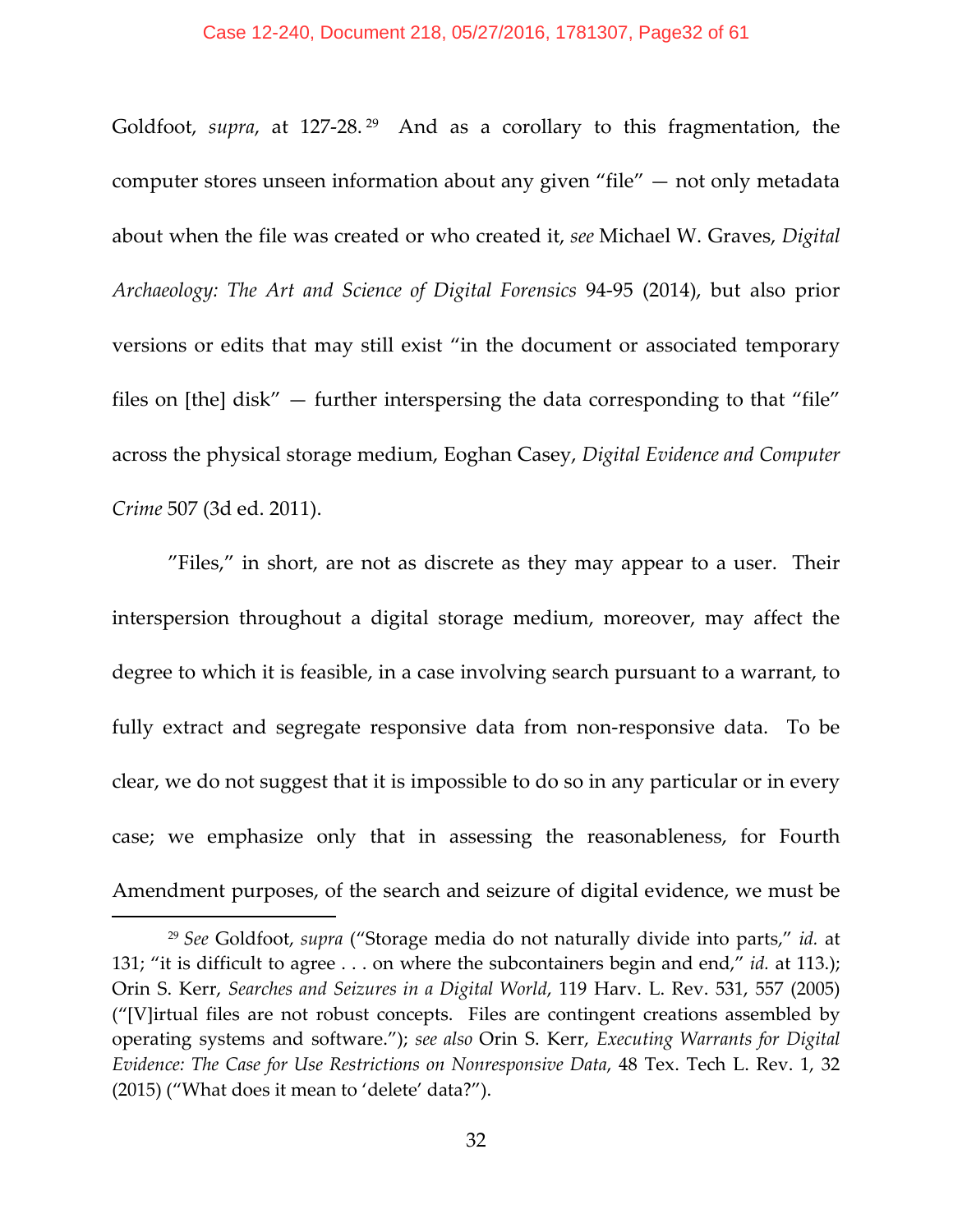Goldfoot, *supra*, at 127-28.[29] And as a corollary to this fragmentation, the computer stores unseen information about any given "file" — not only metadata about when the file was created or who created it, *see* Michael W. Graves, *Digital Archaeology: The Art and Science of Digital Forensics* 94-95 (2014), but also prior versions or edits that may still exist "in the document or associated temporary files on [the] disk" — further interspersing the data corresponding to that "file" across the physical storage medium, Eoghan Casey, *Digital Evidence and Computer Crime* 507 (3d ed. 2011).

"Files," in short, are not as discrete as they may appear to a user. Their interspersion throughout a digital storage medium, moreover, may affect the degree to which it is feasible, in a case involving search pursuant to a warrant, to fully extract and segregate responsive data from non-responsive data. To be clear, we do not suggest that it is impossible to do so in any particular or in every case; we emphasize only that in assessing the reasonableness, for Fourth Amendment purposes, of the search and seizure of digital evidence, we must be

---

[29] *See* Goldfoot, *supra* ("Storage media do not naturally divide into parts," *id.* at 131; "it is difficult to agree . . . on where the subcontainers begin and end," *id.* at 113.); Orin S. Kerr, *Searches and Seizures in a Digital World*, 119 Harv. L. Rev. 531, 557 (2005) ("[V]irtual files are not robust concepts. Files are contingent creations assembled by operating systems and software."); *see also* Orin S. Kerr, *Executing Warrants for Digital Evidence: The Case for Use Restrictions on Nonresponsive Data*, 48 Tex. Tech L. Rev. 1, 32 (2015) ("What does it mean to 'delete' data?").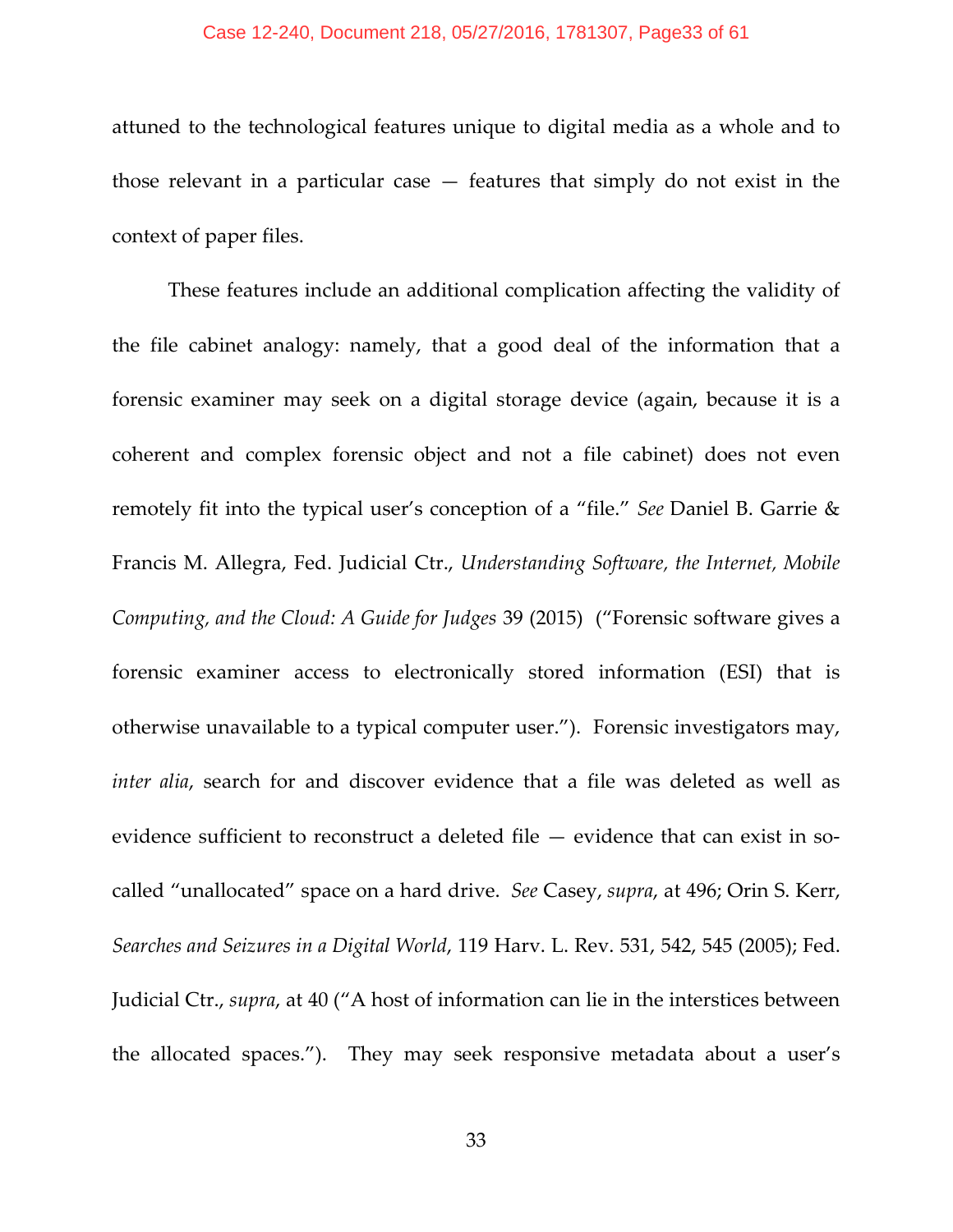attuned to the technological features unique to digital media as a whole and to those relevant in a particular case — features that simply do not exist in the context of paper files.

These features include an additional complication affecting the validity of the file cabinet analogy: namely, that a good deal of the information that a forensic examiner may seek on a digital storage device (again, because it is a coherent and complex forensic object and not a file cabinet) does not even remotely fit into the typical user's conception of a "file." *See* Daniel B. Garrie & Francis M. Allegra, Fed. Judicial Ctr., *Understanding Software, the Internet, Mobile Computing, and the Cloud: A Guide for Judges* 39 (2015) ("Forensic software gives a forensic examiner access to electronically stored information (ESI) that is otherwise unavailable to a typical computer user."). Forensic investigators may, *inter alia*, search for and discover evidence that a file was deleted as well as evidence sufficient to reconstruct a deleted file — evidence that can exist in so-called "unallocated" space on a hard drive. *See* Casey, *supra*, at 496; Orin S. Kerr, *Searches and Seizures in a Digital World*, 119 Harv. L. Rev. 531, 542, 545 (2005); Fed. Judicial Ctr., *supra*, at 40 ("A host of information can lie in the interstices between the allocated spaces."). They may seek responsive metadata about a user's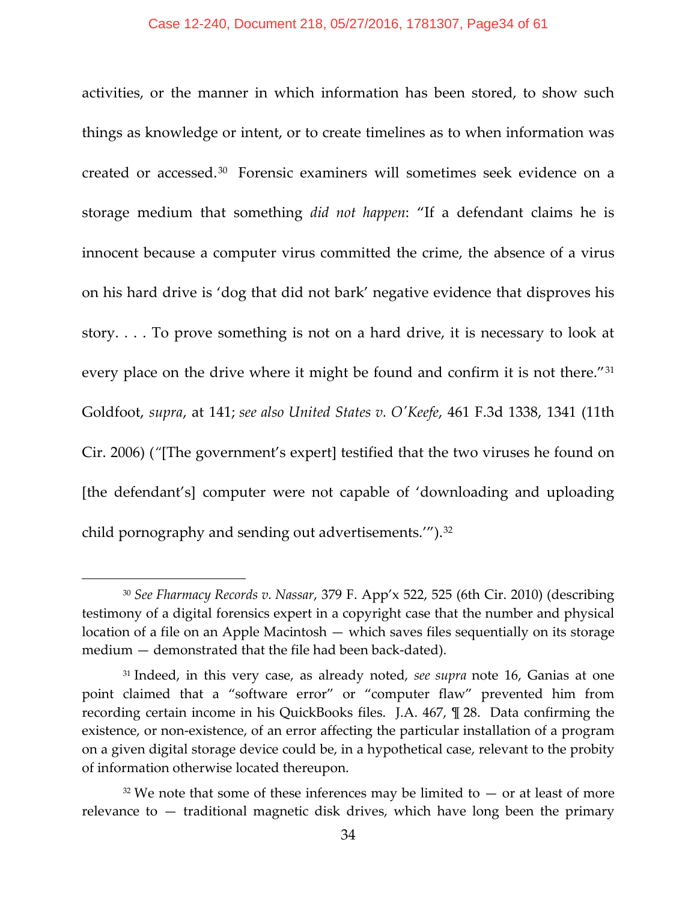activities, or the manner in which information has been stored, to show such things as knowledge or intent, or to create timelines as to when information was created or accessed.[30] Forensic examiners will sometimes seek evidence on a storage medium that something *did not happen*: "If a defendant claims he is innocent because a computer virus committed the crime, the absence of a virus on his hard drive is 'dog that did not bark' negative evidence that disproves his story. . . . To prove something is not on a hard drive, it is necessary to look at every place on the drive where it might be found and confirm it is not there."[31] Goldfoot, *supra*, at 141; *see also United States v. O'Keefe*, 461 F.3d 1338, 1341 (11th Cir. 2006) ("[The government's expert] testified that the two viruses he found on [the defendant's] computer were not capable of 'downloading and uploading child pornography and sending out advertisements.'").[32]

---

[30] *See Fharmacy Records v. Nassar*, 379 F. App'x 522, 525 (6th Cir. 2010) (describing testimony of a digital forensics expert in a copyright case that the number and physical location of a file on an Apple Macintosh — which saves files sequentially on its storage medium — demonstrated that the file had been back-dated).

[31] Indeed, in this very case, as already noted, *see supra* note 16, Ganias at one point claimed that a "software error" or "computer flaw" prevented him from recording certain income in his QuickBooks files. J.A. 467, ¶ 28. Data confirming the existence, or non-existence, of an error affecting the particular installation of a program on a given digital storage device could be, in a hypothetical case, relevant to the probity of information otherwise located thereupon.

[32] We note that some of these inferences may be limited to — or at least of more relevance to — traditional magnetic disk drives, which have long been the primary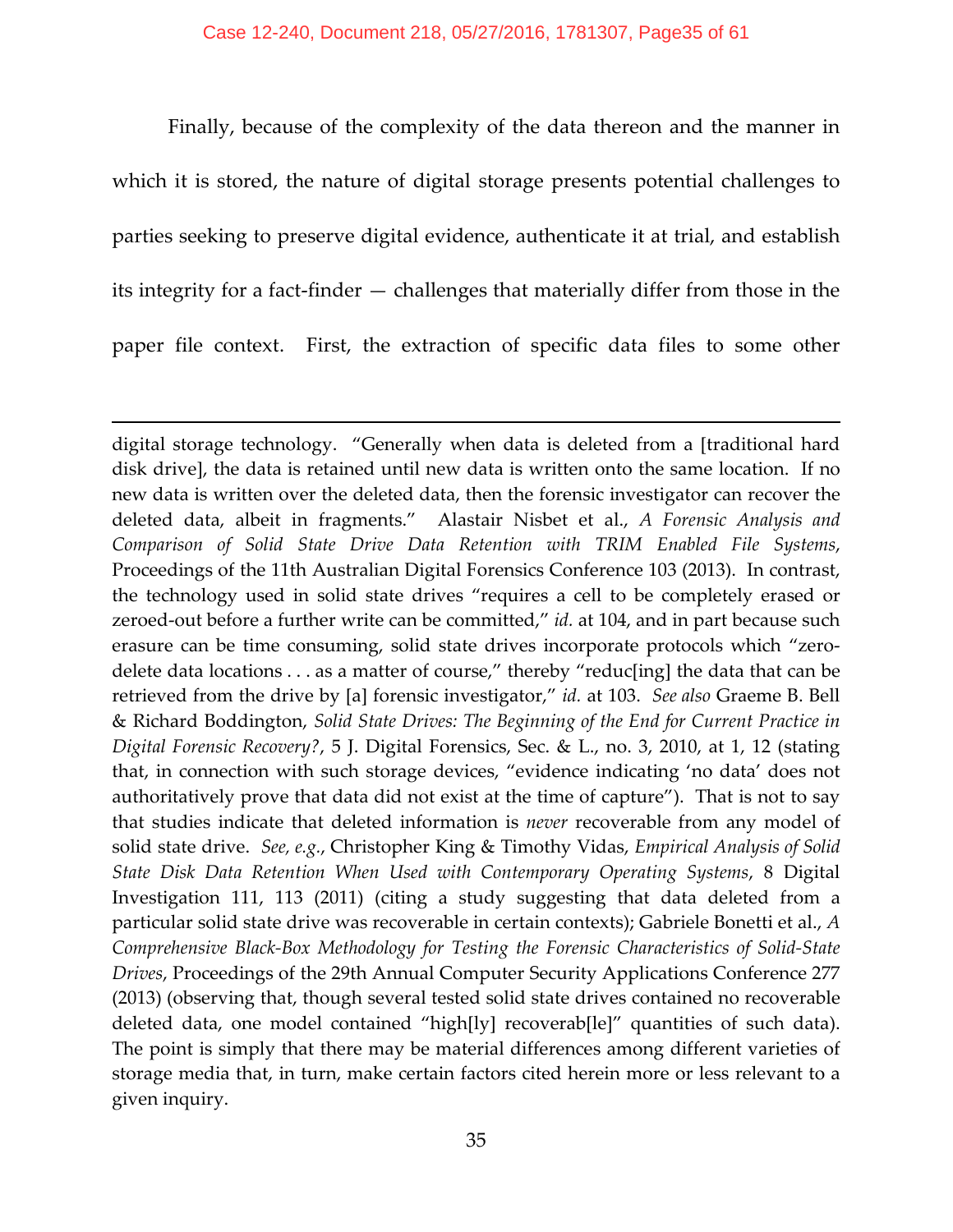Finally, because of the complexity of the data thereon and the manner in which it is stored, the nature of digital storage presents potential challenges to parties seeking to preserve digital evidence, authenticate it at trial, and establish its integrity for a fact-finder — challenges that materially differ from those in the paper file context. First, the extraction of specific data files to some other

---

digital storage technology. "Generally when data is deleted from a [traditional hard disk drive], the data is retained until new data is written onto the same location. If no new data is written over the deleted data, then the forensic investigator can recover the deleted data, albeit in fragments." Alastair Nisbet et al., *A Forensic Analysis and Comparison of Solid State Drive Data Retention with TRIM Enabled File Systems*, Proceedings of the 11th Australian Digital Forensics Conference 103 (2013). In contrast, the technology used in solid state drives "requires a cell to be completely erased or zeroed-out before a further write can be committed," *id.* at 104, and in part because such erasure can be time consuming, solid state drives incorporate protocols which "zero-delete data locations . . . as a matter of course," thereby "reduc[ing] the data that can be retrieved from the drive by [a] forensic investigator," *id.* at 103. *See also* Graeme B. Bell & Richard Boddington, *Solid State Drives: The Beginning of the End for Current Practice in Digital Forensic Recovery?*, 5 J. Digital Forensics, Sec. & L., no. 3, 2010, at 1, 12 (stating that, in connection with such storage devices, "evidence indicating 'no data' does not authoritatively prove that data did not exist at the time of capture"). That is not to say that studies indicate that deleted information is *never* recoverable from any model of solid state drive. *See, e.g.*, Christopher King & Timothy Vidas, *Empirical Analysis of Solid State Disk Data Retention When Used with Contemporary Operating Systems*, 8 Digital Investigation 111, 113 (2011) (citing a study suggesting that data deleted from a particular solid state drive was recoverable in certain contexts); Gabriele Bonetti et al., *A Comprehensive Black-Box Methodology for Testing the Forensic Characteristics of Solid-State Drives*, Proceedings of the 29th Annual Computer Security Applications Conference 277 (2013) (observing that, though several tested solid state drives contained no recoverable deleted data, one model contained "high[ly] recoverab[le]" quantities of such data). The point is simply that there may be material differences among different varieties of storage media that, in turn, make certain factors cited herein more or less relevant to a given inquiry.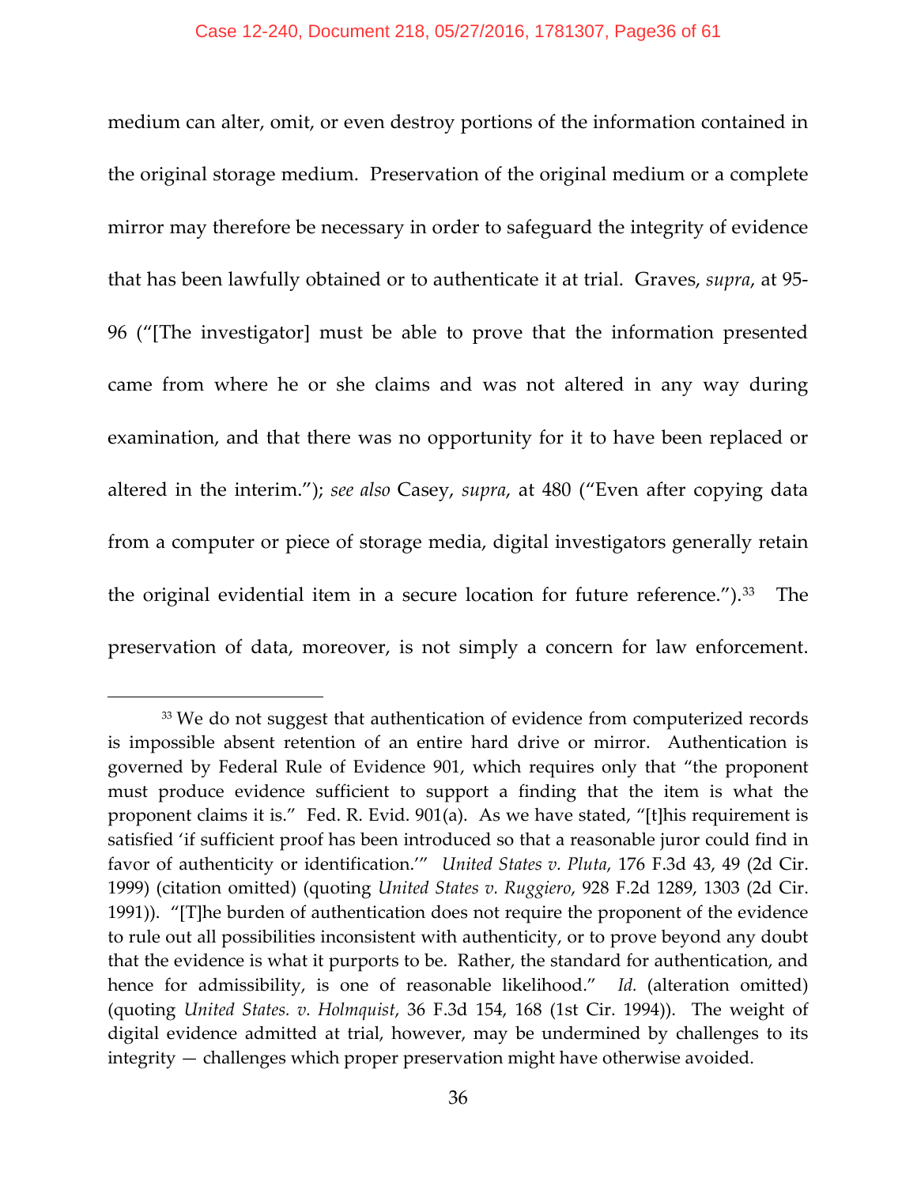medium can alter, omit, or even destroy portions of the information contained in the original storage medium. Preservation of the original medium or a complete mirror may therefore be necessary in order to safeguard the integrity of evidence that has been lawfully obtained or to authenticate it at trial. Graves, *supra*, at 95-96 ("[The investigator] must be able to prove that the information presented came from where he or she claims and was not altered in any way during examination, and that there was no opportunity for it to have been replaced or altered in the interim."); *see also* Casey, *supra*, at 480 ("Even after copying data from a computer or piece of storage media, digital investigators generally retain the original evidential item in a secure location for future reference.").[33] The preservation of data, moreover, is not simply a concern for law enforcement.

---

[33] We do not suggest that authentication of evidence from computerized records is impossible absent retention of an entire hard drive or mirror. Authentication is governed by Federal Rule of Evidence 901, which requires only that "the proponent must produce evidence sufficient to support a finding that the item is what the proponent claims it is." Fed. R. Evid. 901(a). As we have stated, "[t]his requirement is satisfied 'if sufficient proof has been introduced so that a reasonable juror could find in favor of authenticity or identification.'" *United States v. Pluta*, 176 F.3d 43, 49 (2d Cir. 1999) (citation omitted) (quoting *United States v. Ruggiero*, 928 F.2d 1289, 1303 (2d Cir. 1991)). "[T]he burden of authentication does not require the proponent of the evidence to rule out all possibilities inconsistent with authenticity, or to prove beyond any doubt that the evidence is what it purports to be. Rather, the standard for authentication, and hence for admissibility, is one of reasonable likelihood." *Id.* (alteration omitted) (quoting *United States. v. Holmquist*, 36 F.3d 154, 168 (1st Cir. 1994)). The weight of digital evidence admitted at trial, however, may be undermined by challenges to its integrity — challenges which proper preservation might have otherwise avoided.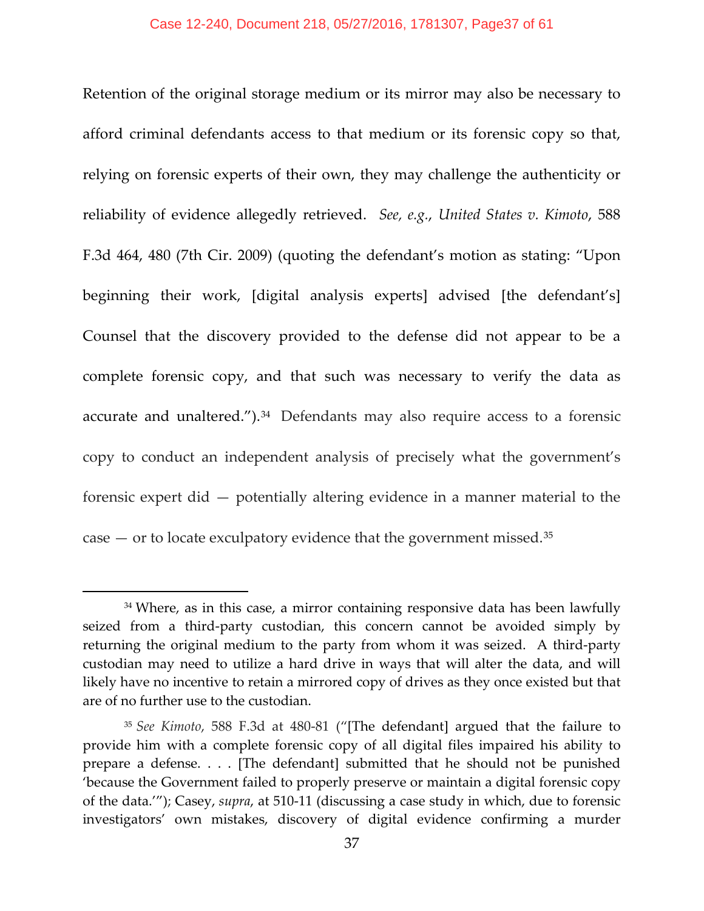Retention of the original storage medium or its mirror may also be necessary to afford criminal defendants access to that medium or its forensic copy so that, relying on forensic experts of their own, they may challenge the authenticity or reliability of evidence allegedly retrieved. *See, e.g.*, *United States v. Kimoto*, 588 F.3d 464, 480 (7th Cir. 2009) (quoting the defendant's motion as stating: "Upon beginning their work, [digital analysis experts] advised [the defendant's] Counsel that the discovery provided to the defense did not appear to be a complete forensic copy, and that such was necessary to verify the data as accurate and unaltered.").[34] Defendants may also require access to a forensic copy to conduct an independent analysis of precisely what the government's forensic expert did — potentially altering evidence in a manner material to the case — or to locate exculpatory evidence that the government missed.[35]

---

[34] Where, as in this case, a mirror containing responsive data has been lawfully seized from a third-party custodian, this concern cannot be avoided simply by returning the original medium to the party from whom it was seized. A third-party custodian may need to utilize a hard drive in ways that will alter the data, and will likely have no incentive to retain a mirrored copy of drives as they once existed but that are of no further use to the custodian.

[35] *See Kimoto*, 588 F.3d at 480-81 ("[The defendant] argued that the failure to provide him with a complete forensic copy of all digital files impaired his ability to prepare a defense. . . . [The defendant] submitted that he should not be punished 'because the Government failed to properly preserve or maintain a digital forensic copy of the data.'"); Casey, *supra*, at 510-11 (discussing a case study in which, due to forensic investigators' own mistakes, discovery of digital evidence confirming a murder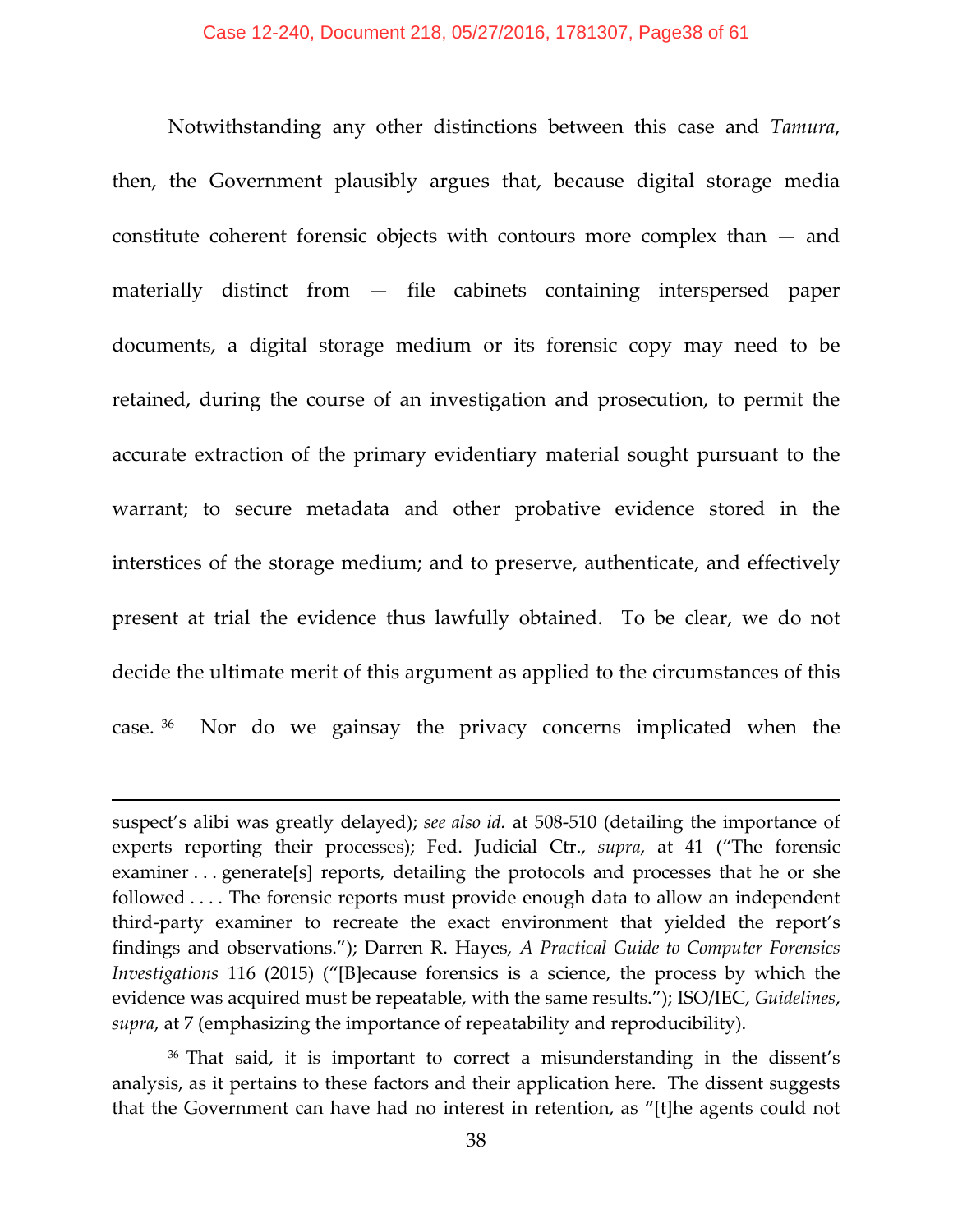Notwithstanding any other distinctions between this case and *Tamura*, then, the Government plausibly argues that, because digital storage media constitute coherent forensic objects with contours more complex than — and materially distinct from — file cabinets containing interspersed paper documents, a digital storage medium or its forensic copy may need to be retained, during the course of an investigation and prosecution, to permit the accurate extraction of the primary evidentiary material sought pursuant to the warrant; to secure metadata and other probative evidence stored in the interstices of the storage medium; and to preserve, authenticate, and effectively present at trial the evidence thus lawfully obtained. To be clear, we do not decide the ultimate merit of this argument as applied to the circumstances of this case.[36] Nor do we gainsay the privacy concerns implicated when the

---

suspect's alibi was greatly delayed); *see also id.* at 508-510 (detailing the importance of experts reporting their processes); Fed. Judicial Ctr., *supra*, at 41 ("The forensic examiner . . . generate[s] reports, detailing the protocols and processes that he or she followed . . . . The forensic reports must provide enough data to allow an independent third-party examiner to recreate the exact environment that yielded the report's findings and observations."); Darren R. Hayes, *A Practical Guide to Computer Forensics Investigations* 116 (2015) ("[B]ecause forensics is a science, the process by which the evidence was acquired must be repeatable, with the same results."); ISO/IEC, *Guidelines*, *supra*, at 7 (emphasizing the importance of repeatability and reproducibility).

[36] That said, it is important to correct a misunderstanding in the dissent's analysis, as it pertains to these factors and their application here. The dissent suggests that the Government can have had no interest in retention, as "[t]he agents could not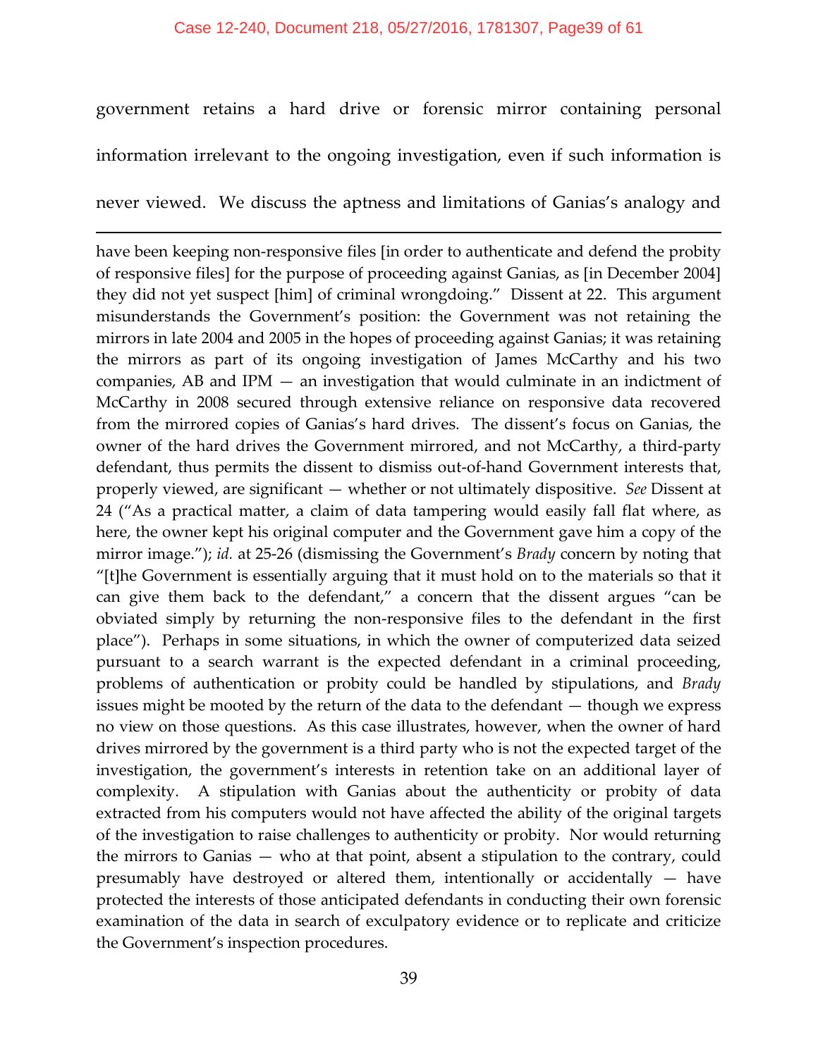government retains a hard drive or forensic mirror containing personal information irrelevant to the ongoing investigation, even if such information is never viewed. We discuss the aptness and limitations of Ganias's analogy and

---

have been keeping non-responsive files [in order to authenticate and defend the probity of responsive files] for the purpose of proceeding against Ganias, as [in December 2004] they did not yet suspect [him] of criminal wrongdoing." Dissent at 22. This argument misunderstands the Government's position: the Government was not retaining the mirrors in late 2004 and 2005 in the hopes of proceeding against Ganias; it was retaining the mirrors as part of its ongoing investigation of James McCarthy and his two companies, AB and IPM — an investigation that would culminate in an indictment of McCarthy in 2008 secured through extensive reliance on responsive data recovered from the mirrored copies of Ganias's hard drives. The dissent's focus on Ganias, the owner of the hard drives the Government mirrored, and not McCarthy, a third-party defendant, thus permits the dissent to dismiss out-of-hand Government interests that, properly viewed, are significant — whether or not ultimately dispositive. *See* Dissent at 24 ("As a practical matter, a claim of data tampering would easily fall flat where, as here, the owner kept his original computer and the Government gave him a copy of the mirror image."); *id.* at 25-26 (dismissing the Government's *Brady* concern by noting that "[t]he Government is essentially arguing that it must hold on to the materials so that it can give them back to the defendant," a concern that the dissent argues "can be obviated simply by returning the non-responsive files to the defendant in the first place"). Perhaps in some situations, in which the owner of computerized data seized pursuant to a search warrant is the expected defendant in a criminal proceeding, problems of authentication or probity could be handled by stipulations, and *Brady* issues might be mooted by the return of the data to the defendant — though we express no view on those questions. As this case illustrates, however, when the owner of hard drives mirrored by the government is a third party who is not the expected target of the investigation, the government's interests in retention take on an additional layer of complexity. A stipulation with Ganias about the authenticity or probity of data extracted from his computers would not have affected the ability of the original targets of the investigation to raise challenges to authenticity or probity. Nor would returning the mirrors to Ganias — who at that point, absent a stipulation to the contrary, could presumably have destroyed or altered them, intentionally or accidentally — have protected the interests of those anticipated defendants in conducting their own forensic examination of the data in search of exculpatory evidence or to replicate and criticize the Government's inspection procedures.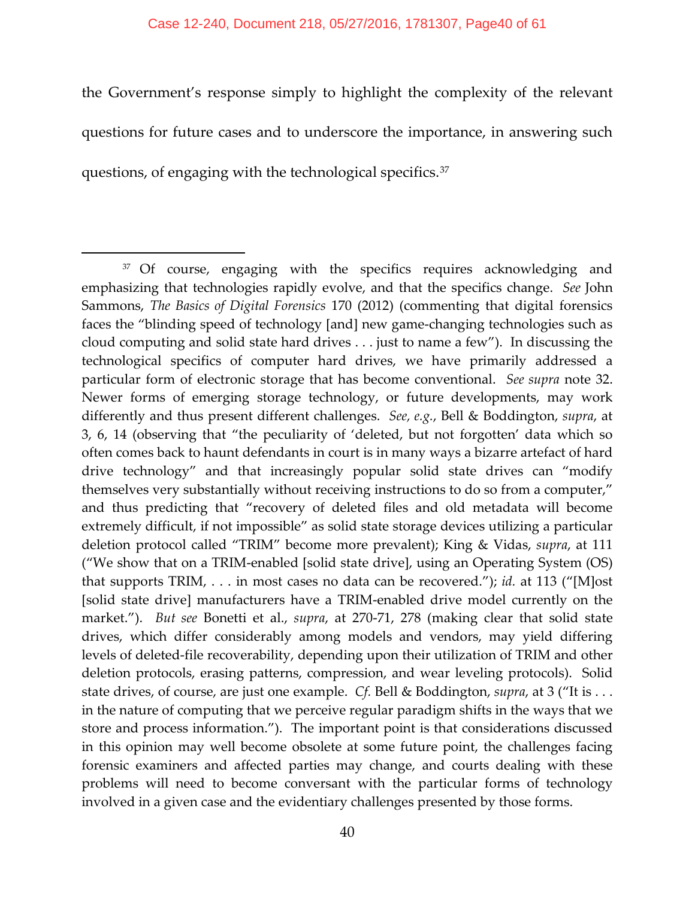the Government's response simply to highlight the complexity of the relevant questions for future cases and to underscore the importance, in answering such questions, of engaging with the technological specifics.[37]

---

[37] Of course, engaging with the specifics requires acknowledging and emphasizing that technologies rapidly evolve, and that the specifics change. *See* John Sammons, *The Basics of Digital Forensics* 170 (2012) (commenting that digital forensics faces the "blinding speed of technology [and] new game-changing technologies such as cloud computing and solid state hard drives . . . just to name a few"). In discussing the technological specifics of computer hard drives, we have primarily addressed a particular form of electronic storage that has become conventional. *See supra* note 32. Newer forms of emerging storage technology, or future developments, may work differently and thus present different challenges. *See, e.g.*, Bell & Boddington, *supra*, at 3, 6, 14 (observing that "the peculiarity of 'deleted, but not forgotten' data which so often comes back to haunt defendants in court is in many ways a bizarre artefact of hard drive technology" and that increasingly popular solid state drives can "modify themselves very substantially without receiving instructions to do so from a computer," and thus predicting that "recovery of deleted files and old metadata will become extremely difficult, if not impossible" as solid state storage devices utilizing a particular deletion protocol called "TRIM" become more prevalent); King & Vidas, *supra*, at 111 ("We show that on a TRIM-enabled [solid state drive], using an Operating System (OS) that supports TRIM, . . . in most cases no data can be recovered."); *id.* at 113 ("[M]ost [solid state drive] manufacturers have a TRIM-enabled drive model currently on the market."). *But see* Bonetti et al., *supra*, at 270-71, 278 (making clear that solid state drives, which differ considerably among models and vendors, may yield differing levels of deleted-file recoverability, depending upon their utilization of TRIM and other deletion protocols, erasing patterns, compression, and wear leveling protocols). Solid state drives, of course, are just one example. *Cf.* Bell & Boddington, *supra*, at 3 ("It is . . . in the nature of computing that we perceive regular paradigm shifts in the ways that we store and process information."). The important point is that considerations discussed in this opinion may well become obsolete at some future point, the challenges facing forensic examiners and affected parties may change, and courts dealing with these problems will need to become conversant with the particular forms of technology involved in a given case and the evidentiary challenges presented by those forms.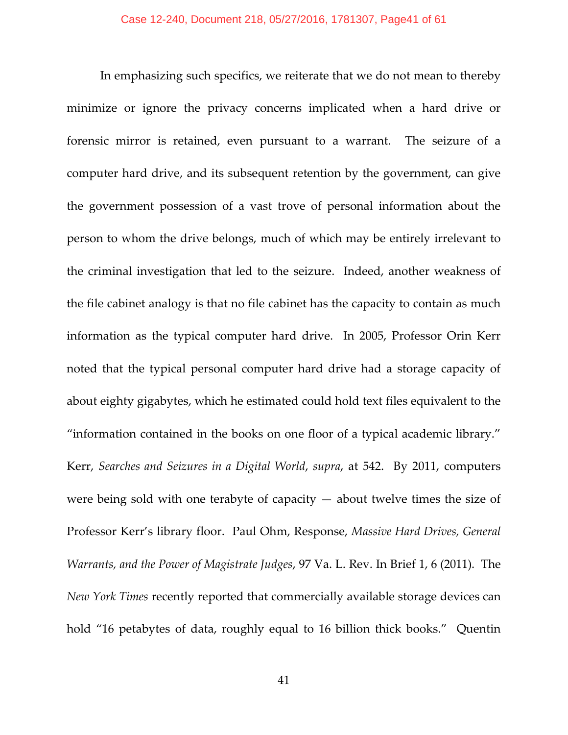In emphasizing such specifics, we reiterate that we do not mean to thereby minimize or ignore the privacy concerns implicated when a hard drive or forensic mirror is retained, even pursuant to a warrant. The seizure of a computer hard drive, and its subsequent retention by the government, can give the government possession of a vast trove of personal information about the person to whom the drive belongs, much of which may be entirely irrelevant to the criminal investigation that led to the seizure. Indeed, another weakness of the file cabinet analogy is that no file cabinet has the capacity to contain as much information as the typical computer hard drive. In 2005, Professor Orin Kerr noted that the typical personal computer hard drive had a storage capacity of about eighty gigabytes, which he estimated could hold text files equivalent to the "information contained in the books on one floor of a typical academic library." Kerr, *Searches and Seizures in a Digital World*, *supra*, at 542. By 2011, computers were being sold with one terabyte of capacity — about twelve times the size of Professor Kerr's library floor. Paul Ohm, Response, *Massive Hard Drives, General Warrants, and the Power of Magistrate Judges*, 97 Va. L. Rev. In Brief 1, 6 (2011). The *New York Times* recently reported that commercially available storage devices can hold "16 petabytes of data, roughly equal to 16 billion thick books." Quentin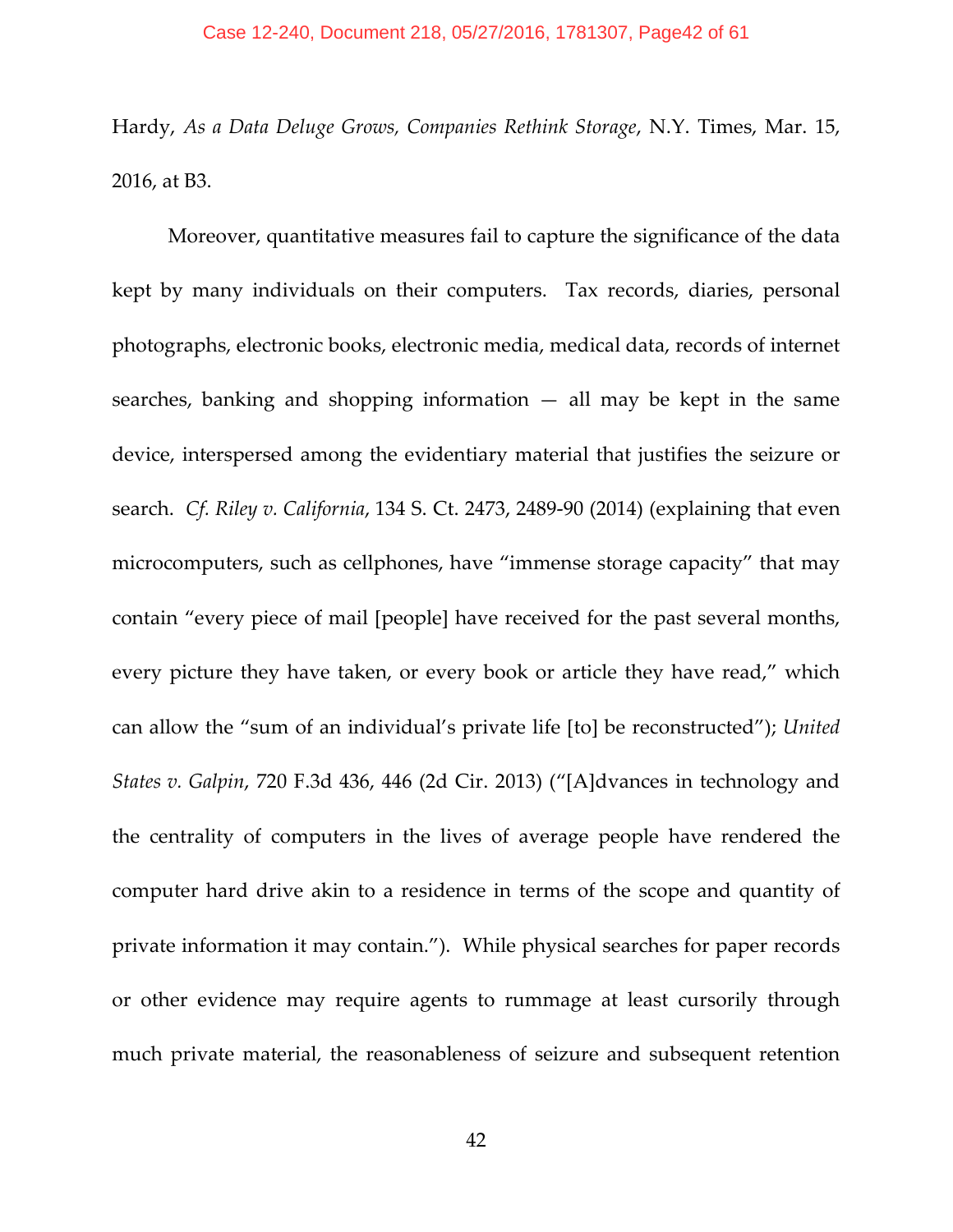Hardy, *As a Data Deluge Grows, Companies Rethink Storage*, N.Y. Times, Mar. 15, 2016, at B3.

Moreover, quantitative measures fail to capture the significance of the data kept by many individuals on their computers. Tax records, diaries, personal photographs, electronic books, electronic media, medical data, records of internet searches, banking and shopping information — all may be kept in the same device, interspersed among the evidentiary material that justifies the seizure or search. *Cf. Riley v. California*, 134 S. Ct. 2473, 2489-90 (2014) (explaining that even microcomputers, such as cellphones, have "immense storage capacity" that may contain "every piece of mail [people] have received for the past several months, every picture they have taken, or every book or article they have read," which can allow the "sum of an individual's private life [to] be reconstructed"); *United States v. Galpin*, 720 F.3d 436, 446 (2d Cir. 2013) ("[A]dvances in technology and the centrality of computers in the lives of average people have rendered the computer hard drive akin to a residence in terms of the scope and quantity of private information it may contain."). While physical searches for paper records or other evidence may require agents to rummage at least cursorily through much private material, the reasonableness of seizure and subsequent retention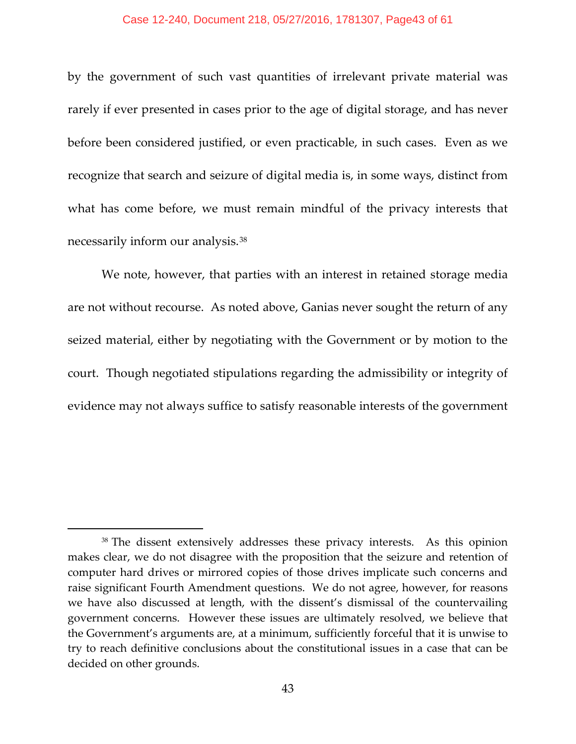by the government of such vast quantities of irrelevant private material was rarely if ever presented in cases prior to the age of digital storage, and has never before been considered justified, or even practicable, in such cases. Even as we recognize that search and seizure of digital media is, in some ways, distinct from what has come before, we must remain mindful of the privacy interests that necessarily inform our analysis.[38]

We note, however, that parties with an interest in retained storage media are not without recourse. As noted above, Ganias never sought the return of any seized material, either by negotiating with the Government or by motion to the court. Though negotiated stipulations regarding the admissibility or integrity of evidence may not always suffice to satisfy reasonable interests of the government

---

[38] The dissent extensively addresses these privacy interests. As this opinion makes clear, we do not disagree with the proposition that the seizure and retention of computer hard drives or mirrored copies of those drives implicate such concerns and raise significant Fourth Amendment questions. We do not agree, however, for reasons we have also discussed at length, with the dissent's dismissal of the countervailing government concerns. However these issues are ultimately resolved, we believe that the Government's arguments are, at a minimum, sufficiently forceful that it is unwise to try to reach definitive conclusions about the constitutional issues in a case that can be decided on other grounds.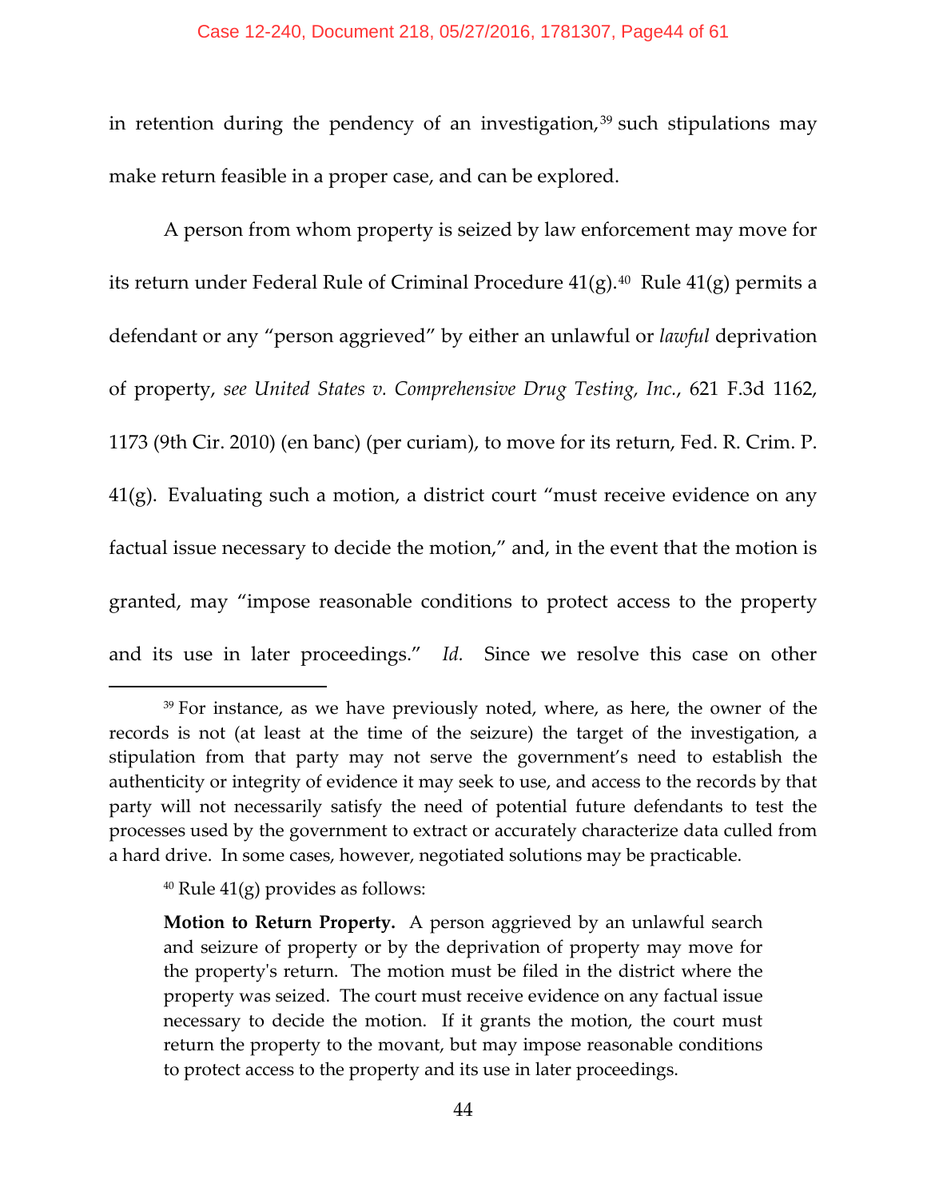in retention during the pendency of an investigation,[39] such stipulations may make return feasible in a proper case, and can be explored.

A person from whom property is seized by law enforcement may move for its return under Federal Rule of Criminal Procedure 41(g).[40] Rule 41(g) permits a defendant or any "person aggrieved" by either an unlawful or *lawful* deprivation of property, *see United States v. Comprehensive Drug Testing, Inc.*, 621 F.3d 1162, 1173 (9th Cir. 2010) (en banc) (per curiam), to move for its return, Fed. R. Crim. P. 41(g). Evaluating such a motion, a district court "must receive evidence on any factual issue necessary to decide the motion," and, in the event that the motion is granted, may "impose reasonable conditions to protect access to the property and its use in later proceedings." *Id.* Since we resolve this case on other

---

[39] For instance, as we have previously noted, where, as here, the owner of the records is not (at least at the time of the seizure) the target of the investigation, a stipulation from that party may not serve the government's need to establish the authenticity or integrity of evidence it may seek to use, and access to the records by that party will not necessarily satisfy the need of potential future defendants to test the processes used by the government to extract or accurately characterize data culled from a hard drive. In some cases, however, negotiated solutions may be practicable.

[40] Rule 41(g) provides as follows:

> **Motion to Return Property.** A person aggrieved by an unlawful search and seizure of property or by the deprivation of property may move for the property's return. The motion must be filed in the district where the property was seized. The court must receive evidence on any factual issue necessary to decide the motion. If it grants the motion, the court must return the property to the movant, but may impose reasonable conditions to protect access to the property and its use in later proceedings.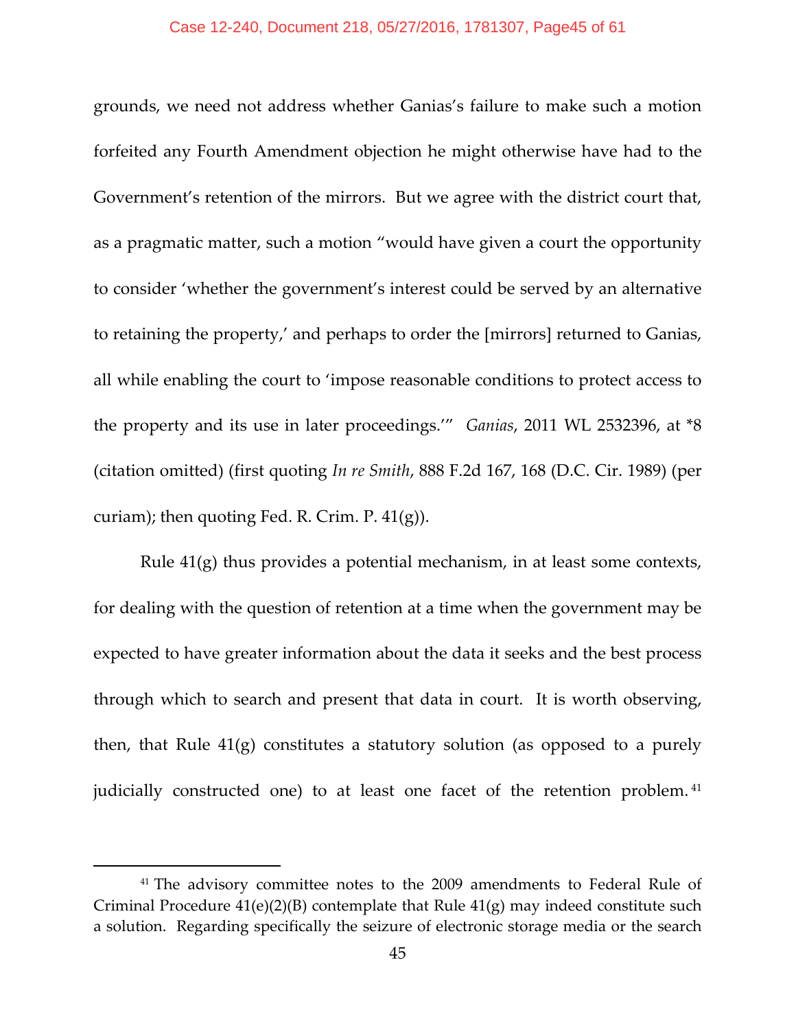grounds, we need not address whether Ganias's failure to make such a motion forfeited any Fourth Amendment objection he might otherwise have had to the Government's retention of the mirrors. But we agree with the district court that, as a pragmatic matter, such a motion "would have given a court the opportunity to consider 'whether the government's interest could be served by an alternative to retaining the property,' and perhaps to order the [mirrors] returned to Ganias, all while enabling the court to 'impose reasonable conditions to protect access to the property and its use in later proceedings.'" *Ganias*, 2011 WL 2532396, at *8 (citation omitted) (first quoting *In re Smith*, 888 F.2d 167, 168 (D.C. Cir. 1989) (per curiam); then quoting Fed. R. Crim. P. 41(g)).

Rule 41(g) thus provides a potential mechanism, in at least some contexts, for dealing with the question of retention at a time when the government may be expected to have greater information about the data it seeks and the best process through which to search and present that data in court. It is worth observing, then, that Rule 41(g) constitutes a statutory solution (as opposed to a purely judicially constructed one) to at least one facet of the retention problem.[41]

---

[41] The advisory committee notes to the 2009 amendments to Federal Rule of Criminal Procedure 41(e)(2)(B) contemplate that Rule 41(g) may indeed constitute such a solution. Regarding specifically the seizure of electronic storage media or the search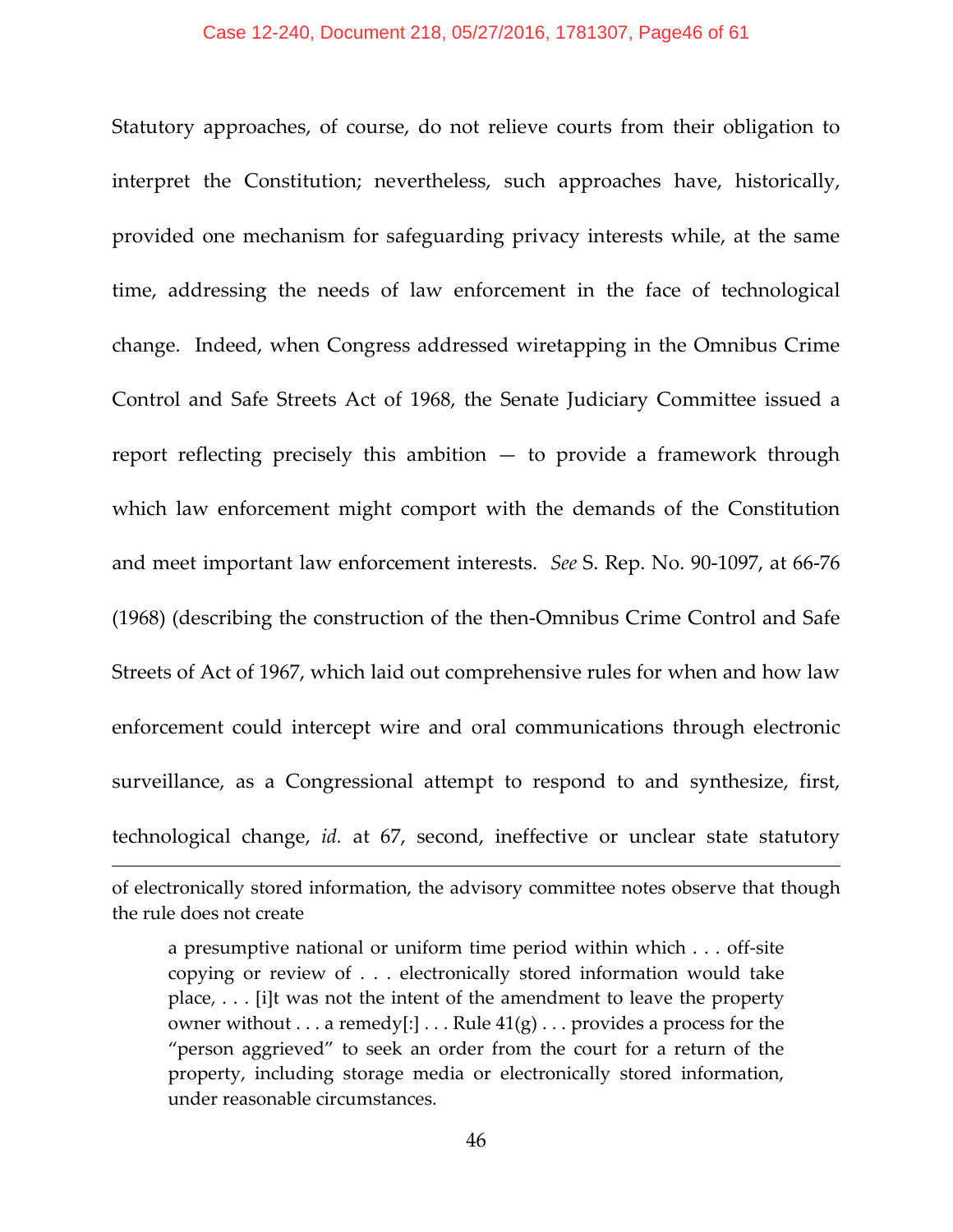Statutory approaches, of course, do not relieve courts from their obligation to interpret the Constitution; nevertheless, such approaches have, historically, provided one mechanism for safeguarding privacy interests while, at the same time, addressing the needs of law enforcement in the face of technological change. Indeed, when Congress addressed wiretapping in the Omnibus Crime Control and Safe Streets Act of 1968, the Senate Judiciary Committee issued a report reflecting precisely this ambition — to provide a framework through which law enforcement might comport with the demands of the Constitution and meet important law enforcement interests. *See* S. Rep. No. 90-1097, at 66-76 (1968) (describing the construction of the then-Omnibus Crime Control and Safe Streets of Act of 1967, which laid out comprehensive rules for when and how law enforcement could intercept wire and oral communications through electronic surveillance, as a Congressional attempt to respond to and synthesize, first, technological change, *id.* at 67, second, ineffective or unclear state statutory

---

of electronically stored information, the advisory committee notes observe that though the rule does not create

> a presumptive national or uniform time period within which . . . off-site copying or review of . . . electronically stored information would take place, . . . [i]t was not the intent of the amendment to leave the property owner without . . . a remedy[:] . . . Rule 41(g) . . . provides a process for the "person aggrieved" to seek an order from the court for a return of the property, including storage media or electronically stored information, under reasonable circumstances.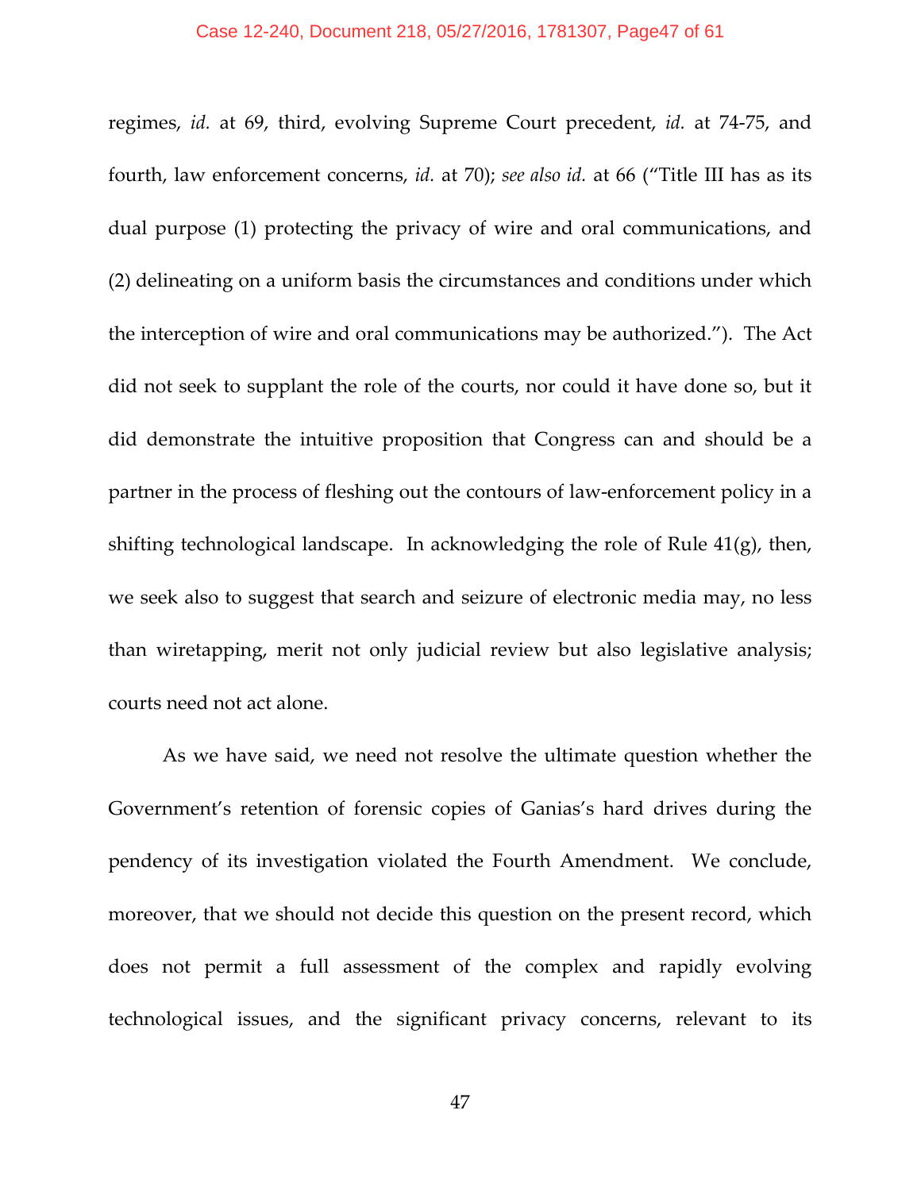regimes, *id.* at 69, third, evolving Supreme Court precedent, *id.* at 74-75, and fourth, law enforcement concerns, *id.* at 70); *see also id.* at 66 ("Title III has as its dual purpose (1) protecting the privacy of wire and oral communications, and (2) delineating on a uniform basis the circumstances and conditions under which the interception of wire and oral communications may be authorized."). The Act did not seek to supplant the role of the courts, nor could it have done so, but it did demonstrate the intuitive proposition that Congress can and should be a partner in the process of fleshing out the contours of law-enforcement policy in a shifting technological landscape. In acknowledging the role of Rule 41(g), then, we seek also to suggest that search and seizure of electronic media may, no less than wiretapping, merit not only judicial review but also legislative analysis; courts need not act alone.

As we have said, we need not resolve the ultimate question whether the Government's retention of forensic copies of Ganias's hard drives during the pendency of its investigation violated the Fourth Amendment. We conclude, moreover, that we should not decide this question on the present record, which does not permit a full assessment of the complex and rapidly evolving technological issues, and the significant privacy concerns, relevant to its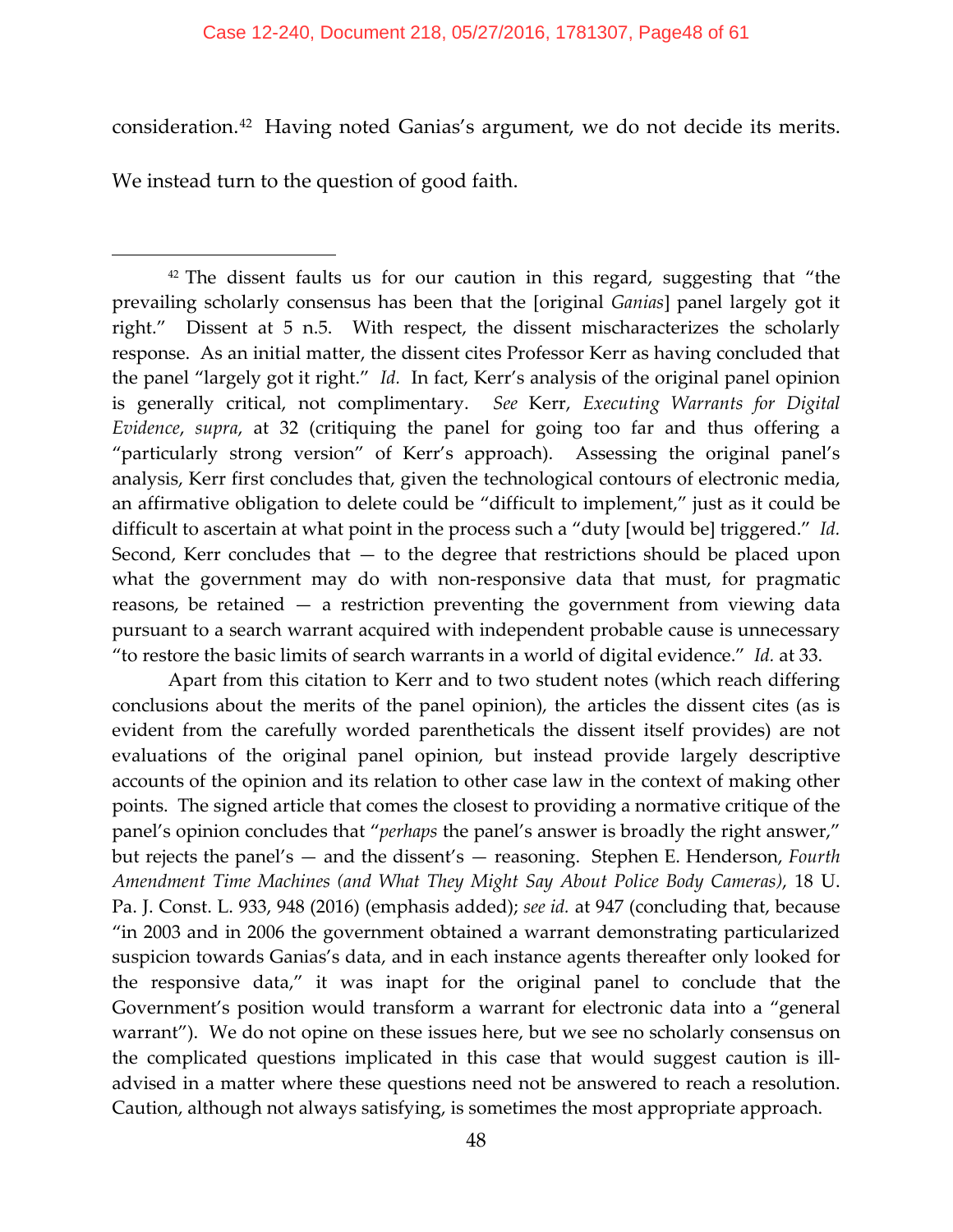consideration.[42] Having noted Ganias's argument, we do not decide its merits. We instead turn to the question of good faith.

---

[42] The dissent faults us for our caution in this regard, suggesting that "the prevailing scholarly consensus has been that the [original *Ganias*] panel largely got it right." Dissent at 5 n.5. With respect, the dissent mischaracterizes the scholarly response. As an initial matter, the dissent cites Professor Kerr as having concluded that the panel "largely got it right." *Id.* In fact, Kerr's analysis of the original panel opinion is generally critical, not complimentary. *See* Kerr, *Executing Warrants for Digital Evidence*, *supra*, at 32 (critiquing the panel for going too far and thus offering a "particularly strong version" of Kerr's approach). Assessing the original panel's analysis, Kerr first concludes that, given the technological contours of electronic media, an affirmative obligation to delete could be "difficult to implement," just as it could be difficult to ascertain at what point in the process such a "duty [would be] triggered." *Id.* Second, Kerr concludes that — to the degree that restrictions should be placed upon what the government may do with non-responsive data that must, for pragmatic reasons, be retained — a restriction preventing the government from viewing data pursuant to a search warrant acquired with independent probable cause is unnecessary "to restore the basic limits of search warrants in a world of digital evidence." *Id.* at 33.

Apart from this citation to Kerr and to two student notes (which reach differing conclusions about the merits of the panel opinion), the articles the dissent cites (as is evident from the carefully worded parentheticals the dissent itself provides) are not evaluations of the original panel opinion, but instead provide largely descriptive accounts of the opinion and its relation to other case law in the context of making other points. The signed article that comes the closest to providing a normative critique of the panel's opinion concludes that "*perhaps* the panel's answer is broadly the right answer," but rejects the panel's — and the dissent's — reasoning. Stephen E. Henderson, *Fourth Amendment Time Machines (and What They Might Say About Police Body Cameras)*, 18 U. Pa. J. Const. L. 933, 948 (2016) (emphasis added); *see id.* at 947 (concluding that, because "in 2003 and in 2006 the government obtained a warrant demonstrating particularized suspicion towards Ganias's data, and in each instance agents thereafter only looked for the responsive data," it was inapt for the original panel to conclude that the Government's position would transform a warrant for electronic data into a "general warrant"). We do not opine on these issues here, but we see no scholarly consensus on the complicated questions implicated in this case that would suggest caution is ill-advised in a matter where these questions need not be answered to reach a resolution. Caution, although not always satisfying, is sometimes the most appropriate approach.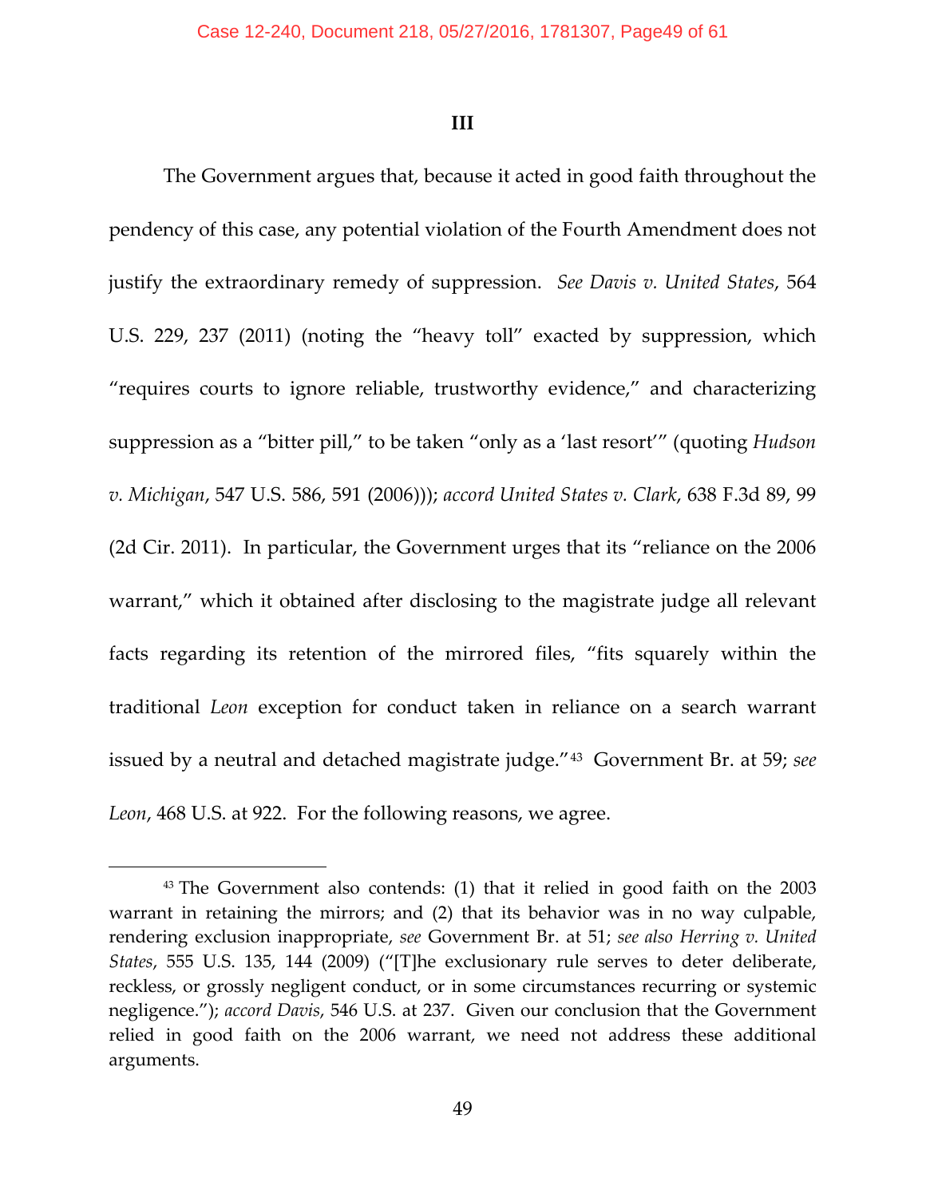### III

The Government argues that, because it acted in good faith throughout the pendency of this case, any potential violation of the Fourth Amendment does not justify the extraordinary remedy of suppression. *See Davis v. United States*, 564 U.S. 229, 237 (2011) (noting the "heavy toll" exacted by suppression, which "requires courts to ignore reliable, trustworthy evidence," and characterizing suppression as a "bitter pill," to be taken "only as a 'last resort'" (quoting *Hudson v. Michigan*, 547 U.S. 586, 591 (2006))); *accord United States v. Clark*, 638 F.3d 89, 99 (2d Cir. 2011). In particular, the Government urges that its "reliance on the 2006 warrant," which it obtained after disclosing to the magistrate judge all relevant facts regarding its retention of the mirrored files, "fits squarely within the traditional *Leon* exception for conduct taken in reliance on a search warrant issued by a neutral and detached magistrate judge."[43] Government Br. at 59; *see Leon*, 468 U.S. at 922. For the following reasons, we agree.

---

[43] The Government also contends: (1) that it relied in good faith on the 2003 warrant in retaining the mirrors; and (2) that its behavior was in no way culpable, rendering exclusion inappropriate, *see* Government Br. at 51; *see also Herring v. United States*, 555 U.S. 135, 144 (2009) ("[T]he exclusionary rule serves to deter deliberate, reckless, or grossly negligent conduct, or in some circumstances recurring or systemic negligence."); *accord Davis*, 546 U.S. at 237. Given our conclusion that the Government relied in good faith on the 2006 warrant, we need not address these additional arguments.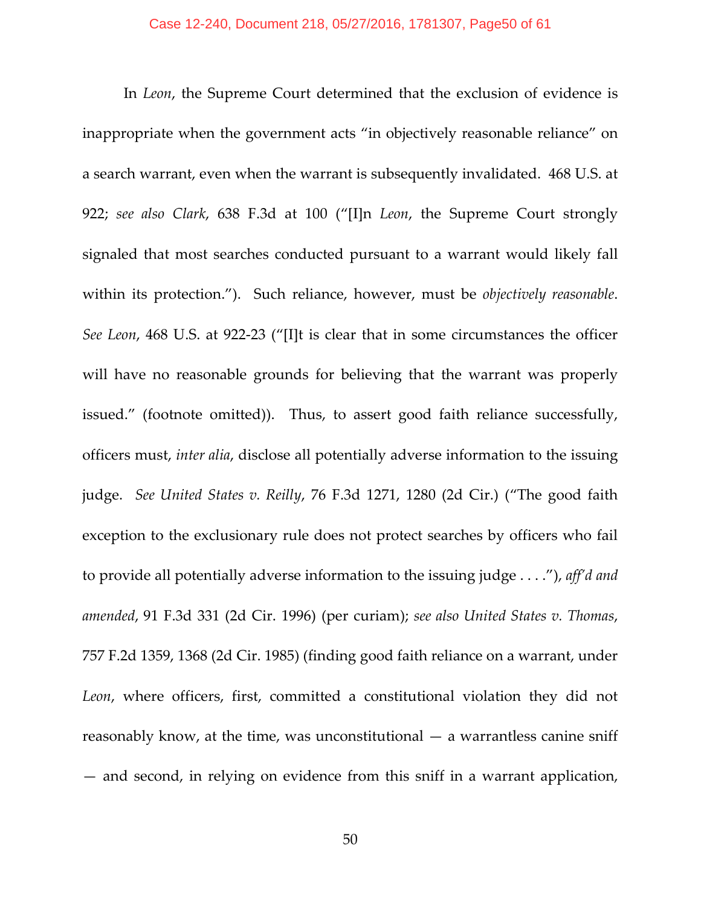In *Leon*, the Supreme Court determined that the exclusion of evidence is inappropriate when the government acts "in objectively reasonable reliance" on a search warrant, even when the warrant is subsequently invalidated. 468 U.S. at 922; *see also Clark*, 638 F.3d at 100 ("[I]n *Leon*, the Supreme Court strongly signaled that most searches conducted pursuant to a warrant would likely fall within its protection."). Such reliance, however, must be *objectively reasonable*. *See Leon*, 468 U.S. at 922-23 ("[I]t is clear that in some circumstances the officer will have no reasonable grounds for believing that the warrant was properly issued." (footnote omitted)). Thus, to assert good faith reliance successfully, officers must, *inter alia*, disclose all potentially adverse information to the issuing judge. *See United States v. Reilly*, 76 F.3d 1271, 1280 (2d Cir.) ("The good faith exception to the exclusionary rule does not protect searches by officers who fail to provide all potentially adverse information to the issuing judge . . . ."), *aff'd and amended*, 91 F.3d 331 (2d Cir. 1996) (per curiam); *see also United States v. Thomas*, 757 F.2d 1359, 1368 (2d Cir. 1985) (finding good faith reliance on a warrant, under *Leon*, where officers, first, committed a constitutional violation they did not reasonably know, at the time, was unconstitutional — a warrantless canine sniff — and second, in relying on evidence from this sniff in a warrant application,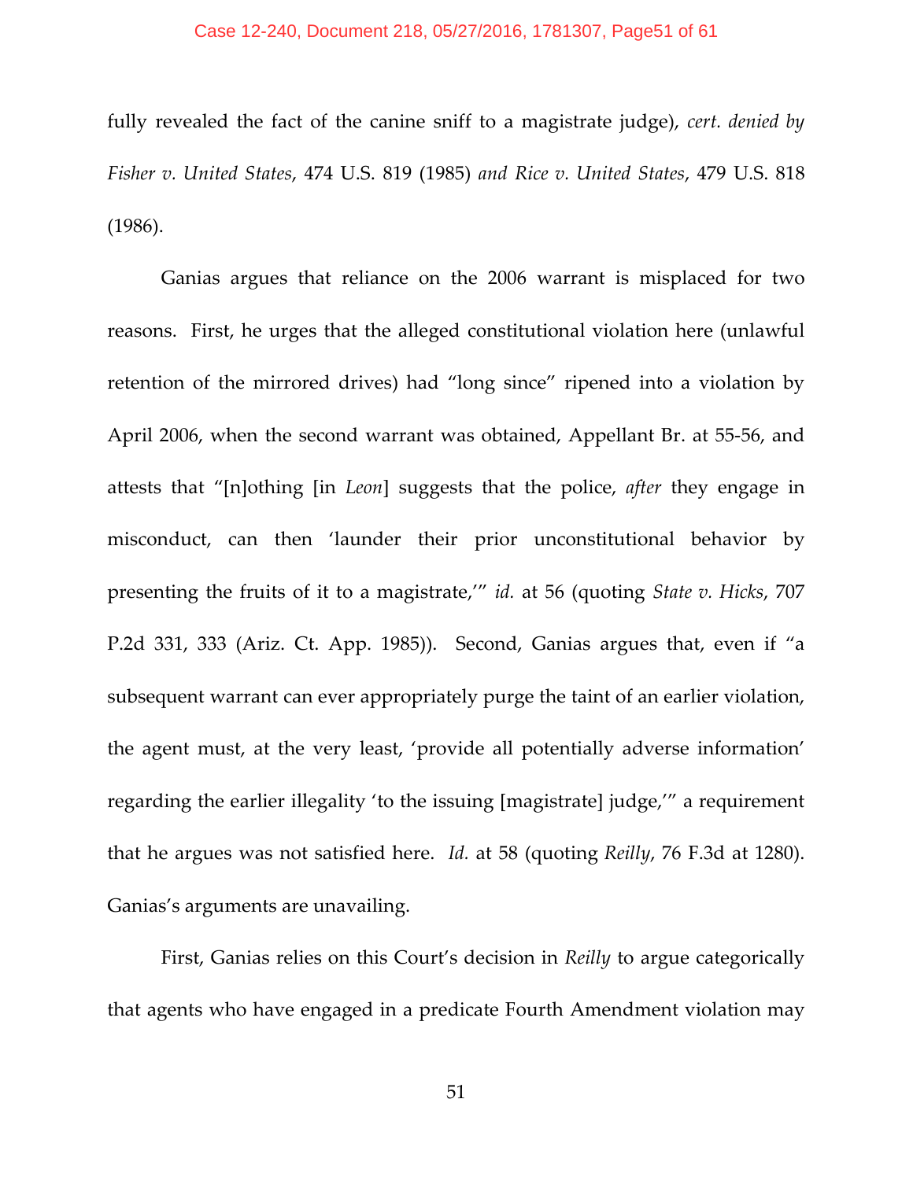fully revealed the fact of the canine sniff to a magistrate judge), *cert. denied by Fisher v. United States*, 474 U.S. 819 (1985) *and Rice v. United States*, 479 U.S. 818 (1986).

Ganias argues that reliance on the 2006 warrant is misplaced for two reasons. First, he urges that the alleged constitutional violation here (unlawful retention of the mirrored drives) had "long since" ripened into a violation by April 2006, when the second warrant was obtained, Appellant Br. at 55-56, and attests that "[n]othing [in *Leon*] suggests that the police, *after* they engage in misconduct, can then 'launder their prior unconstitutional behavior by presenting the fruits of it to a magistrate,'" *id.* at 56 (quoting *State v. Hicks*, 707 P.2d 331, 333 (Ariz. Ct. App. 1985)). Second, Ganias argues that, even if "a subsequent warrant can ever appropriately purge the taint of an earlier violation, the agent must, at the very least, 'provide all potentially adverse information' regarding the earlier illegality 'to the issuing [magistrate] judge,'" a requirement that he argues was not satisfied here. *Id.* at 58 (quoting *Reilly*, 76 F.3d at 1280). Ganias's arguments are unavailing.

First, Ganias relies on this Court's decision in *Reilly* to argue categorically that agents who have engaged in a predicate Fourth Amendment violation may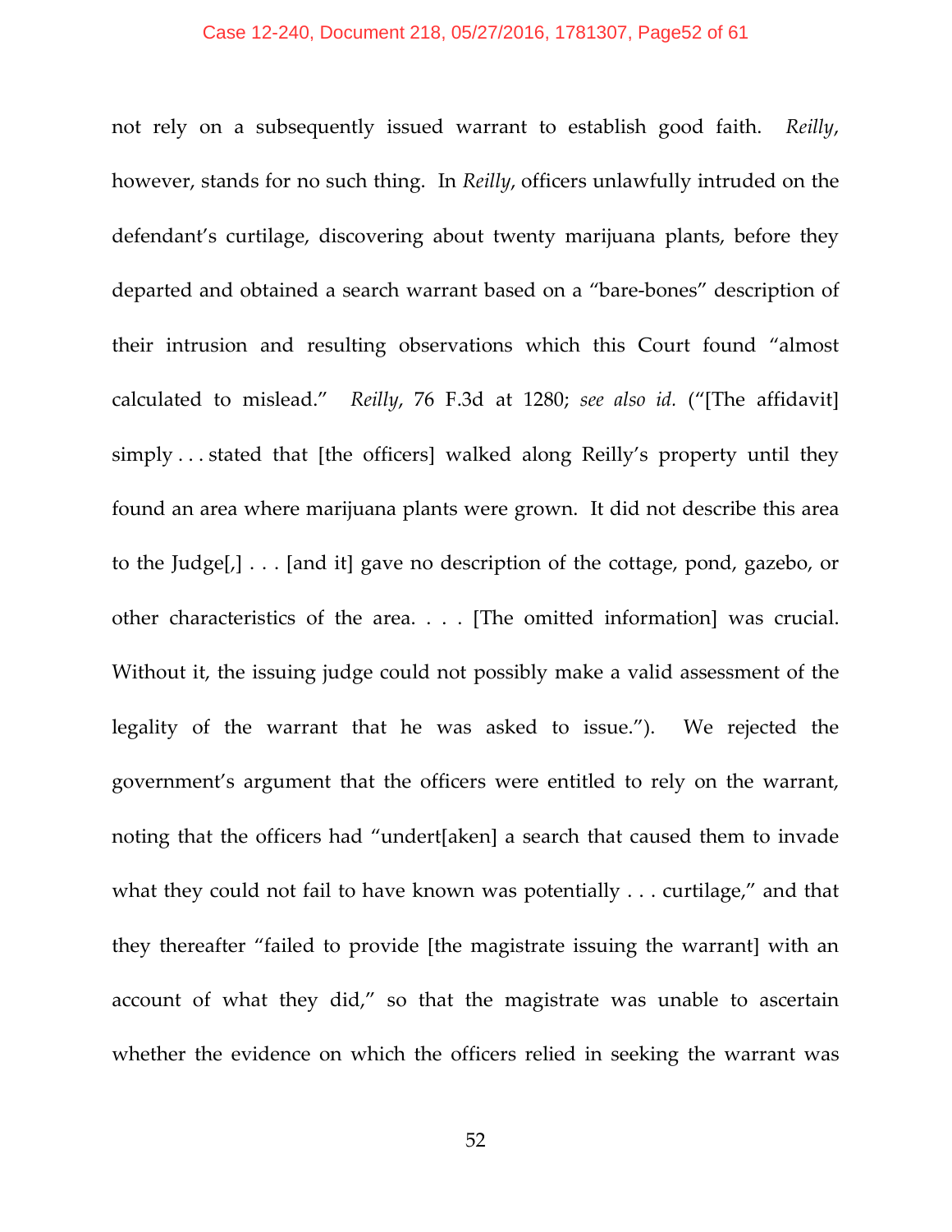not rely on a subsequently issued warrant to establish good faith. *Reilly*, however, stands for no such thing. In *Reilly*, officers unlawfully intruded on the defendant's curtilage, discovering about twenty marijuana plants, before they departed and obtained a search warrant based on a "bare-bones" description of their intrusion and resulting observations which this Court found "almost calculated to mislead." *Reilly*, 76 F.3d at 1280; *see also id.* ("[The affidavit] simply . . . stated that [the officers] walked along Reilly's property until they found an area where marijuana plants were grown. It did not describe this area to the Judge[,] . . . [and it] gave no description of the cottage, pond, gazebo, or other characteristics of the area. . . . [The omitted information] was crucial. Without it, the issuing judge could not possibly make a valid assessment of the legality of the warrant that he was asked to issue."). We rejected the government's argument that the officers were entitled to rely on the warrant, noting that the officers had "undert[aken] a search that caused them to invade what they could not fail to have known was potentially . . . curtilage," and that they thereafter "failed to provide [the magistrate issuing the warrant] with an account of what they did," so that the magistrate was unable to ascertain whether the evidence on which the officers relied in seeking the warrant was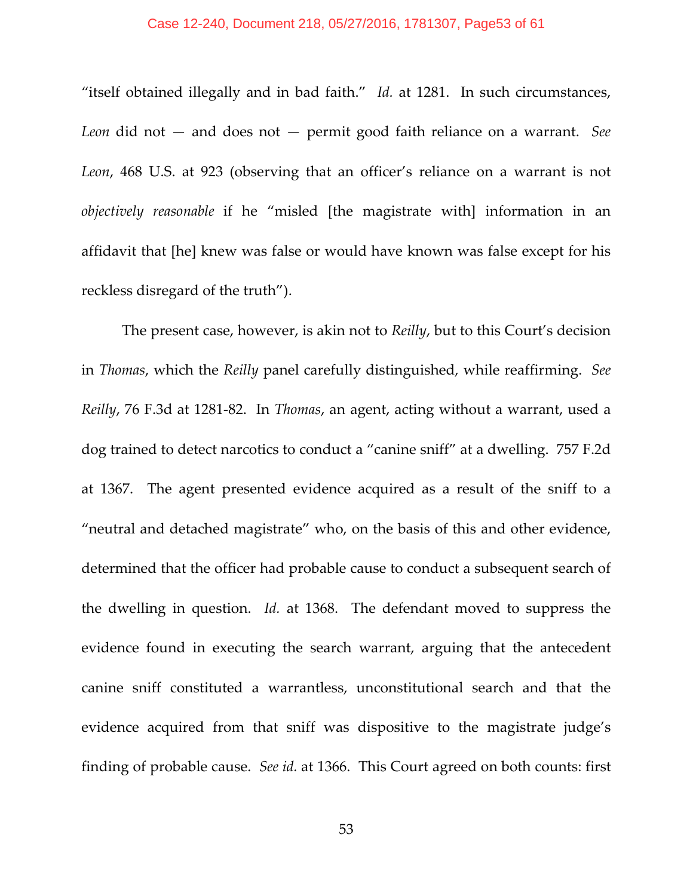"itself obtained illegally and in bad faith." *Id.* at 1281. In such circumstances, *Leon* did not — and does not — permit good faith reliance on a warrant. *See Leon*, 468 U.S. at 923 (observing that an officer's reliance on a warrant is not *objectively reasonable* if he "misled [the magistrate with] information in an affidavit that [he] knew was false or would have known was false except for his reckless disregard of the truth").

The present case, however, is akin not to *Reilly*, but to this Court's decision in *Thomas*, which the *Reilly* panel carefully distinguished, while reaffirming. *See Reilly*, 76 F.3d at 1281-82. In *Thomas*, an agent, acting without a warrant, used a dog trained to detect narcotics to conduct a "canine sniff" at a dwelling. 757 F.2d at 1367. The agent presented evidence acquired as a result of the sniff to a "neutral and detached magistrate" who, on the basis of this and other evidence, determined that the officer had probable cause to conduct a subsequent search of the dwelling in question. *Id.* at 1368. The defendant moved to suppress the evidence found in executing the search warrant, arguing that the antecedent canine sniff constituted a warrantless, unconstitutional search and that the evidence acquired from that sniff was dispositive to the magistrate judge's finding of probable cause. *See id.* at 1366. This Court agreed on both counts: first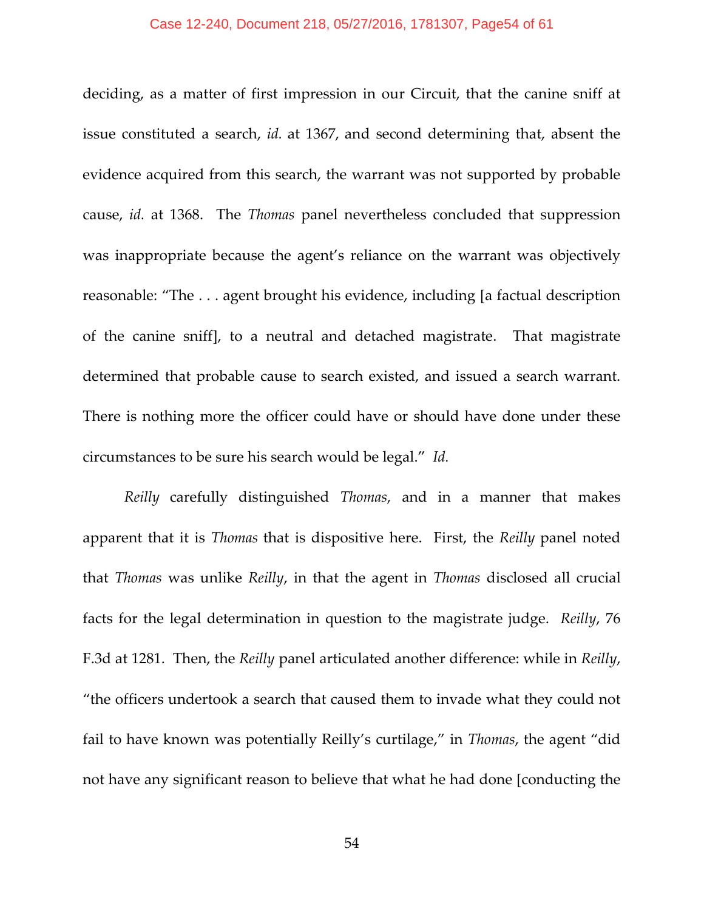deciding, as a matter of first impression in our Circuit, that the canine sniff at issue constituted a search, *id.* at 1367, and second determining that, absent the evidence acquired from this search, the warrant was not supported by probable cause, *id.* at 1368. The *Thomas* panel nevertheless concluded that suppression was inappropriate because the agent's reliance on the warrant was objectively reasonable: "The . . . agent brought his evidence, including [a factual description of the canine sniff], to a neutral and detached magistrate. That magistrate determined that probable cause to search existed, and issued a search warrant. There is nothing more the officer could have or should have done under these circumstances to be sure his search would be legal." *Id.*

*Reilly* carefully distinguished *Thomas*, and in a manner that makes apparent that it is *Thomas* that is dispositive here. First, the *Reilly* panel noted that *Thomas* was unlike *Reilly*, in that the agent in *Thomas* disclosed all crucial facts for the legal determination in question to the magistrate judge. *Reilly*, 76 F.3d at 1281. Then, the *Reilly* panel articulated another difference: while in *Reilly*, "the officers undertook a search that caused them to invade what they could not fail to have known was potentially Reilly's curtilage," in *Thomas*, the agent "did not have any significant reason to believe that what he had done [conducting the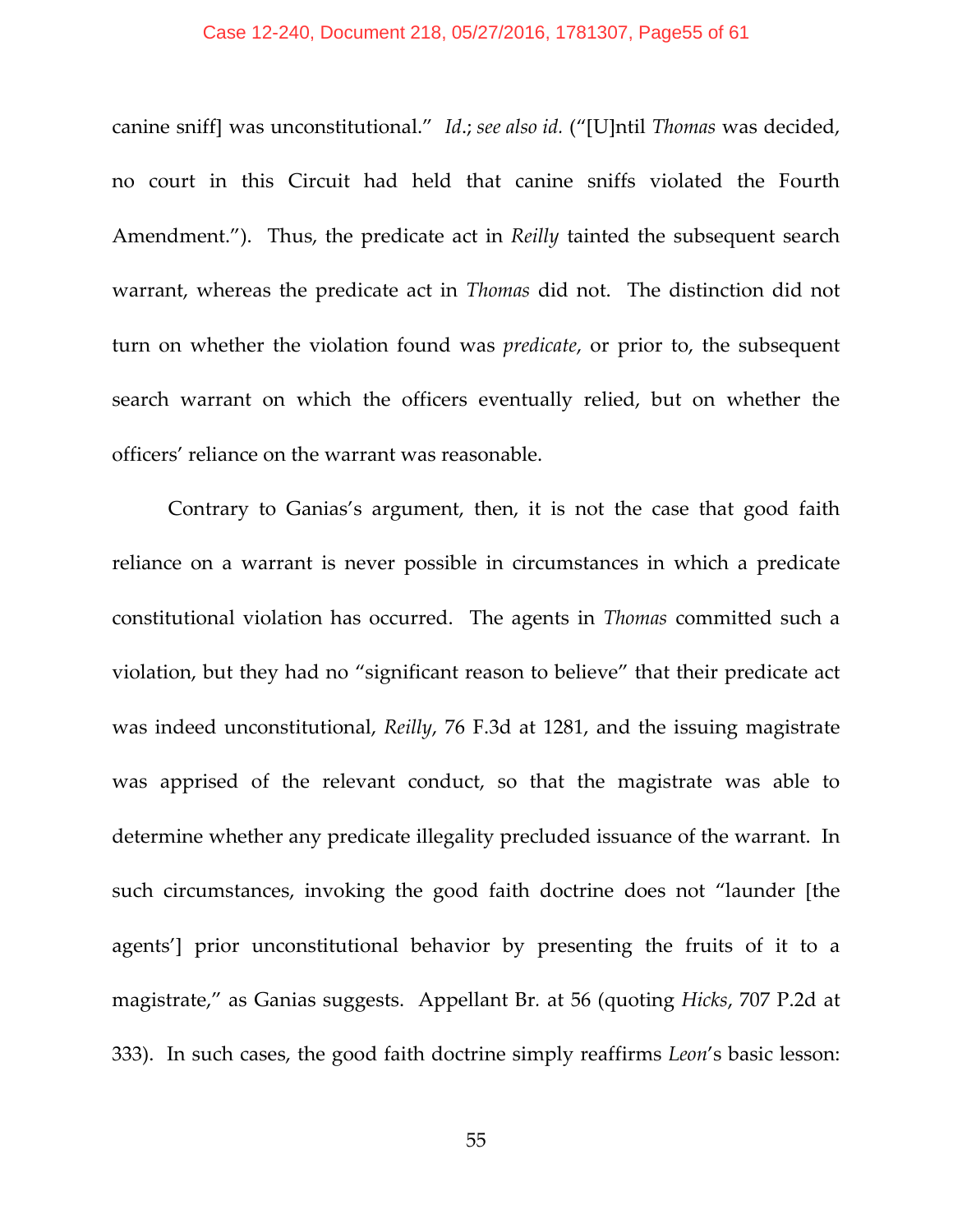canine sniff] was unconstitutional." *Id.*; *see also id.* ("[U]ntil *Thomas* was decided, no court in this Circuit had held that canine sniffs violated the Fourth Amendment."). Thus, the predicate act in *Reilly* tainted the subsequent search warrant, whereas the predicate act in *Thomas* did not. The distinction did not turn on whether the violation found was *predicate*, or prior to, the subsequent search warrant on which the officers eventually relied, but on whether the officers' reliance on the warrant was reasonable.

Contrary to Ganias's argument, then, it is not the case that good faith reliance on a warrant is never possible in circumstances in which a predicate constitutional violation has occurred. The agents in *Thomas* committed such a violation, but they had no "significant reason to believe" that their predicate act was indeed unconstitutional, *Reilly*, 76 F.3d at 1281, and the issuing magistrate was apprised of the relevant conduct, so that the magistrate was able to determine whether any predicate illegality precluded issuance of the warrant. In such circumstances, invoking the good faith doctrine does not "launder [the agents'] prior unconstitutional behavior by presenting the fruits of it to a magistrate," as Ganias suggests. Appellant Br. at 56 (quoting *Hicks*, 707 P.2d at 333). In such cases, the good faith doctrine simply reaffirms *Leon*'s basic lesson: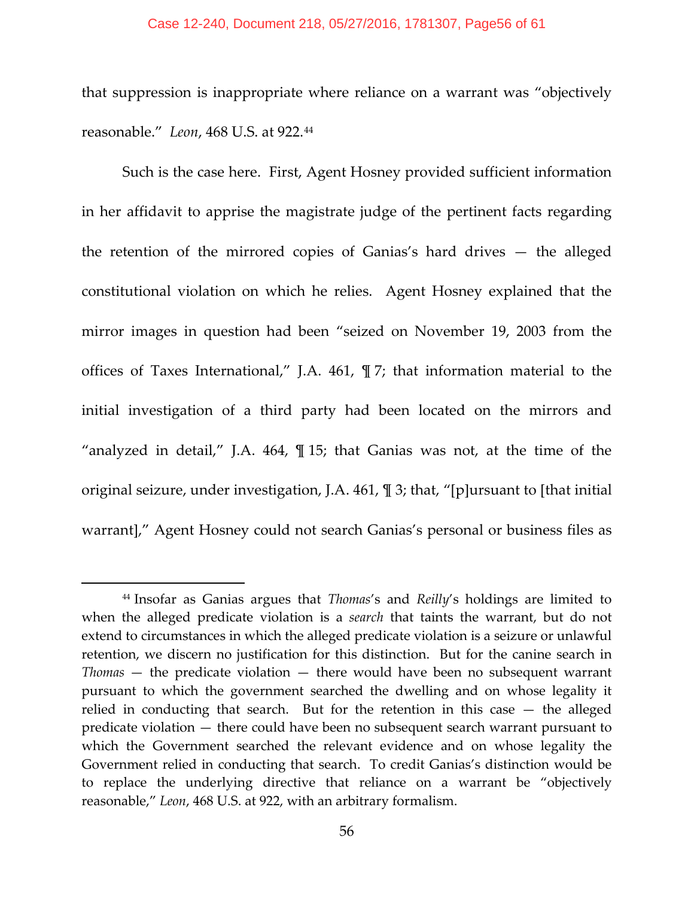that suppression is inappropriate where reliance on a warrant was "objectively reasonable." *Leon*, 468 U.S. at 922.[44]

Such is the case here. First, Agent Hosney provided sufficient information in her affidavit to apprise the magistrate judge of the pertinent facts regarding the retention of the mirrored copies of Ganias's hard drives — the alleged constitutional violation on which he relies. Agent Hosney explained that the mirror images in question had been "seized on November 19, 2003 from the offices of Taxes International," J.A. 461, ¶ 7; that information material to the initial investigation of a third party had been located on the mirrors and "analyzed in detail," J.A. 464, ¶ 15; that Ganias was not, at the time of the original seizure, under investigation, J.A. 461, ¶ 3; that, "[p]ursuant to [that initial warrant]," Agent Hosney could not search Ganias's personal or business files as

---

[44] Insofar as Ganias argues that *Thomas*'s and *Reilly*'s holdings are limited to when the alleged predicate violation is a *search* that taints the warrant, but do not extend to circumstances in which the alleged predicate violation is a seizure or unlawful retention, we discern no justification for this distinction. But for the canine search in *Thomas* — the predicate violation — there would have been no subsequent warrant pursuant to which the government searched the dwelling and on whose legality it relied in conducting that search. But for the retention in this case — the alleged predicate violation — there could have been no subsequent search warrant pursuant to which the Government searched the relevant evidence and on whose legality the Government relied in conducting that search. To credit Ganias's distinction would be to replace the underlying directive that reliance on a warrant be "objectively reasonable," *Leon*, 468 U.S. at 922, with an arbitrary formalism.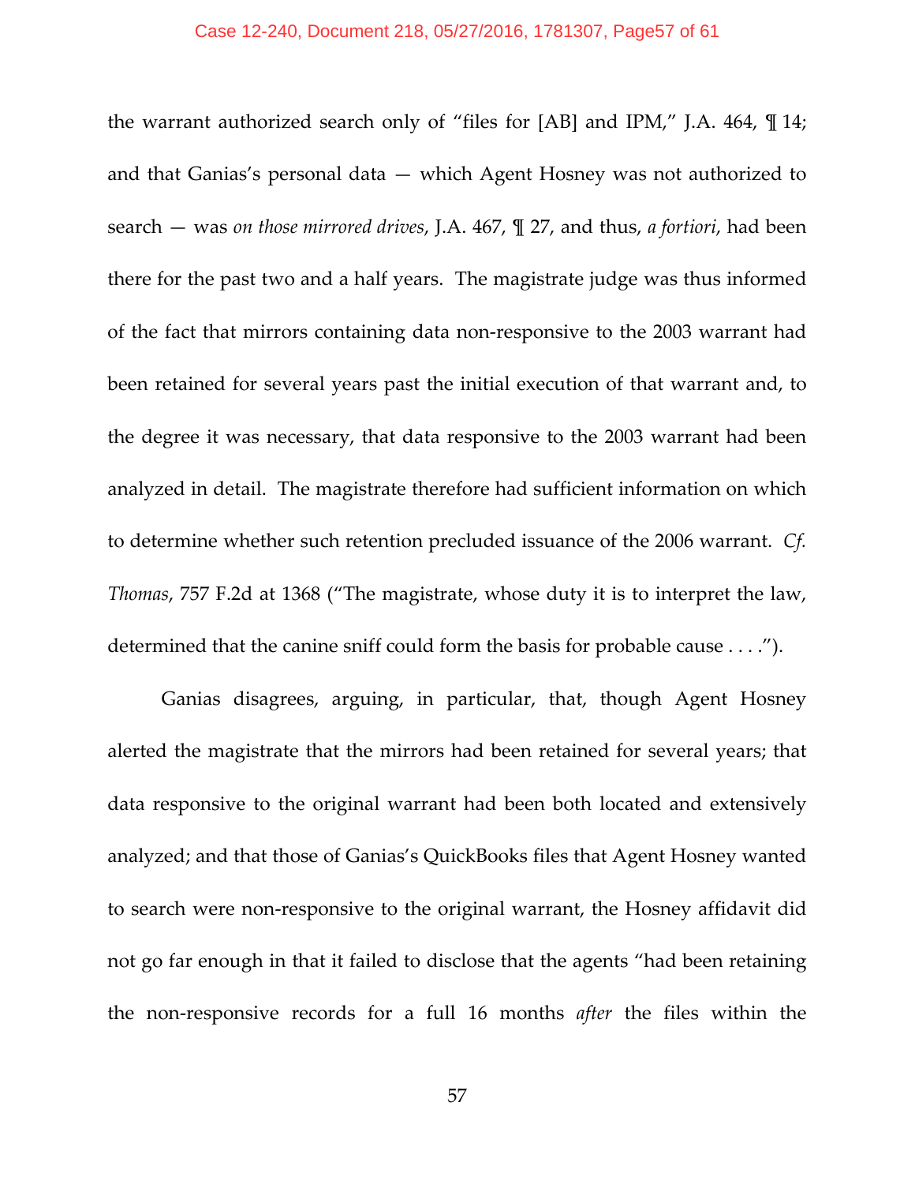the warrant authorized search only of "files for [AB] and IPM," J.A. 464, ¶ 14; and that Ganias's personal data — which Agent Hosney was not authorized to search — was *on those mirrored drives*, J.A. 467, ¶ 27, and thus, *a fortiori*, had been there for the past two and a half years. The magistrate judge was thus informed of the fact that mirrors containing data non-responsive to the 2003 warrant had been retained for several years past the initial execution of that warrant and, to the degree it was necessary, that data responsive to the 2003 warrant had been analyzed in detail. The magistrate therefore had sufficient information on which to determine whether such retention precluded issuance of the 2006 warrant. *Cf. Thomas*, 757 F.2d at 1368 ("The magistrate, whose duty it is to interpret the law, determined that the canine sniff could form the basis for probable cause . . . .").

Ganias disagrees, arguing, in particular, that, though Agent Hosney alerted the magistrate that the mirrors had been retained for several years; that data responsive to the original warrant had been both located and extensively analyzed; and that those of Ganias's QuickBooks files that Agent Hosney wanted to search were non-responsive to the original warrant, the Hosney affidavit did not go far enough in that it failed to disclose that the agents "had been retaining the non-responsive records for a full 16 months *after* the files within the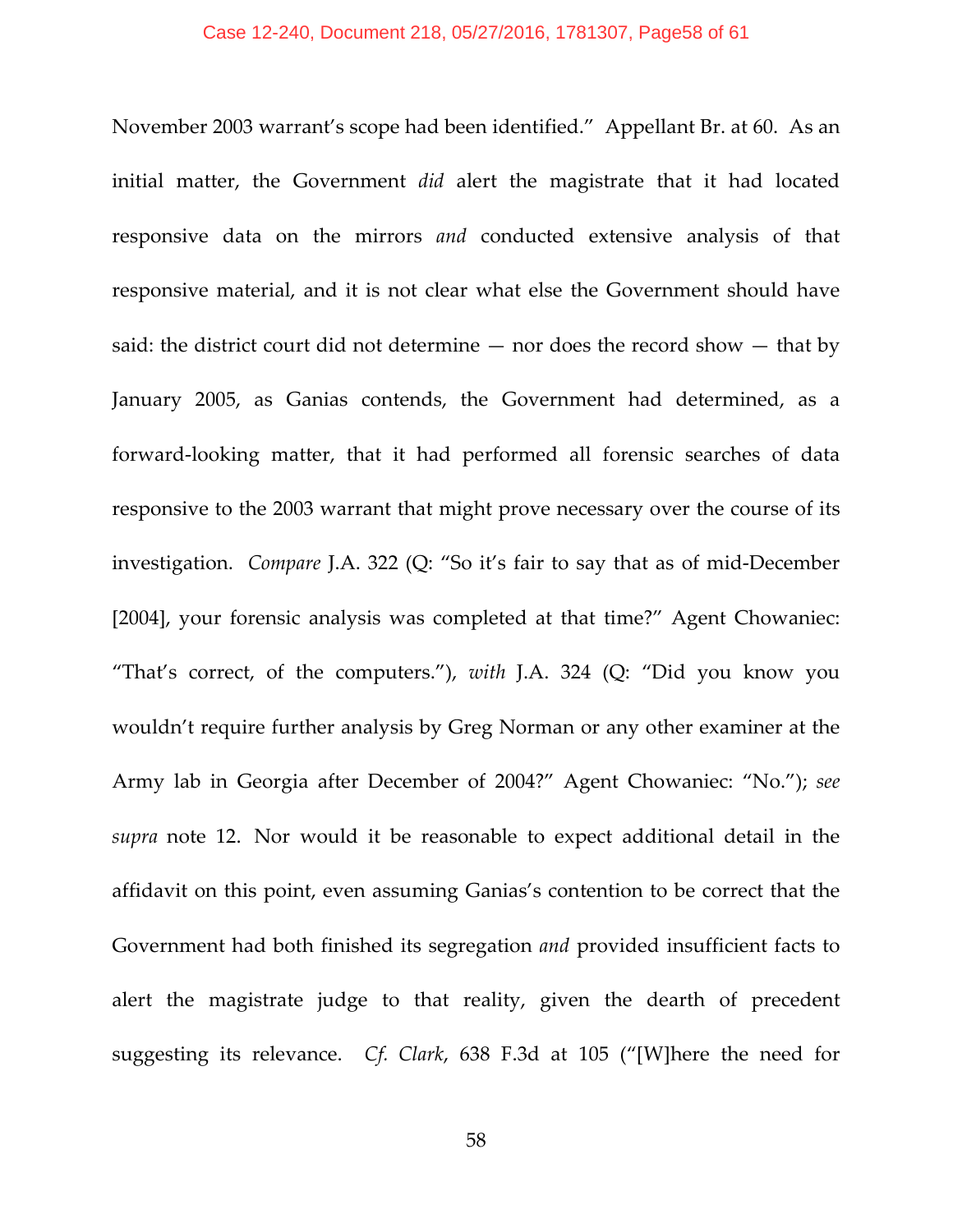November 2003 warrant's scope had been identified." Appellant Br. at 60. As an initial matter, the Government *did* alert the magistrate that it had located responsive data on the mirrors *and* conducted extensive analysis of that responsive material, and it is not clear what else the Government should have said: the district court did not determine — nor does the record show — that by January 2005, as Ganias contends, the Government had determined, as a forward-looking matter, that it had performed all forensic searches of data responsive to the 2003 warrant that might prove necessary over the course of its investigation. *Compare* J.A. 322 (Q: "So it's fair to say that as of mid-December [2004], your forensic analysis was completed at that time?" Agent Chowaniec: "That's correct, of the computers."), *with* J.A. 324 (Q: "Did you know you wouldn't require further analysis by Greg Norman or any other examiner at the Army lab in Georgia after December of 2004?" Agent Chowaniec: "No."); *see supra* note 12. Nor would it be reasonable to expect additional detail in the affidavit on this point, even assuming Ganias's contention to be correct that the Government had both finished its segregation *and* provided insufficient facts to alert the magistrate judge to that reality, given the dearth of precedent suggesting its relevance. *Cf. Clark*, 638 F.3d at 105 ("[W]here the need for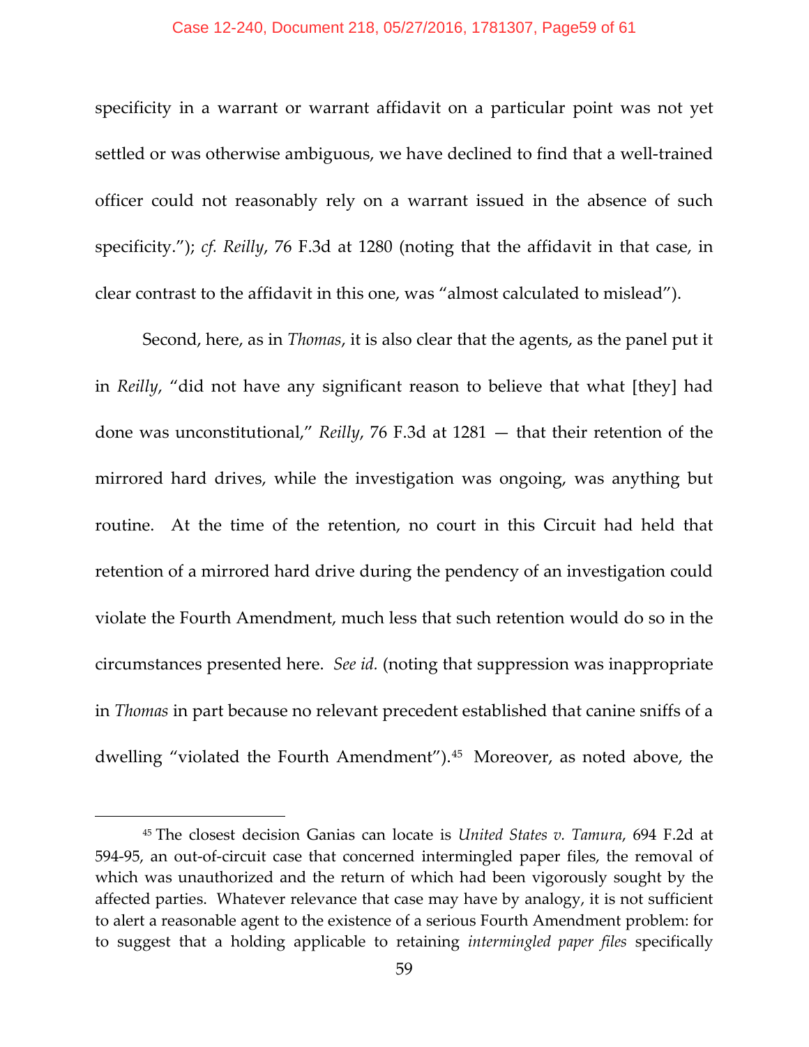specificity in a warrant or warrant affidavit on a particular point was not yet settled or was otherwise ambiguous, we have declined to find that a well-trained officer could not reasonably rely on a warrant issued in the absence of such specificity."); *cf. Reilly*, 76 F.3d at 1280 (noting that the affidavit in that case, in clear contrast to the affidavit in this one, was "almost calculated to mislead").

Second, here, as in *Thomas*, it is also clear that the agents, as the panel put it in *Reilly*, "did not have any significant reason to believe that what [they] had done was unconstitutional," *Reilly*, 76 F.3d at 1281 — that their retention of the mirrored hard drives, while the investigation was ongoing, was anything but routine. At the time of the retention, no court in this Circuit had held that retention of a mirrored hard drive during the pendency of an investigation could violate the Fourth Amendment, much less that such retention would do so in the circumstances presented here. *See id.* (noting that suppression was inappropriate in *Thomas* in part because no relevant precedent established that canine sniffs of a dwelling "violated the Fourth Amendment").[45] Moreover, as noted above, the

[45] The closest decision Ganias can locate is *United States v. Tamura*, 694 F.2d at 594-95, an out-of-circuit case that concerned intermingled paper files, the removal of which was unauthorized and the return of which had been vigorously sought by the affected parties. Whatever relevance that case may have by analogy, it is not sufficient to alert a reasonable agent to the existence of a serious Fourth Amendment problem: for to suggest that a holding applicable to retaining *intermingled paper files* specifically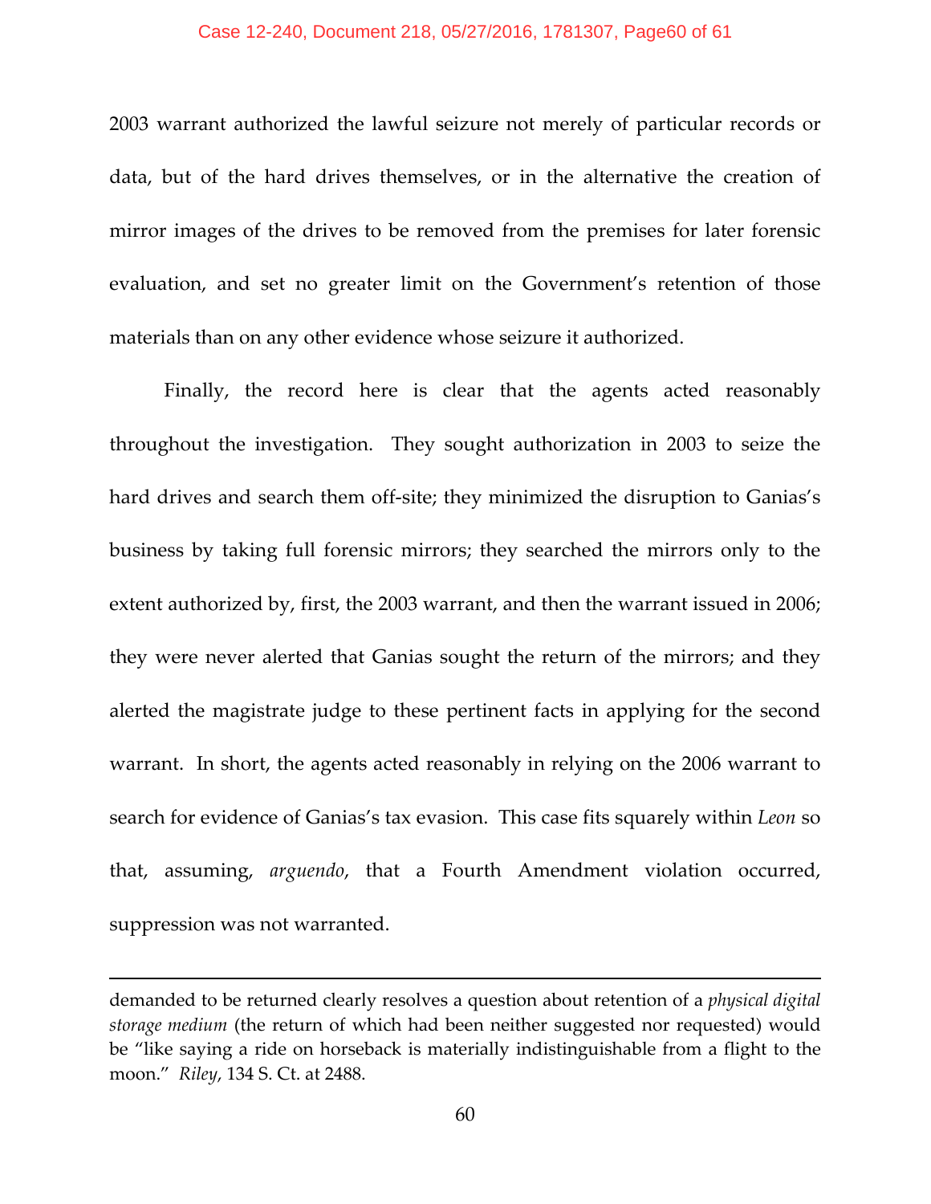2003 warrant authorized the lawful seizure not merely of particular records or data, but of the hard drives themselves, or in the alternative the creation of mirror images of the drives to be removed from the premises for later forensic evaluation, and set no greater limit on the Government's retention of those materials than on any other evidence whose seizure it authorized.

Finally, the record here is clear that the agents acted reasonably throughout the investigation. They sought authorization in 2003 to seize the hard drives and search them off-site; they minimized the disruption to Ganias's business by taking full forensic mirrors; they searched the mirrors only to the extent authorized by, first, the 2003 warrant, and then the warrant issued in 2006; they were never alerted that Ganias sought the return of the mirrors; and they alerted the magistrate judge to these pertinent facts in applying for the second warrant. In short, the agents acted reasonably in relying on the 2006 warrant to search for evidence of Ganias's tax evasion. This case fits squarely within *Leon* so that, assuming, *arguendo*, that a Fourth Amendment violation occurred, suppression was not warranted.

---

demanded to be returned clearly resolves a question about retention of a *physical digital storage medium* (the return of which had been neither suggested nor requested) would be "like saying a ride on horseback is materially indistinguishable from a flight to the moon." *Riley*, 134 S. Ct. at 2488.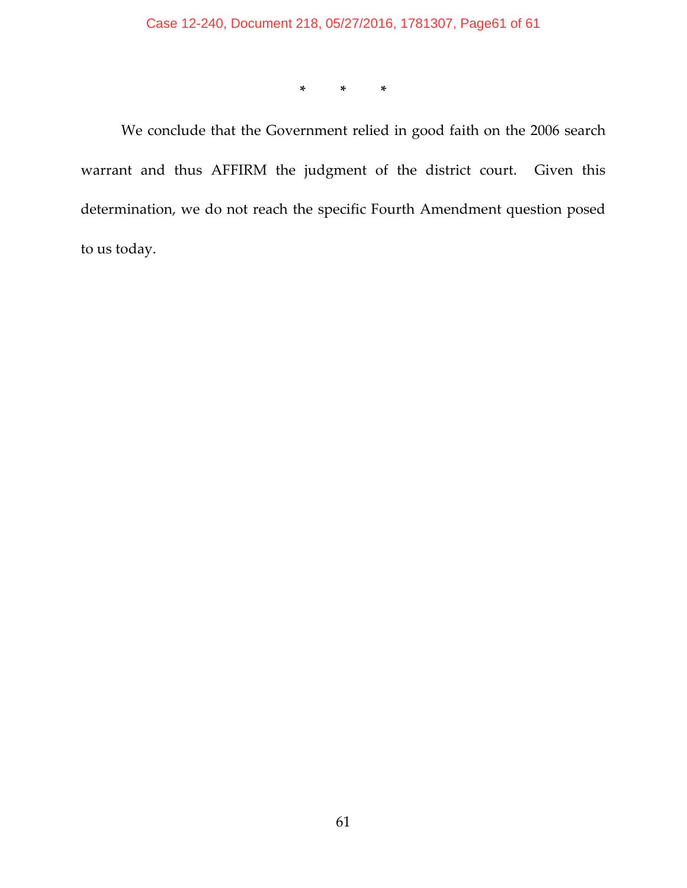\*     \*     \*

We conclude that the Government relied in good faith on the 2006 search warrant and thus AFFIRM the judgment of the district court. Given this determination, we do not reach the specific Fourth Amendment question posed to us today.

*     *     *

We conclude that the Government relied in good faith on the 2006 search warrant and thus AFFIRM the judgment of the district court. Given this determination, we do not reach the specific Fourth Amendment question posed to us today.